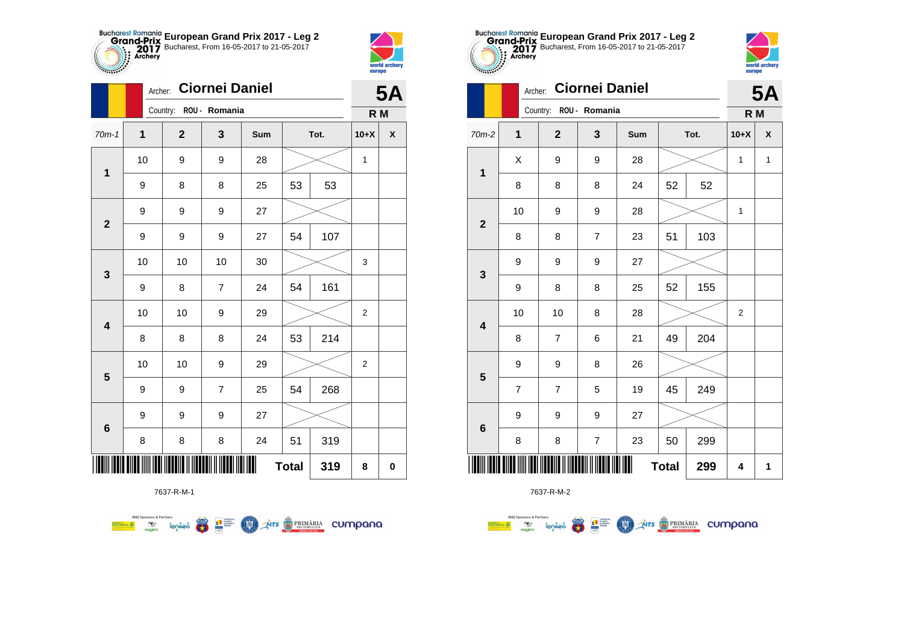# European Grand Prix 2017 - Leg 2

Bucharest, From 16-05-2017 to 21-05-2017

Archer: **Ciornei Daniel**

Country: **ROU - Romania**

**5A**

**R M**

| 70m-1 | 1 | 2 | 3 | Sum | Tot. | | 10+X | X |
|---|---|---|---|---|---|---|---|---|
| 1 | 10 | 9 | 9 | 28 | | | 1 | |
| | 9 | 8 | 8 | 25 | 53 | 53 | | |
| 2 | 9 | 9 | 9 | 27 | | | | |
| | 9 | 9 | 9 | 27 | 54 | 107 | | |
| 3 | 10 | 10 | 10 | 30 | | | 3 | |
| | 9 | 8 | 7 | 24 | 54 | 161 | | |
| 4 | 10 | 10 | 9 | 29 | | | 2 | |
| | 8 | 8 | 8 | 24 | 53 | 214 | | |
| 5 | 10 | 10 | 9 | 29 | | | 2 | |
| | 9 | 9 | 7 | 25 | 54 | 268 | | |
| 6 | 9 | 9 | 9 | 27 | | | | |
| | 8 | 8 | 8 | 24 | 51 | 319 | | |
| | | | | | **Total** | **319** | **8** | **0** |

7637-R-M-1

# European Grand Prix 2017 - Leg 2

Bucharest, From 16-05-2017 to 21-05-2017

Archer: **Ciornei Daniel**

Country: **ROU - Romania**

**5A**

**R M**

| 70m-2 | 1 | 2 | 3 | Sum | Tot. | | 10+X | X |
|---|---|---|---|---|---|---|---|---|
| 1 | X | 9 | 9 | 28 | | | 1 | 1 |
| | 8 | 8 | 8 | 24 | 52 | 52 | | |
| 2 | 10 | 9 | 9 | 28 | | | 1 | |
| | 8 | 8 | 7 | 23 | 51 | 103 | | |
| 3 | 9 | 9 | 9 | 27 | | | | |
| | 9 | 8 | 8 | 25 | 52 | 155 | | |
| 4 | 10 | 10 | 8 | 28 | | | 2 | |
| | 8 | 7 | 6 | 21 | 49 | 204 | | |
| 5 | 9 | 9 | 8 | 26 | | | | |
| | 7 | 7 | 5 | 19 | 45 | 249 | | |
| 6 | 9 | 9 | 9 | 27 | | | | |
| | 8 | 8 | 7 | 23 | 50 | 299 | | |
| | | | | | **Total** | **299** | **4** | **1** |

7637-R-M-2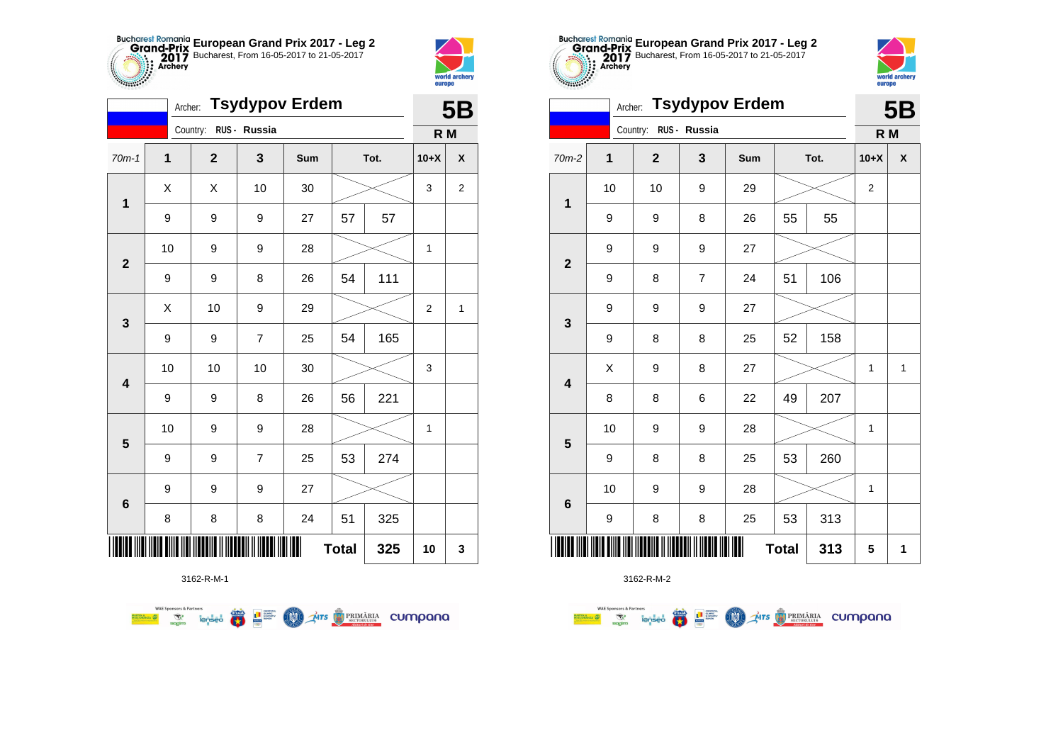# European Grand Prix 2017 - Leg 2

Bucharest, From 16-05-2017 to 21-05-2017

Archer: **Tsydypov Erdem**

Country: RUS - Russia

**5B**

**R M**

| 70m-1 | 1 | 2 | 3 | Sum | Tot. | | 10+X | X |
|---|---|---|---|---|---|---|---|---|
| 1 | X | X | 10 | 30 | | | 3 | 2 |
| | 9 | 9 | 9 | 27 | 57 | 57 | | |
| 2 | 10 | 9 | 9 | 28 | | | 1 | |
| | 9 | 9 | 8 | 26 | 54 | 111 | | |
| 3 | X | 10 | 9 | 29 | | | 2 | 1 |
| | 9 | 9 | 7 | 25 | 54 | 165 | | |
| 4 | 10 | 10 | 10 | 30 | | | 3 | |
| | 9 | 9 | 8 | 26 | 56 | 221 | | |
| 5 | 10 | 9 | 9 | 28 | | | 1 | |
| | 9 | 9 | 7 | 25 | 53 | 274 | | |
| 6 | 9 | 9 | 9 | 27 | | | | |
| | 8 | 8 | 8 | 24 | 51 | 325 | | |
| | | | | | Total | 325 | 10 | 3 |

3162-R-M-1

# European Grand Prix 2017 - Leg 2

Bucharest, From 16-05-2017 to 21-05-2017

Archer: **Tsydypov Erdem**

Country: RUS - Russia

**5B**

**R M**

| 70m-2 | 1 | 2 | 3 | Sum | Tot. | | 10+X | X |
|---|---|---|---|---|---|---|---|---|
| 1 | 10 | 10 | 9 | 29 | | | 2 | |
| | 9 | 9 | 8 | 26 | 55 | 55 | | |
| 2 | 9 | 9 | 9 | 27 | | | | |
| | 9 | 8 | 7 | 24 | 51 | 106 | | |
| 3 | 9 | 9 | 9 | 27 | | | | |
| | 9 | 8 | 8 | 25 | 52 | 158 | | |
| 4 | X | 9 | 8 | 27 | | | 1 | 1 |
| | 8 | 8 | 6 | 22 | 49 | 207 | | |
| 5 | 10 | 9 | 9 | 28 | | | 1 | |
| | 9 | 8 | 8 | 25 | 53 | 260 | | |
| 6 | 10 | 9 | 9 | 28 | | | 1 | |
| | 9 | 8 | 8 | 25 | 53 | 313 | | |
| | | | | | Total | 313 | 5 | 1 |

3162-R-M-2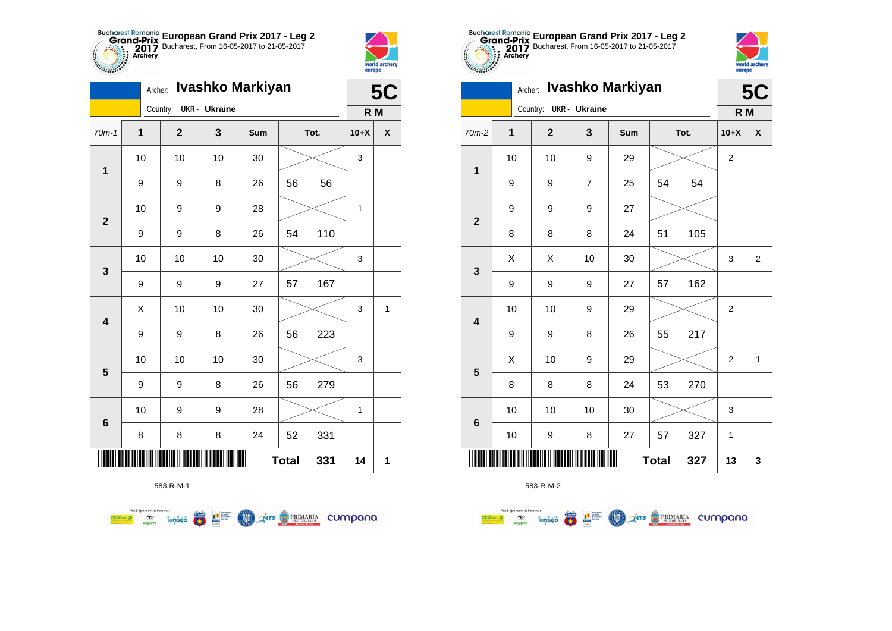## European Grand Prix 2017 - Leg 2

Bucharest, From 16-05-2017 to 21-05-2017

Archer: **Ivashko Markiyan**

Country: UKR - Ukraine

**5C**

**R M**

| 70m-1 | 1 | 2 | 3 | Sum | Tot. | | 10+X | X |
|---|---|---|---|---|---|---|---|---|
| 1 | 10 | 10 | 10 | 30 | | | 3 | |
| | 9 | 9 | 8 | 26 | 56 | 56 | | |
| 2 | 10 | 9 | 9 | 28 | | | 1 | |
| | 9 | 9 | 8 | 26 | 54 | 110 | | |
| 3 | 10 | 10 | 10 | 30 | | | 3 | |
| | 9 | 9 | 9 | 27 | 57 | 167 | | |
| 4 | X | 10 | 10 | 30 | | | 3 | 1 |
| | 9 | 9 | 8 | 26 | 56 | 223 | | |
| 5 | 10 | 10 | 10 | 30 | | | 3 | |
| | 9 | 9 | 8 | 26 | 56 | 279 | | |
| 6 | 10 | 9 | 9 | 28 | | | 1 | |
| | 8 | 8 | 8 | 24 | 52 | 331 | | |
| | | | | | **Total** | **331** | **14** | **1** |

583-R-M-1

## European Grand Prix 2017 - Leg 2

Bucharest, From 16-05-2017 to 21-05-2017

Archer: **Ivashko Markiyan**

Country: UKR - Ukraine

**5C**

**R M**

| 70m-2 | 1 | 2 | 3 | Sum | Tot. | | 10+X | X |
|---|---|---|---|---|---|---|---|---|
| 1 | 10 | 10 | 9 | 29 | | | 2 | |
| | 9 | 9 | 7 | 25 | 54 | 54 | | |
| 2 | 9 | 9 | 9 | 27 | | | | |
| | 8 | 8 | 8 | 24 | 51 | 105 | | |
| 3 | X | X | 10 | 30 | | | 3 | 2 |
| | 9 | 9 | 9 | 27 | 57 | 162 | | |
| 4 | 10 | 10 | 9 | 29 | | | 2 | |
| | 9 | 9 | 8 | 26 | 55 | 217 | | |
| 5 | X | 10 | 9 | 29 | | | 2 | 1 |
| | 8 | 8 | 8 | 24 | 53 | 270 | | |
| 6 | 10 | 10 | 10 | 30 | | | 3 | |
| | 10 | 9 | 8 | 27 | 57 | 327 | 1 | |
| | | | | | **Total** | **327** | **13** | **3** |

583-R-M-2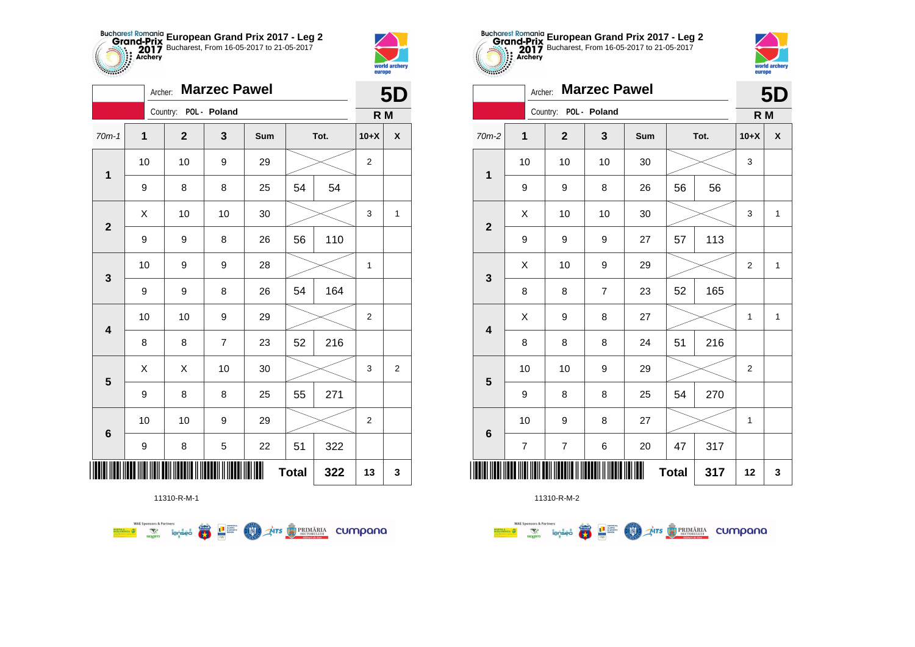# European Grand Prix 2017 - Leg 2

Bucharest, From 16-05-2017 to 21-05-2017

Archer: **Marzec Pawel**

Country: POL - Poland

**5D**

**R M**

| 70m-1 | 1 | 2 | 3 | Sum | | Tot. | 10+X | X |
|---|---|---|---|---|---|---|---|---|
| 1 | 10 | 10 | 9 | 29 | | | 2 | |
| | 9 | 8 | 8 | 25 | 54 | 54 | | |
| 2 | X | 10 | 10 | 30 | | | 3 | 1 |
| | 9 | 9 | 8 | 26 | 56 | 110 | | |
| 3 | 10 | 9 | 9 | 28 | | | 1 | |
| | 9 | 9 | 8 | 26 | 54 | 164 | | |
| 4 | 10 | 10 | 9 | 29 | | | 2 | |
| | 8 | 8 | 7 | 23 | 52 | 216 | | |
| 5 | X | X | 10 | 30 | | | 3 | 2 |
| | 9 | 8 | 8 | 25 | 55 | 271 | | |
| 6 | 10 | 10 | 9 | 29 | | | 2 | |
| | 9 | 8 | 5 | 22 | 51 | 322 | | |
| | | | | | Total | 322 | 13 | 3 |

11310-R-M-1

# European Grand Prix 2017 - Leg 2

Bucharest, From 16-05-2017 to 21-05-2017

Archer: **Marzec Pawel**

Country: POL - Poland

**5D**

**R M**

| 70m-2 | 1 | 2 | 3 | Sum | | Tot. | 10+X | X |
|---|---|---|---|---|---|---|---|---|
| 1 | 10 | 10 | 10 | 30 | | | 3 | |
| | 9 | 9 | 8 | 26 | 56 | 56 | | |
| 2 | X | 10 | 10 | 30 | | | 3 | 1 |
| | 9 | 9 | 9 | 27 | 57 | 113 | | |
| 3 | X | 10 | 9 | 29 | | | 2 | 1 |
| | 8 | 8 | 7 | 23 | 52 | 165 | | |
| 4 | X | 9 | 8 | 27 | | | 1 | 1 |
| | 8 | 8 | 8 | 24 | 51 | 216 | | |
| 5 | 10 | 10 | 9 | 29 | | | 2 | |
| | 9 | 8 | 8 | 25 | 54 | 270 | | |
| 6 | 10 | 9 | 8 | 27 | | | 1 | |
| | 7 | 7 | 6 | 20 | 47 | 317 | | |
| | | | | | Total | 317 | 12 | 3 |

11310-R-M-2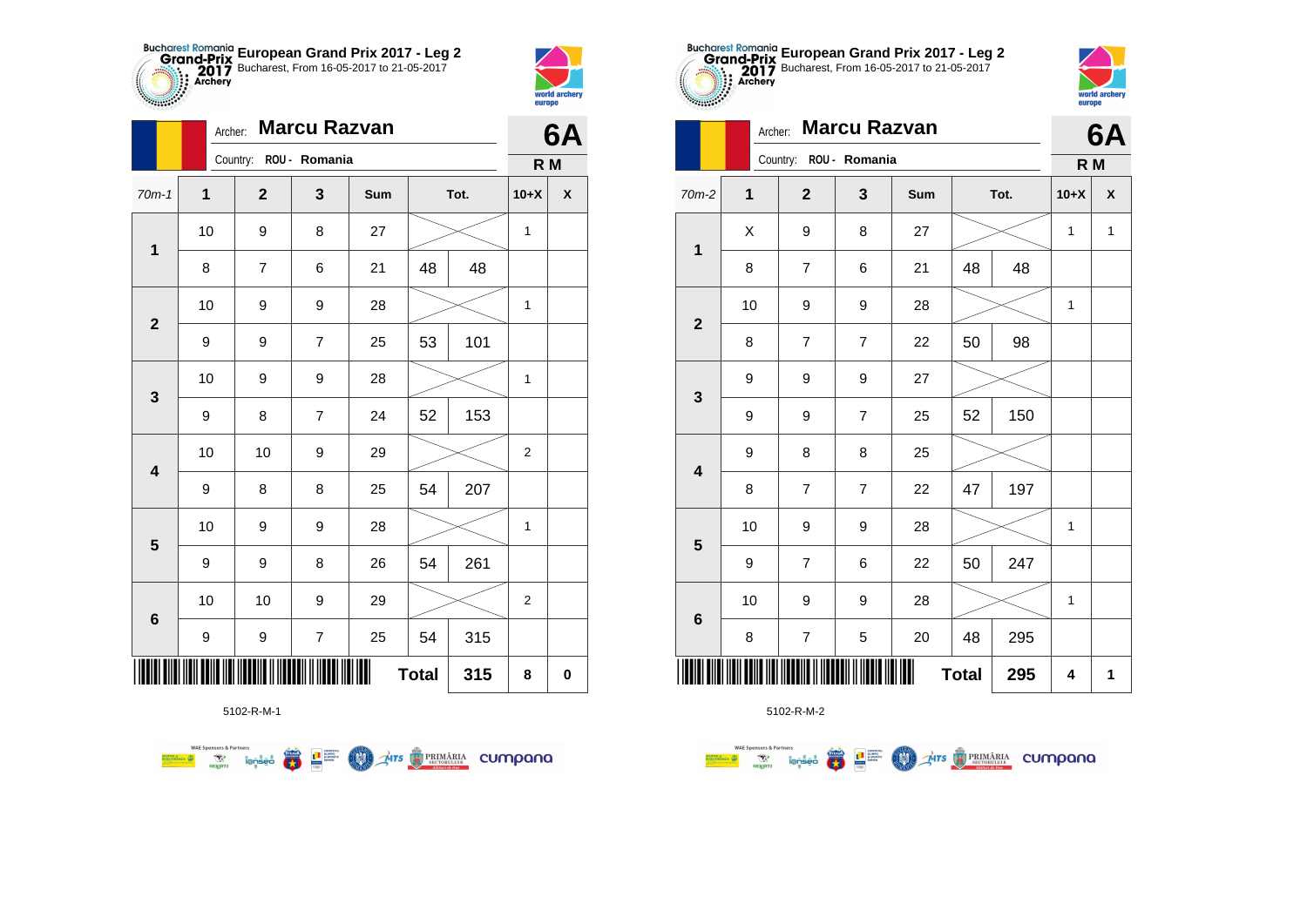# European Grand Prix 2017 - Leg 2

Bucharest, From 16-05-2017 to 21-05-2017

Archer: **Marcu Razvan**

Country: ROU - Romania

**6A**

**R M**

| 70m-1 | 1 | 2 | 3 | Sum | | Tot. | 10+X | X |
|---|---|---|---|---|---|---|---|---|
| 1 | 10 | 9 | 8 | 27 | | | 1 | |
| | 8 | 7 | 6 | 21 | 48 | 48 | | |
| 2 | 10 | 9 | 9 | 28 | | | 1 | |
| | 9 | 9 | 7 | 25 | 53 | 101 | | |
| 3 | 10 | 9 | 9 | 28 | | | 1 | |
| | 9 | 8 | 7 | 24 | 52 | 153 | | |
| 4 | 10 | 10 | 9 | 29 | | | 2 | |
| | 9 | 8 | 8 | 25 | 54 | 207 | | |
| 5 | 10 | 9 | 9 | 28 | | | 1 | |
| | 9 | 9 | 8 | 26 | 54 | 261 | | |
| 6 | 10 | 10 | 9 | 29 | | | 2 | |
| | 9 | 9 | 7 | 25 | 54 | 315 | | |
| | | | | | **Total** | 315 | 8 | 0 |

5102-R-M-1

# European Grand Prix 2017 - Leg 2

Bucharest, From 16-05-2017 to 21-05-2017

Archer: **Marcu Razvan**

Country: ROU - Romania

**6A**

**R M**

| 70m-2 | 1 | 2 | 3 | Sum | | Tot. | 10+X | X |
|---|---|---|---|---|---|---|---|---|
| 1 | X | 9 | 8 | 27 | | | 1 | 1 |
| | 8 | 7 | 6 | 21 | 48 | 48 | | |
| 2 | 10 | 9 | 9 | 28 | | | 1 | |
| | 8 | 7 | 7 | 22 | 50 | 98 | | |
| 3 | 9 | 9 | 9 | 27 | | | | |
| | 9 | 9 | 7 | 25 | 52 | 150 | | |
| 4 | 9 | 8 | 8 | 25 | | | | |
| | 8 | 7 | 7 | 22 | 47 | 197 | | |
| 5 | 10 | 9 | 9 | 28 | | | 1 | |
| | 9 | 7 | 6 | 22 | 50 | 247 | | |
| 6 | 10 | 9 | 9 | 28 | | | 1 | |
| | 8 | 7 | 5 | 20 | 48 | 295 | | |
| | | | | | **Total** | 295 | 4 | 1 |

5102-R-M-2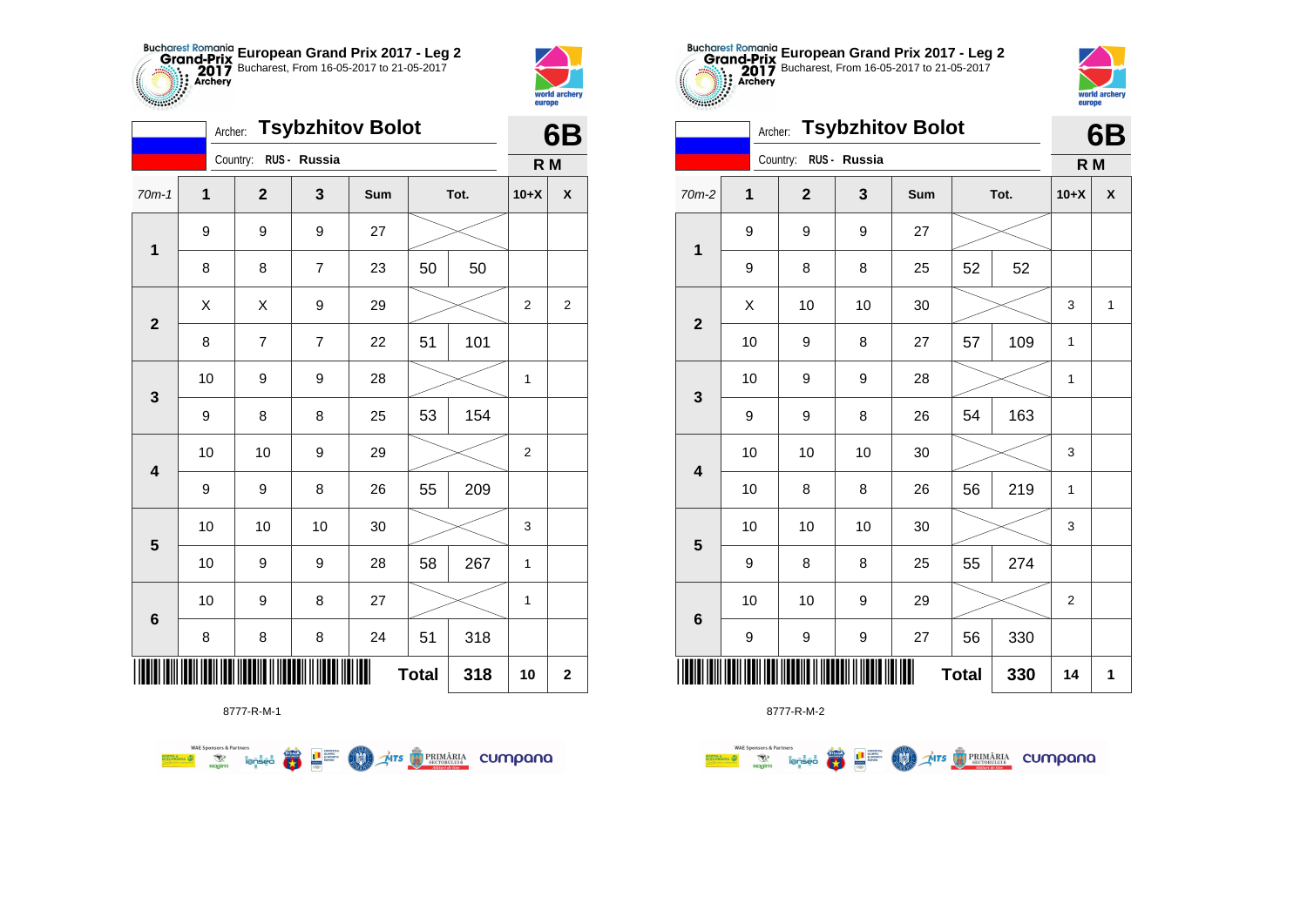**European Grand Prix 2017 - Leg 2**
Bucharest, From 16-05-2017 to 21-05-2017

Archer: **Tsybzhitov Bolot**
Country: RUS - Russia

**6B**
**R M**

| 70m-1 | 1 | 2 | 3 | Sum | Tot. | | 10+X | X |
|---|---|---|---|---|---|---|---|---|
| 1 | 9 | 9 | 9 | 27 | | | | |
| | 8 | 8 | 7 | 23 | 50 | 50 | | |
| 2 | X | X | 9 | 29 | | | 2 | 2 |
| | 8 | 7 | 7 | 22 | 51 | 101 | | |
| 3 | 10 | 9 | 9 | 28 | | | 1 | |
| | 9 | 8 | 8 | 25 | 53 | 154 | | |
| 4 | 10 | 10 | 9 | 29 | | | 2 | |
| | 9 | 9 | 8 | 26 | 55 | 209 | | |
| 5 | 10 | 10 | 10 | 30 | | | 3 | |
| | 10 | 9 | 9 | 28 | 58 | 267 | 1 | |
| 6 | 10 | 9 | 8 | 27 | | | 1 | |
| | 8 | 8 | 8 | 24 | 51 | 318 | | |
| | | | | | Total | 318 | 10 | 2 |

8777-R-M-1

**European Grand Prix 2017 - Leg 2**
Bucharest, From 16-05-2017 to 21-05-2017

Archer: **Tsybzhitov Bolot**
Country: RUS - Russia

**6B**
**R M**

| 70m-2 | 1 | 2 | 3 | Sum | Tot. | | 10+X | X |
|---|---|---|---|---|---|---|---|---|
| 1 | 9 | 9 | 9 | 27 | | | | |
| | 9 | 8 | 8 | 25 | 52 | 52 | | |
| 2 | X | 10 | 10 | 30 | | | 3 | 1 |
| | 10 | 9 | 8 | 27 | 57 | 109 | 1 | |
| 3 | 10 | 9 | 9 | 28 | | | 1 | |
| | 9 | 9 | 8 | 26 | 54 | 163 | | |
| 4 | 10 | 10 | 10 | 30 | | | 3 | |
| | 10 | 8 | 8 | 26 | 56 | 219 | 1 | |
| 5 | 10 | 10 | 10 | 30 | | | 3 | |
| | 9 | 8 | 8 | 25 | 55 | 274 | | |
| 6 | 10 | 10 | 9 | 29 | | | 2 | |
| | 9 | 9 | 9 | 27 | 56 | 330 | | |
| | | | | | Total | 330 | 14 | 1 |

8777-R-M-2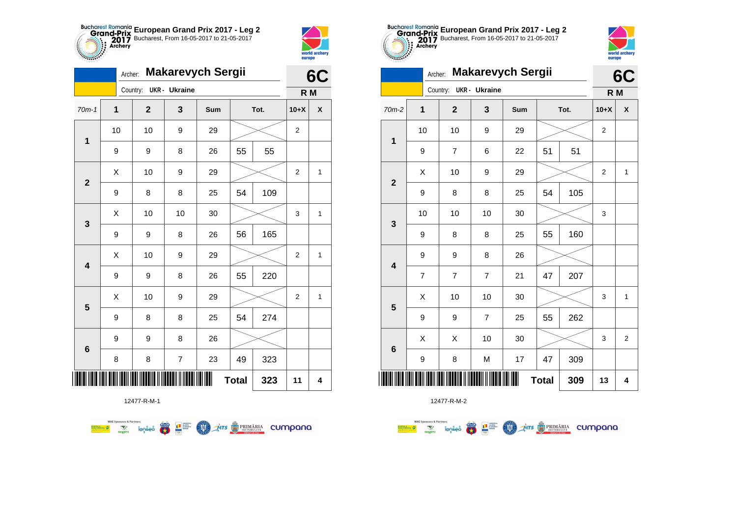**European Grand Prix 2017 - Leg 2**
Bucharest, From 16-05-2017 to 21-05-2017

Archer: **Makarevych Sergii**
Country: UKR - Ukraine

**6C**
**R M**

| 70m-1 | 1 | 2 | 3 | Sum | Tot. | | 10+X | X |
|---|---|---|---|---|---|---|---|---|
| 1 | 10 | 10 | 9 | 29 | | | 2 | |
| | 9 | 9 | 8 | 26 | 55 | 55 | | |
| 2 | X | 10 | 9 | 29 | | | 2 | 1 |
| | 9 | 8 | 8 | 25 | 54 | 109 | | |
| 3 | X | 10 | 10 | 30 | | | 3 | 1 |
| | 9 | 9 | 8 | 26 | 56 | 165 | | |
| 4 | X | 10 | 9 | 29 | | | 2 | 1 |
| | 9 | 9 | 8 | 26 | 55 | 220 | | |
| 5 | X | 10 | 9 | 29 | | | 2 | 1 |
| | 9 | 8 | 8 | 25 | 54 | 274 | | |
| 6 | 9 | 9 | 8 | 26 | | | | |
| | 8 | 8 | 7 | 23 | 49 | 323 | | |
| | | | | | Total | 323 | 11 | 4 |

12477-R-M-1

**European Grand Prix 2017 - Leg 2**
Bucharest, From 16-05-2017 to 21-05-2017

Archer: **Makarevych Sergii**
Country: UKR - Ukraine

**6C**
**R M**

| 70m-2 | 1 | 2 | 3 | Sum | Tot. | | 10+X | X |
|---|---|---|---|---|---|---|---|---|
| 1 | 10 | 10 | 9 | 29 | | | 2 | |
| | 9 | 7 | 6 | 22 | 51 | 51 | | |
| 2 | X | 10 | 9 | 29 | | | 2 | 1 |
| | 9 | 8 | 8 | 25 | 54 | 105 | | |
| 3 | 10 | 10 | 10 | 30 | | | 3 | |
| | 9 | 8 | 8 | 25 | 55 | 160 | | |
| 4 | 9 | 9 | 8 | 26 | | | | |
| | 7 | 7 | 7 | 21 | 47 | 207 | | |
| 5 | X | 10 | 10 | 30 | | | 3 | 1 |
| | 9 | 9 | 7 | 25 | 55 | 262 | | |
| 6 | X | X | 10 | 30 | | | 3 | 2 |
| | 9 | 8 | M | 17 | 47 | 309 | | |
| | | | | | Total | 309 | 13 | 4 |

12477-R-M-2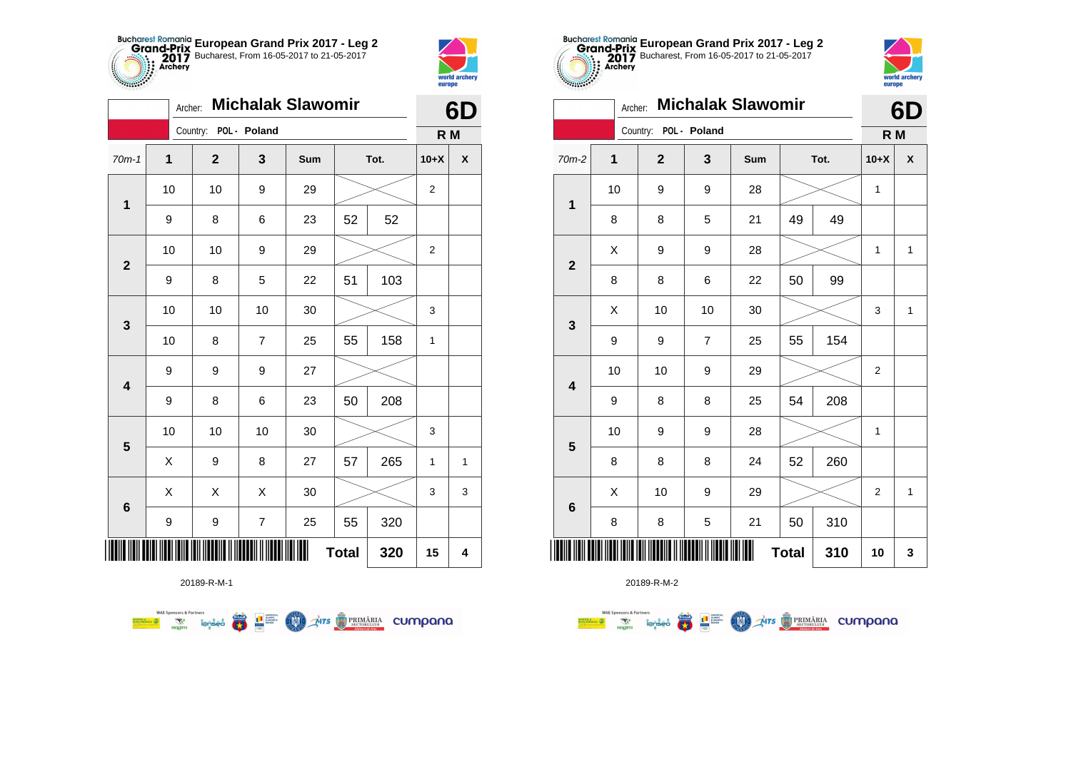## European Grand Prix 2017 - Leg 2

Bucharest, From 16-05-2017 to 21-05-2017

Archer: **Michalak Slawomir**

Country: **POL - Poland**

**6D**

**R M**

| 70m-1 | 1 | 2 | 3 | Sum | Tot. | | 10+X | X |
|---|---|---|---|---|---|---|---|---|
| 1 | 10 | 10 | 9 | 29 | | | 2 | |
| | 9 | 8 | 6 | 23 | 52 | 52 | | |
| 2 | 10 | 10 | 9 | 29 | | | 2 | |
| | 9 | 8 | 5 | 22 | 51 | 103 | | |
| 3 | 10 | 10 | 10 | 30 | | | 3 | |
| | 10 | 8 | 7 | 25 | 55 | 158 | 1 | |
| 4 | 9 | 9 | 9 | 27 | | | | |
| | 9 | 8 | 6 | 23 | 50 | 208 | | |
| 5 | 10 | 10 | 10 | 30 | | | 3 | |
| | X | 9 | 8 | 27 | 57 | 265 | 1 | 1 |
| 6 | X | X | X | 30 | | | 3 | 3 |
| | 9 | 9 | 7 | 25 | 55 | 320 | | |
| | | | | | Total | 320 | 15 | 4 |

20189-R-M-1

## European Grand Prix 2017 - Leg 2

Bucharest, From 16-05-2017 to 21-05-2017

Archer: **Michalak Slawomir**

Country: **POL - Poland**

**6D**

**R M**

| 70m-2 | 1 | 2 | 3 | Sum | Tot. | | 10+X | X |
|---|---|---|---|---|---|---|---|---|
| 1 | 10 | 9 | 9 | 28 | | | 1 | |
| | 8 | 8 | 5 | 21 | 49 | 49 | | |
| 2 | X | 9 | 9 | 28 | | | 1 | 1 |
| | 8 | 8 | 6 | 22 | 50 | 99 | | |
| 3 | X | 10 | 10 | 30 | | | 3 | 1 |
| | 9 | 9 | 7 | 25 | 55 | 154 | | |
| 4 | 10 | 10 | 9 | 29 | | | 2 | |
| | 9 | 8 | 8 | 25 | 54 | 208 | | |
| 5 | 10 | 9 | 9 | 28 | | | 1 | |
| | 8 | 8 | 8 | 24 | 52 | 260 | | |
| 6 | X | 10 | 9 | 29 | | | 2 | 1 |
| | 8 | 8 | 5 | 21 | 50 | 310 | | |
| | | | | | Total | 310 | 10 | 3 |

20189-R-M-2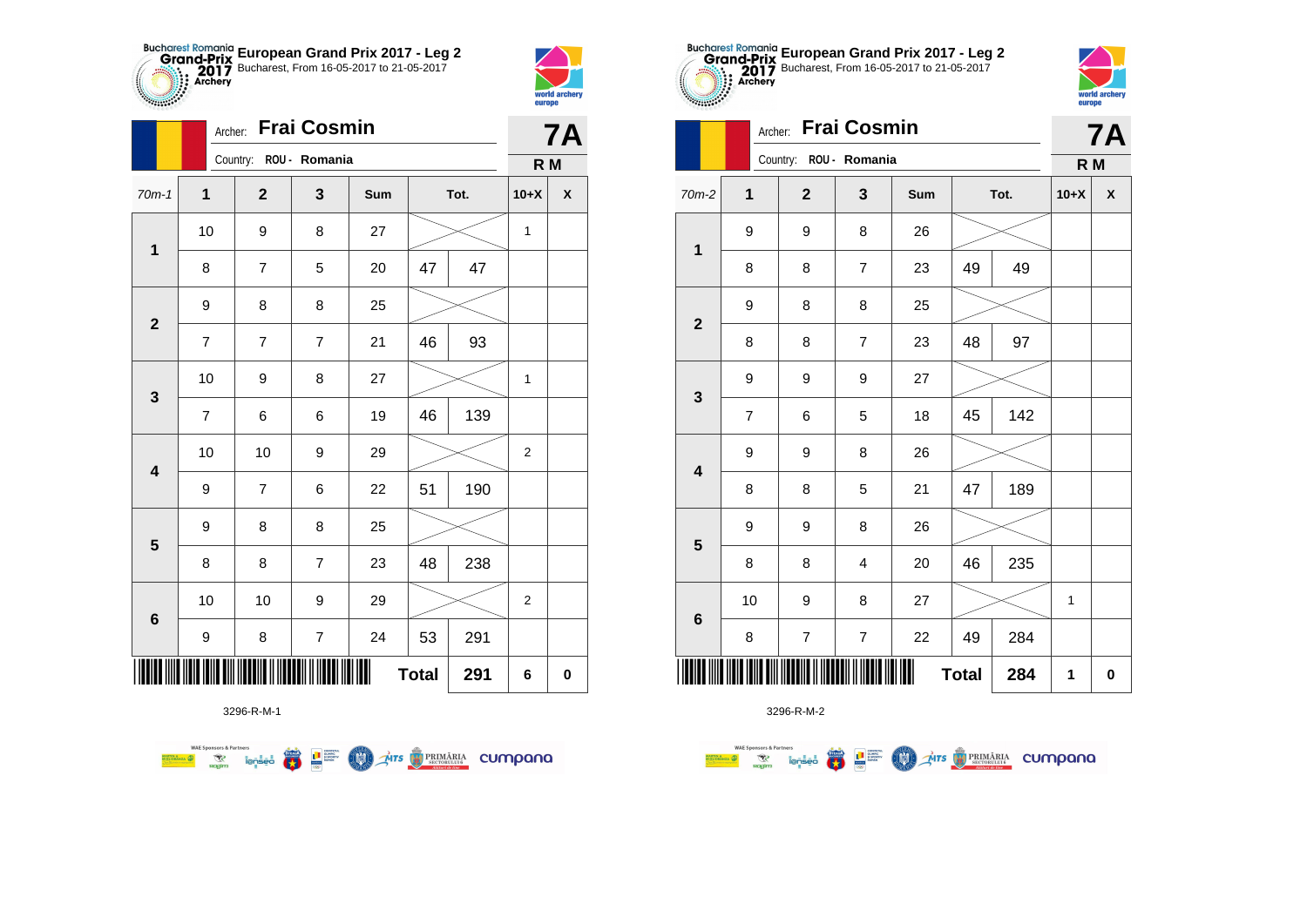European Grand Prix 2017 - Leg 2
Bucharest, From 16-05-2017 to 21-05-2017

Archer: **Frai Cosmin**
Country: ROU - Romania

**7A**
**R M**

| 70m-1 | 1 | 2 | 3 | Sum | Tot. | | 10+X | X |
|---|---|---|---|---|---|---|---|---|
| 1 | 10 | 9 | 8 | 27 | | | 1 | |
| | 8 | 7 | 5 | 20 | 47 | 47 | | |
| 2 | 9 | 8 | 8 | 25 | | | | |
| | 7 | 7 | 7 | 21 | 46 | 93 | | |
| 3 | 10 | 9 | 8 | 27 | | | 1 | |
| | 7 | 6 | 6 | 19 | 46 | 139 | | |
| 4 | 10 | 10 | 9 | 29 | | | 2 | |
| | 9 | 7 | 6 | 22 | 51 | 190 | | |
| 5 | 9 | 8 | 8 | 25 | | | | |
| | 8 | 8 | 7 | 23 | 48 | 238 | | |
| 6 | 10 | 10 | 9 | 29 | | | 2 | |
| | 9 | 8 | 7 | 24 | 53 | 291 | | |
| | | | | | **Total** | **291** | **6** | **0** |

3296-R-M-1

European Grand Prix 2017 - Leg 2
Bucharest, From 16-05-2017 to 21-05-2017

Archer: **Frai Cosmin**
Country: ROU - Romania

**7A**
**R M**

| 70m-2 | 1 | 2 | 3 | Sum | Tot. | | 10+X | X |
|---|---|---|---|---|---|---|---|---|
| 1 | 9 | 9 | 8 | 26 | | | | |
| | 8 | 8 | 7 | 23 | 49 | 49 | | |
| 2 | 9 | 8 | 8 | 25 | | | | |
| | 8 | 8 | 7 | 23 | 48 | 97 | | |
| 3 | 9 | 9 | 9 | 27 | | | | |
| | 7 | 6 | 5 | 18 | 45 | 142 | | |
| 4 | 9 | 9 | 8 | 26 | | | | |
| | 8 | 8 | 5 | 21 | 47 | 189 | | |
| 5 | 9 | 9 | 8 | 26 | | | | |
| | 8 | 8 | 4 | 20 | 46 | 235 | | |
| 6 | 10 | 9 | 8 | 27 | | | 1 | |
| | 8 | 7 | 7 | 22 | 49 | 284 | | |
| | | | | | **Total** | **284** | **1** | **0** |

3296-R-M-2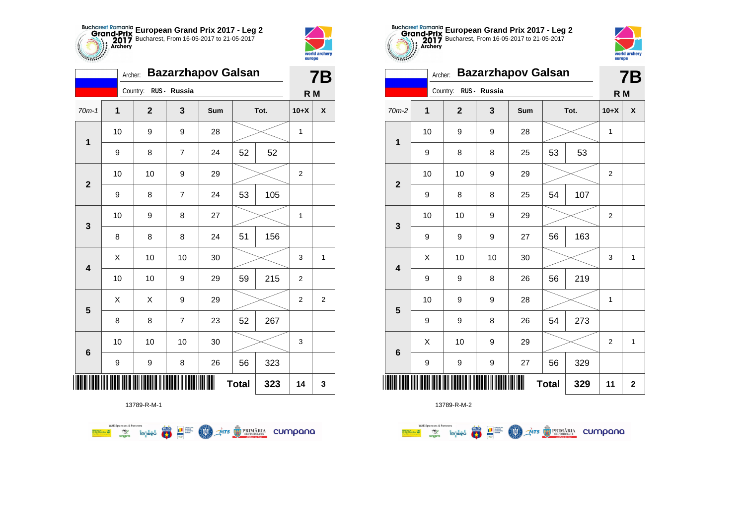**European Grand Prix 2017 - Leg 2**
Bucharest, From 16-05-2017 to 21-05-2017

Archer: **Bazarzhapov Galsan**
Country: RUS - Russia

**7B**
**R M**

| 70m-1 | 1 | 2 | 3 | Sum | Tot. | | 10+X | X |
|---|---|---|---|---|---|---|---|---|
| 1 | 10 | 9 | 9 | 28 | | | 1 | |
| | 9 | 8 | 7 | 24 | 52 | 52 | | |
| 2 | 10 | 10 | 9 | 29 | | | 2 | |
| | 9 | 8 | 7 | 24 | 53 | 105 | | |
| 3 | 10 | 9 | 8 | 27 | | | 1 | |
| | 8 | 8 | 8 | 24 | 51 | 156 | | |
| 4 | X | 10 | 10 | 30 | | | 3 | 1 |
| | 10 | 10 | 9 | 29 | 59 | 215 | 2 | |
| 5 | X | X | 9 | 29 | | | 2 | 2 |
| | 8 | 8 | 7 | 23 | 52 | 267 | | |
| 6 | 10 | 10 | 10 | 30 | | | 3 | |
| | 9 | 9 | 8 | 26 | 56 | 323 | | |
| | | | | Total | | 323 | 14 | 3 |

13789-R-M-1

**European Grand Prix 2017 - Leg 2**
Bucharest, From 16-05-2017 to 21-05-2017

Archer: **Bazarzhapov Galsan**
Country: RUS - Russia

**7B**
**R M**

| 70m-2 | 1 | 2 | 3 | Sum | Tot. | | 10+X | X |
|---|---|---|---|---|---|---|---|---|
| 1 | 10 | 9 | 9 | 28 | | | 1 | |
| | 9 | 8 | 8 | 25 | 53 | 53 | | |
| 2 | 10 | 10 | 9 | 29 | | | 2 | |
| | 9 | 8 | 8 | 25 | 54 | 107 | | |
| 3 | 10 | 10 | 9 | 29 | | | 2 | |
| | 9 | 9 | 9 | 27 | 56 | 163 | | |
| 4 | X | 10 | 10 | 30 | | | 3 | 1 |
| | 9 | 9 | 8 | 26 | 56 | 219 | | |
| 5 | 10 | 9 | 9 | 28 | | | 1 | |
| | 9 | 9 | 8 | 26 | 54 | 273 | | |
| 6 | X | 10 | 9 | 29 | | | 2 | 1 |
| | 9 | 9 | 9 | 27 | 56 | 329 | | |
| | | | | Total | | 329 | 11 | 2 |

13789-R-M-2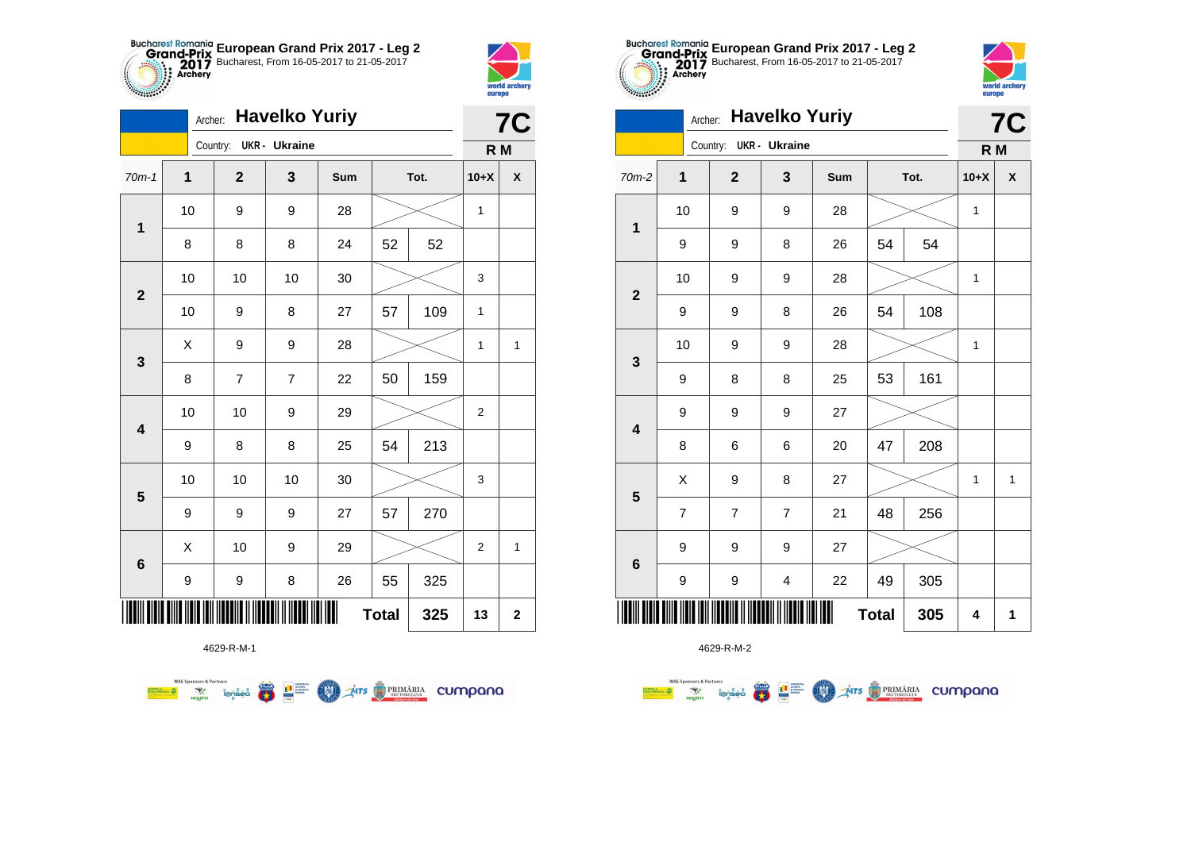# European Grand Prix 2017 - Leg 2

Bucharest, From 16-05-2017 to 21-05-2017

Archer: **Havelko Yuriy**

Country: UKR - Ukraine

**7C**

**R M**

| 70m-1 | 1 | 2 | 3 | Sum | Tot. | | 10+X | X |
|---|---|---|---|---|---|---|---|---|
| 1 | 10 | 9 | 9 | 28 | | | 1 | |
| | 8 | 8 | 8 | 24 | 52 | 52 | | |
| 2 | 10 | 10 | 10 | 30 | | | 3 | |
| | 10 | 9 | 8 | 27 | 57 | 109 | 1 | |
| 3 | X | 9 | 9 | 28 | | | 1 | 1 |
| | 8 | 7 | 7 | 22 | 50 | 159 | | |
| 4 | 10 | 10 | 9 | 29 | | | 2 | |
| | 9 | 8 | 8 | 25 | 54 | 213 | | |
| 5 | 10 | 10 | 10 | 30 | | | 3 | |
| | 9 | 9 | 9 | 27 | 57 | 270 | | |
| 6 | X | 10 | 9 | 29 | | | 2 | 1 |
| | 9 | 9 | 8 | 26 | 55 | 325 | | |
| | | | | Total | | 325 | 13 | 2 |

4629-R-M-1

# European Grand Prix 2017 - Leg 2

Bucharest, From 16-05-2017 to 21-05-2017

Archer: **Havelko Yuriy**

Country: UKR - Ukraine

**7C**

**R M**

| 70m-2 | 1 | 2 | 3 | Sum | Tot. | | 10+X | X |
|---|---|---|---|---|---|---|---|---|
| 1 | 10 | 9 | 9 | 28 | | | 1 | |
| | 9 | 9 | 8 | 26 | 54 | 54 | | |
| 2 | 10 | 9 | 9 | 28 | | | 1 | |
| | 9 | 9 | 8 | 26 | 54 | 108 | | |
| 3 | 10 | 9 | 9 | 28 | | | 1 | |
| | 9 | 8 | 8 | 25 | 53 | 161 | | |
| 4 | 9 | 9 | 9 | 27 | | | | |
| | 8 | 6 | 6 | 20 | 47 | 208 | | |
| 5 | X | 9 | 8 | 27 | | | 1 | 1 |
| | 7 | 7 | 7 | 21 | 48 | 256 | | |
| 6 | 9 | 9 | 9 | 27 | | | | |
| | 9 | 9 | 4 | 22 | 49 | 305 | | |
| | | | | Total | | 305 | 4 | 1 |

4629-R-M-2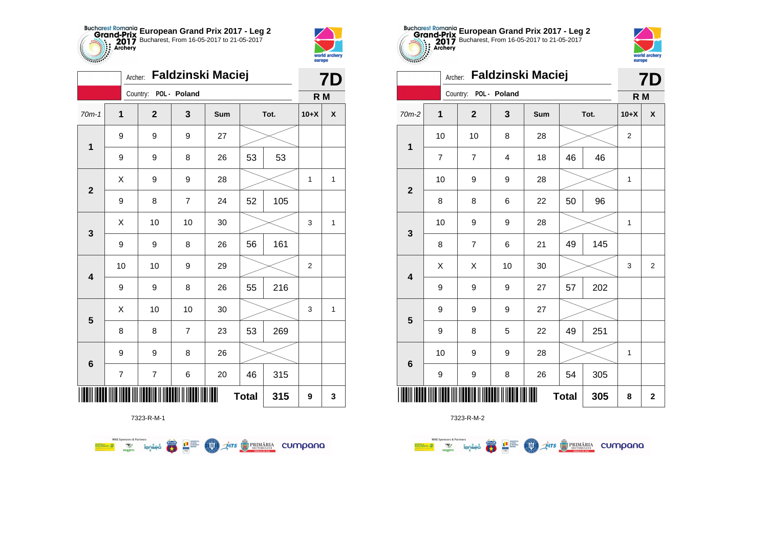## European Grand Prix 2017 - Leg 2

Bucharest, From 16-05-2017 to 21-05-2017

Archer: **Faldzinski Maciej**

Country: POL - Poland

**7D** R M

| 70m-1 | 1 | 2 | 3 | Sum | | Tot. | 10+X | X |
|---|---|---|---|---|---|---|---|---|
| 1 | 9 | 9 | 9 | 27 | | | | |
| | 9 | 9 | 8 | 26 | 53 | 53 | | |
| 2 | X | 9 | 9 | 28 | | | 1 | 1 |
| | 9 | 8 | 7 | 24 | 52 | 105 | | |
| 3 | X | 10 | 10 | 30 | | | 3 | 1 |
| | 9 | 9 | 8 | 26 | 56 | 161 | | |
| 4 | 10 | 10 | 9 | 29 | | | 2 | |
| | 9 | 9 | 8 | 26 | 55 | 216 | | |
| 5 | X | 10 | 10 | 30 | | | 3 | 1 |
| | 8 | 8 | 7 | 23 | 53 | 269 | | |
| 6 | 9 | 9 | 8 | 26 | | | | |
| | 7 | 7 | 6 | 20 | 46 | 315 | | |
| | | | | | Total | 315 | 9 | 3 |

7323-R-M-1

## European Grand Prix 2017 - Leg 2

Bucharest, From 16-05-2017 to 21-05-2017

Archer: **Faldzinski Maciej**

Country: POL - Poland

**7D** R M

| 70m-2 | 1 | 2 | 3 | Sum | | Tot. | 10+X | X |
|---|---|---|---|---|---|---|---|---|
| 1 | 10 | 10 | 8 | 28 | | | 2 | |
| | 7 | 7 | 4 | 18 | 46 | 46 | | |
| 2 | 10 | 9 | 9 | 28 | | | 1 | |
| | 8 | 8 | 6 | 22 | 50 | 96 | | |
| 3 | 10 | 9 | 9 | 28 | | | 1 | |
| | 8 | 7 | 6 | 21 | 49 | 145 | | |
| 4 | X | X | 10 | 30 | | | 3 | 2 |
| | 9 | 9 | 9 | 27 | 57 | 202 | | |
| 5 | 9 | 9 | 9 | 27 | | | | |
| | 9 | 8 | 5 | 22 | 49 | 251 | | |
| 6 | 10 | 9 | 9 | 28 | | | 1 | |
| | 9 | 9 | 8 | 26 | 54 | 305 | | |
| | | | | | Total | 305 | 8 | 2 |

7323-R-M-2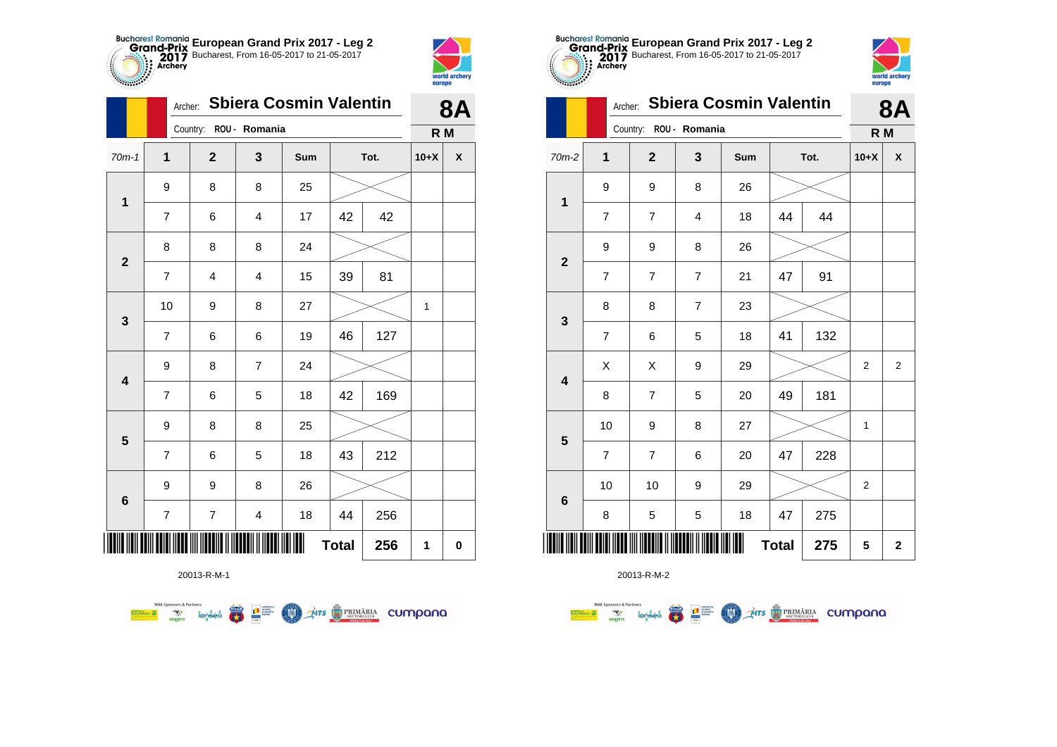## European Grand Prix 2017 - Leg 2

Bucharest, From 16-05-2017 to 21-05-2017

Archer: **Sbiera Cosmin Valentin** — **8A**

Country: ROU - Romania — **R M**

| 70m-1 | 1 | 2 | 3 | Sum | Tot. | | 10+X | X |
|---|---|---|---|---|---|---|---|---|
| 1 | 9 | 8 | 8 | 25 | | | | |
| | 7 | 6 | 4 | 17 | 42 | 42 | | |
| 2 | 8 | 8 | 8 | 24 | | | | |
| | 7 | 4 | 4 | 15 | 39 | 81 | | |
| 3 | 10 | 9 | 8 | 27 | | | 1 | |
| | 7 | 6 | 6 | 19 | 46 | 127 | | |
| 4 | 9 | 8 | 7 | 24 | | | | |
| | 7 | 6 | 5 | 18 | 42 | 169 | | |
| 5 | 9 | 8 | 8 | 25 | | | | |
| | 7 | 6 | 5 | 18 | 43 | 212 | | |
| 6 | 9 | 9 | 8 | 26 | | | | |
| | 7 | 7 | 4 | 18 | 44 | 256 | | |
| | | | | | **Total** | **256** | **1** | **0** |

20013-R-M-1

## European Grand Prix 2017 - Leg 2

Bucharest, From 16-05-2017 to 21-05-2017

Archer: **Sbiera Cosmin Valentin** — **8A**

Country: ROU - Romania — **R M**

| 70m-2 | 1 | 2 | 3 | Sum | Tot. | | 10+X | X |
|---|---|---|---|---|---|---|---|---|
| 1 | 9 | 9 | 8 | 26 | | | | |
| | 7 | 7 | 4 | 18 | 44 | 44 | | |
| 2 | 9 | 9 | 8 | 26 | | | | |
| | 7 | 7 | 7 | 21 | 47 | 91 | | |
| 3 | 8 | 8 | 7 | 23 | | | | |
| | 7 | 6 | 5 | 18 | 41 | 132 | | |
| 4 | X | X | 9 | 29 | | | 2 | 2 |
| | 8 | 7 | 5 | 20 | 49 | 181 | | |
| 5 | 10 | 9 | 8 | 27 | | | 1 | |
| | 7 | 7 | 6 | 20 | 47 | 228 | | |
| 6 | 10 | 10 | 9 | 29 | | | 2 | |
| | 8 | 5 | 5 | 18 | 47 | 275 | | |
| | | | | | **Total** | **275** | **5** | **2** |

20013-R-M-2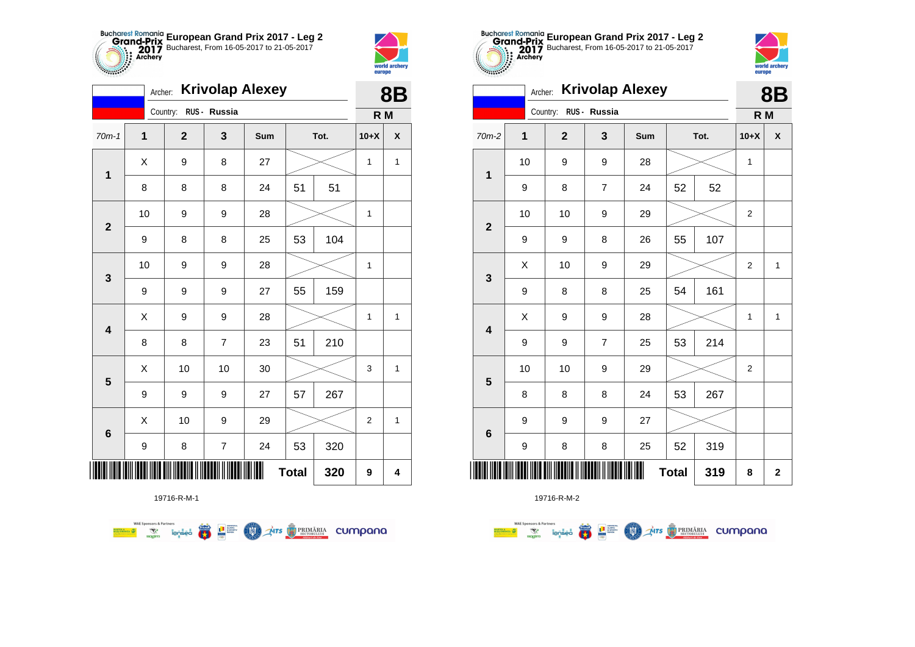# European Grand Prix 2017 - Leg 2

Bucharest, From 16-05-2017 to 21-05-2017

Archer: **Krivolap Alexey**

Country: RUS - Russia

**8B** — R M

| 70m-1 | 1 | 2 | 3 | Sum | Tot. | | 10+X | X |
|---|---|---|---|---|---|---|---|---|
| 1 | X | 9 | 8 | 27 | | | 1 | 1 |
| | 8 | 8 | 8 | 24 | 51 | 51 | | |
| 2 | 10 | 9 | 9 | 28 | | | 1 | |
| | 9 | 8 | 8 | 25 | 53 | 104 | | |
| 3 | 10 | 9 | 9 | 28 | | | 1 | |
| | 9 | 9 | 9 | 27 | 55 | 159 | | |
| 4 | X | 9 | 9 | 28 | | | 1 | 1 |
| | 8 | 8 | 7 | 23 | 51 | 210 | | |
| 5 | X | 10 | 10 | 30 | | | 3 | 1 |
| | 9 | 9 | 9 | 27 | 57 | 267 | | |
| 6 | X | 10 | 9 | 29 | | | 2 | 1 |
| | 9 | 8 | 7 | 24 | 53 | 320 | | |
| | | | | | **Total** | **320** | **9** | **4** |

19716-R-M-1

# European Grand Prix 2017 - Leg 2

Bucharest, From 16-05-2017 to 21-05-2017

Archer: **Krivolap Alexey**

Country: RUS - Russia

**8B** — R M

| 70m-2 | 1 | 2 | 3 | Sum | Tot. | | 10+X | X |
|---|---|---|---|---|---|---|---|---|
| 1 | 10 | 9 | 9 | 28 | | | 1 | |
| | 9 | 8 | 7 | 24 | 52 | 52 | | |
| 2 | 10 | 10 | 9 | 29 | | | 2 | |
| | 9 | 9 | 8 | 26 | 55 | 107 | | |
| 3 | X | 10 | 9 | 29 | | | 2 | 1 |
| | 9 | 8 | 8 | 25 | 54 | 161 | | |
| 4 | X | 9 | 9 | 28 | | | 1 | 1 |
| | 9 | 9 | 7 | 25 | 53 | 214 | | |
| 5 | 10 | 10 | 9 | 29 | | | 2 | |
| | 8 | 8 | 8 | 24 | 53 | 267 | | |
| 6 | 9 | 9 | 9 | 27 | | | | |
| | 9 | 8 | 8 | 25 | 52 | 319 | | |
| | | | | | **Total** | **319** | **8** | **2** |

19716-R-M-2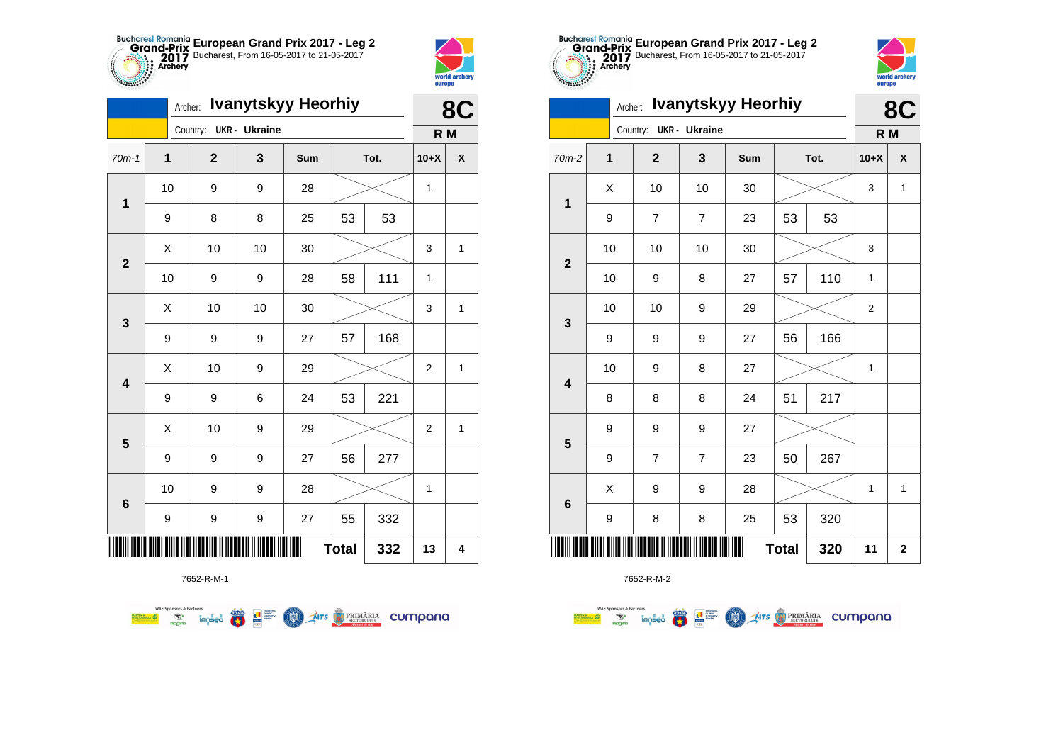## European Grand Prix 2017 - Leg 2

Bucharest, From 16-05-2017 to 21-05-2017

Archer: **Ivanytskyy Heorhiy**

Country: UKR - Ukraine

**8C**

**R M**

| 70m-1 | 1 | 2 | 3 | Sum | Tot. | | 10+X | X |
|---|---|---|---|---|---|---|---|---|
| 1 | 10 | 9 | 9 | 28 | | | 1 | |
| | 9 | 8 | 8 | 25 | 53 | 53 | | |
| 2 | X | 10 | 10 | 30 | | | 3 | 1 |
| | 10 | 9 | 9 | 28 | 58 | 111 | 1 | |
| 3 | X | 10 | 10 | 30 | | | 3 | 1 |
| | 9 | 9 | 9 | 27 | 57 | 168 | | |
| 4 | X | 10 | 9 | 29 | | | 2 | 1 |
| | 9 | 9 | 6 | 24 | 53 | 221 | | |
| 5 | X | 10 | 9 | 29 | | | 2 | 1 |
| | 9 | 9 | 9 | 27 | 56 | 277 | | |
| 6 | 10 | 9 | 9 | 28 | | | 1 | |
| | 9 | 9 | 9 | 27 | 55 | 332 | | |
| | | | | | Total | 332 | 13 | 4 |

7652-R-M-1

## European Grand Prix 2017 - Leg 2

Bucharest, From 16-05-2017 to 21-05-2017

Archer: **Ivanytskyy Heorhiy**

Country: UKR - Ukraine

**8C**

**R M**

| 70m-2 | 1 | 2 | 3 | Sum | Tot. | | 10+X | X |
|---|---|---|---|---|---|---|---|---|
| 1 | X | 10 | 10 | 30 | | | 3 | 1 |
| | 9 | 7 | 7 | 23 | 53 | 53 | | |
| 2 | 10 | 10 | 10 | 30 | | | 3 | |
| | 10 | 9 | 8 | 27 | 57 | 110 | 1 | |
| 3 | 10 | 10 | 9 | 29 | | | 2 | |
| | 9 | 9 | 9 | 27 | 56 | 166 | | |
| 4 | 10 | 9 | 8 | 27 | | | 1 | |
| | 8 | 8 | 8 | 24 | 51 | 217 | | |
| 5 | 9 | 9 | 9 | 27 | | | | |
| | 9 | 7 | 7 | 23 | 50 | 267 | | |
| 6 | X | 9 | 9 | 28 | | | 1 | 1 |
| | 9 | 8 | 8 | 25 | 53 | 320 | | |
| | | | | | Total | 320 | 11 | 2 |

7652-R-M-2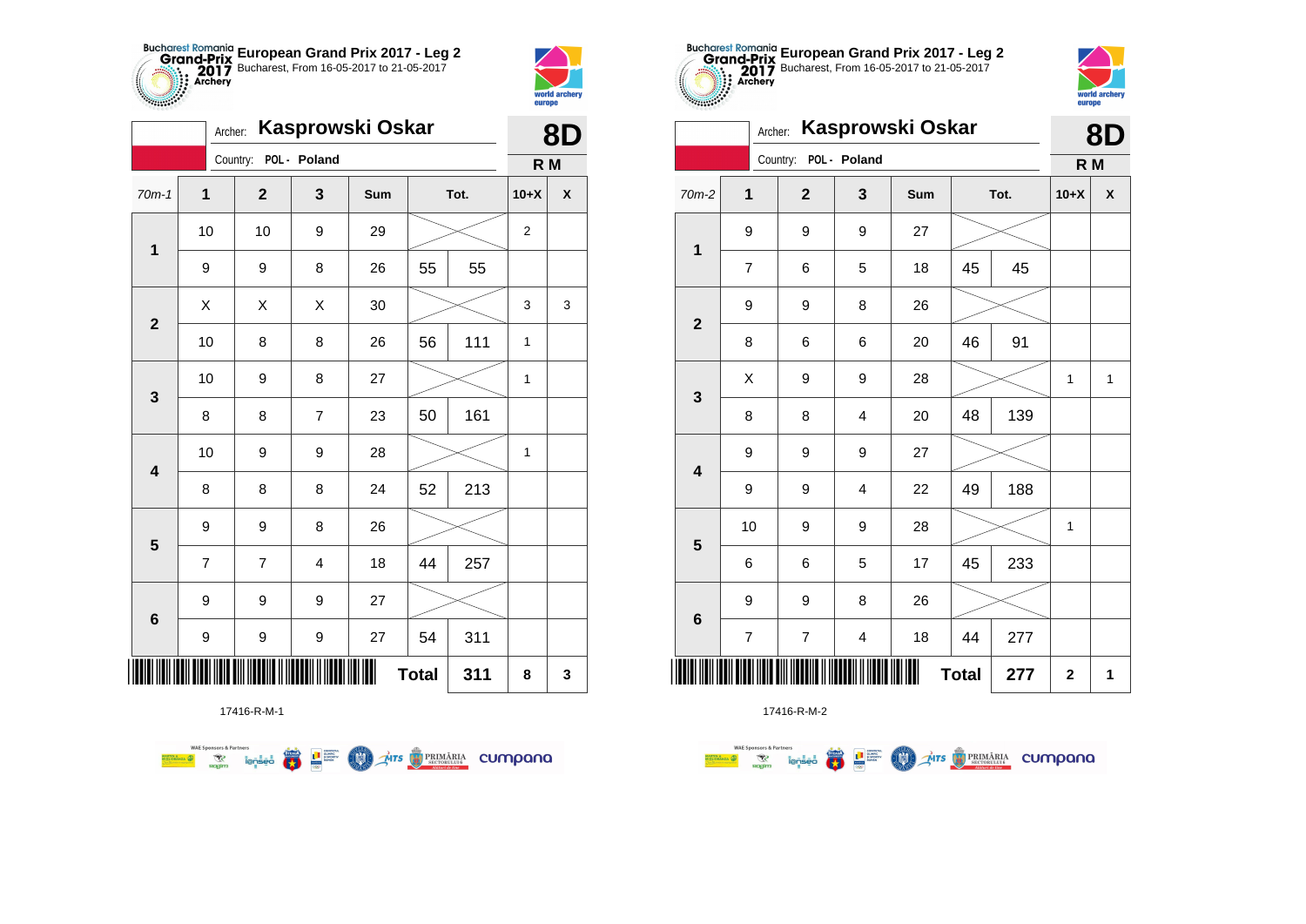# European Grand Prix 2017 - Leg 2

Bucharest, From 16-05-2017 to 21-05-2017

Archer: **Kasprowski Oskar**

Country: POL - Poland

**8D**

**R M**

| 70m-1 | 1 | 2 | 3 | Sum | Tot. | | 10+X | X |
|---|---|---|---|---|---|---|---|---|
| 1 | 10 | 10 | 9 | 29 | | | 2 | |
| | 9 | 9 | 8 | 26 | 55 | 55 | | |
| 2 | X | X | X | 30 | | | 3 | 3 |
| | 10 | 8 | 8 | 26 | 56 | 111 | 1 | |
| 3 | 10 | 9 | 8 | 27 | | | 1 | |
| | 8 | 8 | 7 | 23 | 50 | 161 | | |
| 4 | 10 | 9 | 9 | 28 | | | 1 | |
| | 8 | 8 | 8 | 24 | 52 | 213 | | |
| 5 | 9 | 9 | 8 | 26 | | | | |
| | 7 | 7 | 4 | 18 | 44 | 257 | | |
| 6 | 9 | 9 | 9 | 27 | | | | |
| | 9 | 9 | 9 | 27 | 54 | 311 | | |
| | | | | | **Total** | **311** | **8** | **3** |

17416-R-M-1

# European Grand Prix 2017 - Leg 2

Bucharest, From 16-05-2017 to 21-05-2017

Archer: **Kasprowski Oskar**

Country: POL - Poland

**8D**

**R M**

| 70m-2 | 1 | 2 | 3 | Sum | Tot. | | 10+X | X |
|---|---|---|---|---|---|---|---|---|
| 1 | 9 | 9 | 9 | 27 | | | | |
| | 7 | 6 | 5 | 18 | 45 | 45 | | |
| 2 | 9 | 9 | 8 | 26 | | | | |
| | 8 | 6 | 6 | 20 | 46 | 91 | | |
| 3 | X | 9 | 9 | 28 | | | 1 | 1 |
| | 8 | 8 | 4 | 20 | 48 | 139 | | |
| 4 | 9 | 9 | 9 | 27 | | | | |
| | 9 | 9 | 4 | 22 | 49 | 188 | | |
| 5 | 10 | 9 | 9 | 28 | | | 1 | |
| | 6 | 6 | 5 | 17 | 45 | 233 | | |
| 6 | 9 | 9 | 8 | 26 | | | | |
| | 7 | 7 | 4 | 18 | 44 | 277 | | |
| | | | | | **Total** | **277** | **2** | **1** |

17416-R-M-2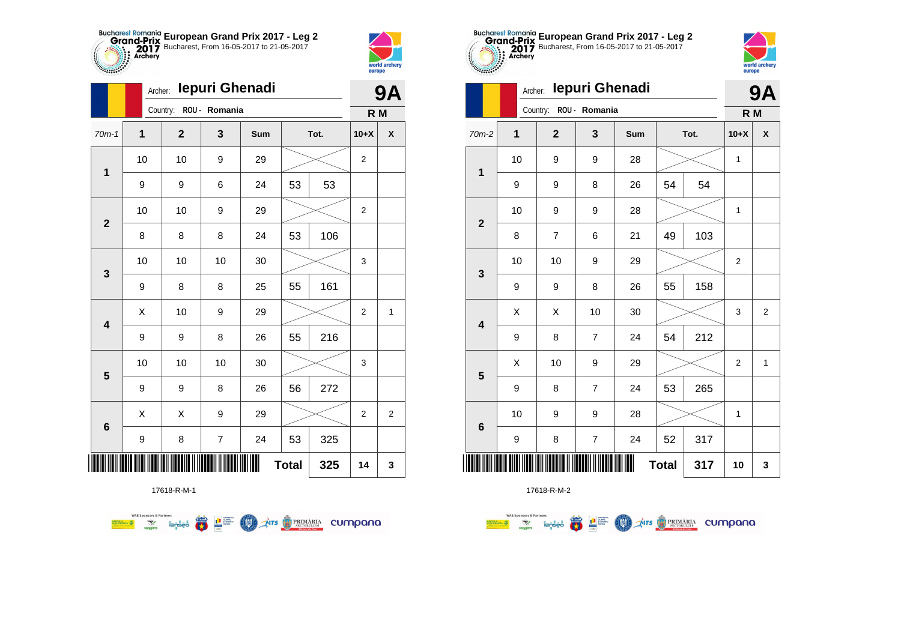**European Grand Prix 2017 - Leg 2**
Bucharest, From 16-05-2017 to 21-05-2017

Archer: **Iepuri Ghenadi**
Country: ROU - Romania

**9A**
**R M**

| 70m-1 | 1 | 2 | 3 | Sum | Tot. | | 10+X | X |
|---|---|---|---|---|---|---|---|---|
| 1 | 10 | 10 | 9 | 29 | | | 2 | |
| | 9 | 9 | 6 | 24 | 53 | 53 | | |
| 2 | 10 | 10 | 9 | 29 | | | 2 | |
| | 8 | 8 | 8 | 24 | 53 | 106 | | |
| 3 | 10 | 10 | 10 | 30 | | | 3 | |
| | 9 | 8 | 8 | 25 | 55 | 161 | | |
| 4 | X | 10 | 9 | 29 | | | 2 | 1 |
| | 9 | 9 | 8 | 26 | 55 | 216 | | |
| 5 | 10 | 10 | 10 | 30 | | | 3 | |
| | 9 | 9 | 8 | 26 | 56 | 272 | | |
| 6 | X | X | 9 | 29 | | | 2 | 2 |
| | 9 | 8 | 7 | 24 | 53 | 325 | | |
| | | | | | **Total** | **325** | **14** | **3** |

17618-R-M-1

**European Grand Prix 2017 - Leg 2**
Bucharest, From 16-05-2017 to 21-05-2017

Archer: **Iepuri Ghenadi**
Country: ROU - Romania

**9A**
**R M**

| 70m-2 | 1 | 2 | 3 | Sum | Tot. | | 10+X | X |
|---|---|---|---|---|---|---|---|---|
| 1 | 10 | 9 | 9 | 28 | | | 1 | |
| | 9 | 9 | 8 | 26 | 54 | 54 | | |
| 2 | 10 | 9 | 9 | 28 | | | 1 | |
| | 8 | 7 | 6 | 21 | 49 | 103 | | |
| 3 | 10 | 10 | 9 | 29 | | | 2 | |
| | 9 | 9 | 8 | 26 | 55 | 158 | | |
| 4 | X | X | 10 | 30 | | | 3 | 2 |
| | 9 | 8 | 7 | 24 | 54 | 212 | | |
| 5 | X | 10 | 9 | 29 | | | 2 | 1 |
| | 9 | 8 | 7 | 24 | 53 | 265 | | |
| 6 | 10 | 9 | 9 | 28 | | | 1 | |
| | 9 | 8 | 7 | 24 | 52 | 317 | | |
| | | | | | **Total** | **317** | **10** | **3** |

17618-R-M-2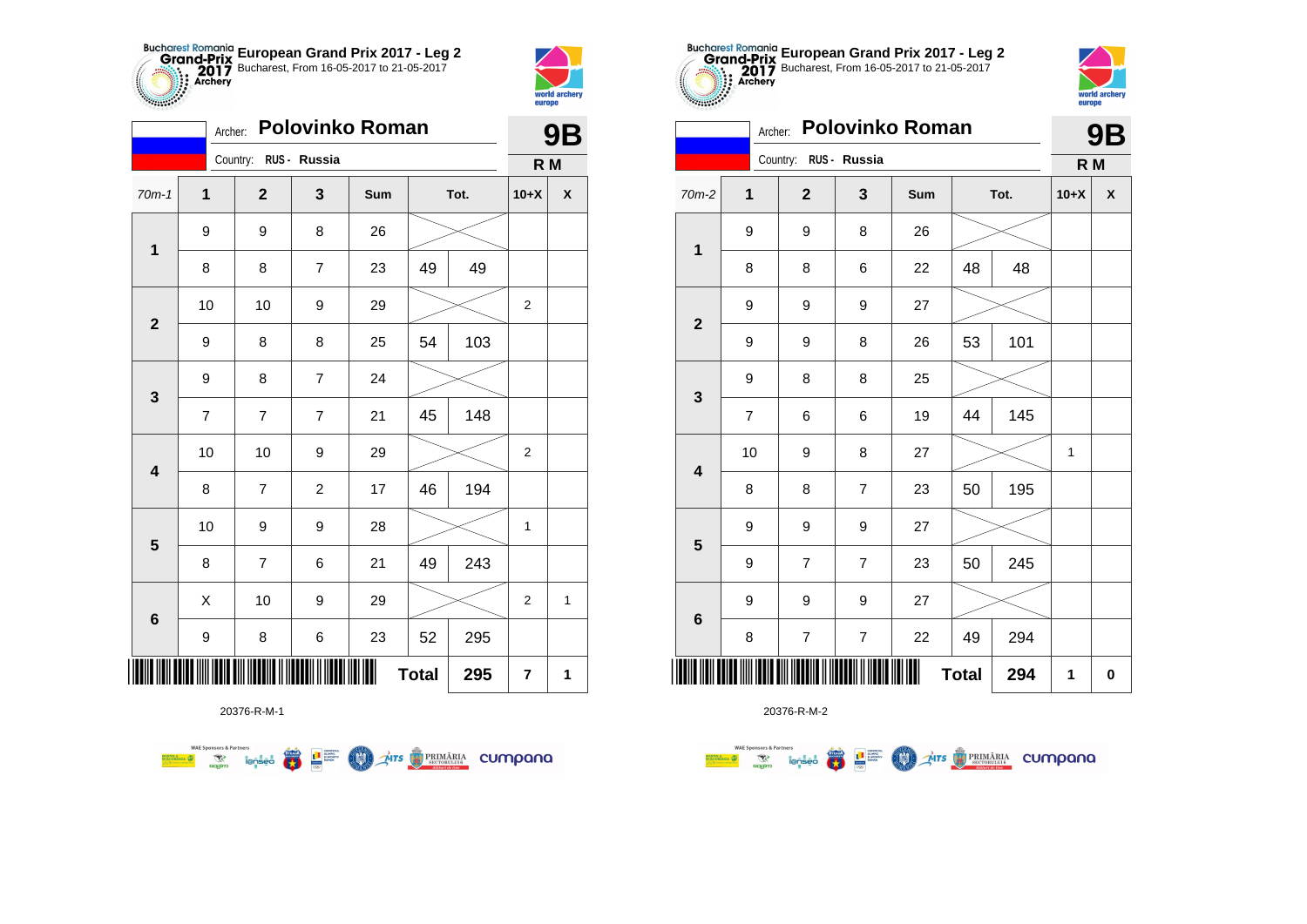**European Grand Prix 2017 - Leg 2**
Bucharest, From 16-05-2017 to 21-05-2017

Archer: **Polovinko Roman**
Country: RUS - Russia

**9B**
**R M**

| 70m-1 | 1 | 2 | 3 | Sum | Tot. | | 10+X | X |
|---|---|---|---|---|---|---|---|---|
| 1 | 9 | 9 | 8 | 26 | | | | |
| | 8 | 8 | 7 | 23 | 49 | 49 | | |
| 2 | 10 | 10 | 9 | 29 | | | 2 | |
| | 9 | 8 | 8 | 25 | 54 | 103 | | |
| 3 | 9 | 8 | 7 | 24 | | | | |
| | 7 | 7 | 7 | 21 | 45 | 148 | | |
| 4 | 10 | 10 | 9 | 29 | | | 2 | |
| | 8 | 7 | 2 | 17 | 46 | 194 | | |
| 5 | 10 | 9 | 9 | 28 | | | 1 | |
| | 8 | 7 | 6 | 21 | 49 | 243 | | |
| 6 | X | 10 | 9 | 29 | | | 2 | 1 |
| | 9 | 8 | 6 | 23 | 52 | 295 | | |
| | | | | | Total | 295 | 7 | 1 |

20376-R-M-1

**European Grand Prix 2017 - Leg 2**
Bucharest, From 16-05-2017 to 21-05-2017

Archer: **Polovinko Roman**
Country: RUS - Russia

**9B**
**R M**

| 70m-2 | 1 | 2 | 3 | Sum | Tot. | | 10+X | X |
|---|---|---|---|---|---|---|---|---|
| 1 | 9 | 9 | 8 | 26 | | | | |
| | 8 | 8 | 6 | 22 | 48 | 48 | | |
| 2 | 9 | 9 | 9 | 27 | | | | |
| | 9 | 9 | 8 | 26 | 53 | 101 | | |
| 3 | 9 | 8 | 8 | 25 | | | | |
| | 7 | 6 | 6 | 19 | 44 | 145 | | |
| 4 | 10 | 9 | 8 | 27 | | | 1 | |
| | 8 | 8 | 7 | 23 | 50 | 195 | | |
| 5 | 9 | 9 | 9 | 27 | | | | |
| | 9 | 7 | 7 | 23 | 50 | 245 | | |
| 6 | 9 | 9 | 9 | 27 | | | | |
| | 8 | 7 | 7 | 22 | 49 | 294 | | |
| | | | | | Total | 294 | 1 | 0 |

20376-R-M-2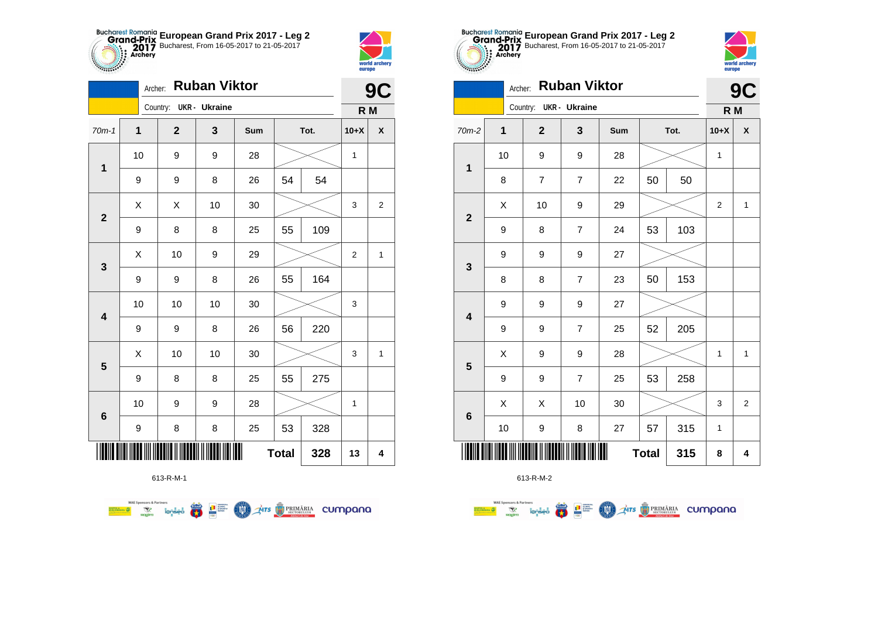**European Grand Prix 2017 - Leg 2**
Bucharest, From 16-05-2017 to 21-05-2017

Archer: **Ruban Viktor** — **9C**
Country: UKR - Ukraine — **R M**

| 70m-1 | 1 | 2 | 3 | Sum | Tot. | | 10+X | X |
|---|---|---|---|---|---|---|---|---|
| 1 | 10 | 9 | 9 | 28 | | | 1 | |
| | 9 | 9 | 8 | 26 | 54 | 54 | | |
| 2 | X | X | 10 | 30 | | | 3 | 2 |
| | 9 | 8 | 8 | 25 | 55 | 109 | | |
| 3 | X | 10 | 9 | 29 | | | 2 | 1 |
| | 9 | 9 | 8 | 26 | 55 | 164 | | |
| 4 | 10 | 10 | 10 | 30 | | | 3 | |
| | 9 | 9 | 8 | 26 | 56 | 220 | | |
| 5 | X | 10 | 10 | 30 | | | 3 | 1 |
| | 9 | 8 | 8 | 25 | 55 | 275 | | |
| 6 | 10 | 9 | 9 | 28 | | | 1 | |
| | 9 | 8 | 8 | 25 | 53 | 328 | | |
| | | | | | Total | 328 | 13 | 4 |

613-R-M-1

**European Grand Prix 2017 - Leg 2**
Bucharest, From 16-05-2017 to 21-05-2017

Archer: **Ruban Viktor** — **9C**
Country: UKR - Ukraine — **R M**

| 70m-2 | 1 | 2 | 3 | Sum | Tot. | | 10+X | X |
|---|---|---|---|---|---|---|---|---|
| 1 | 10 | 9 | 9 | 28 | | | 1 | |
| | 8 | 7 | 7 | 22 | 50 | 50 | | |
| 2 | X | 10 | 9 | 29 | | | 2 | 1 |
| | 9 | 8 | 7 | 24 | 53 | 103 | | |
| 3 | 9 | 9 | 9 | 27 | | | | |
| | 8 | 8 | 7 | 23 | 50 | 153 | | |
| 4 | 9 | 9 | 9 | 27 | | | | |
| | 9 | 9 | 7 | 25 | 52 | 205 | | |
| 5 | X | 9 | 9 | 28 | | | 1 | 1 |
| | 9 | 9 | 7 | 25 | 53 | 258 | | |
| 6 | X | X | 10 | 30 | | | 3 | 2 |
| | 10 | 9 | 8 | 27 | 57 | 315 | 1 | |
| | | | | | Total | 315 | 8 | 4 |

613-R-M-2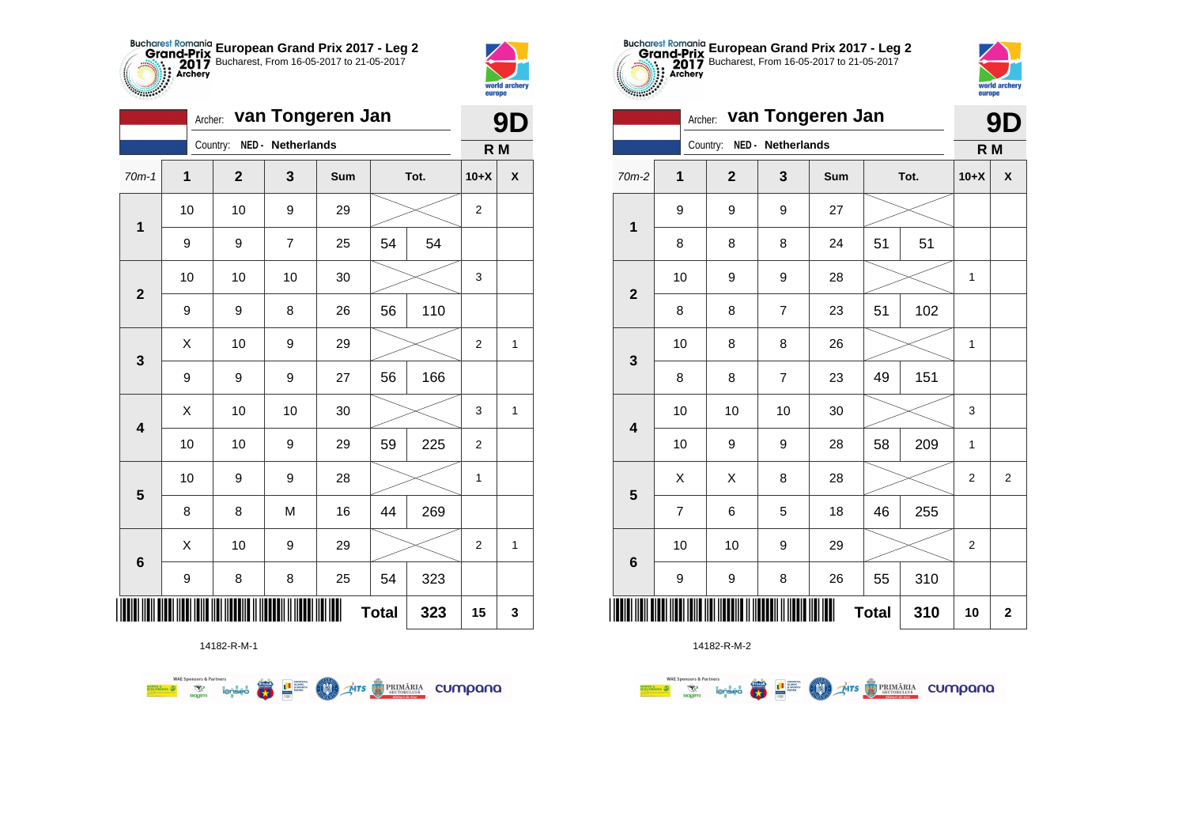## European Grand Prix 2017 - Leg 2

Bucharest, From 16-05-2017 to 21-05-2017

Archer: **van Tongeren Jan** — **9D**

Country: NED - Netherlands — **R M**

| 70m-1 | 1 | 2 | 3 | Sum | Tot. | | 10+X | X |
|---|---|---|---|---|---|---|---|---|
| 1 | 10 | 10 | 9 | 29 | | | 2 | |
| | 9 | 9 | 7 | 25 | 54 | 54 | | |
| 2 | 10 | 10 | 10 | 30 | | | 3 | |
| | 9 | 9 | 8 | 26 | 56 | 110 | | |
| 3 | X | 10 | 9 | 29 | | | 2 | 1 |
| | 9 | 9 | 9 | 27 | 56 | 166 | | |
| 4 | X | 10 | 10 | 30 | | | 3 | 1 |
| | 10 | 10 | 9 | 29 | 59 | 225 | 2 | |
| 5 | 10 | 9 | 9 | 28 | | | 1 | |
| | 8 | 8 | M | 16 | 44 | 269 | | |
| 6 | X | 10 | 9 | 29 | | | 2 | 1 |
| | 9 | 8 | 8 | 25 | 54 | 323 | | |
| | | | | | Total | 323 | 15 | 3 |

14182-R-M-1

## European Grand Prix 2017 - Leg 2

Bucharest, From 16-05-2017 to 21-05-2017

Archer: **van Tongeren Jan** — **9D**

Country: NED - Netherlands — **R M**

| 70m-2 | 1 | 2 | 3 | Sum | Tot. | | 10+X | X |
|---|---|---|---|---|---|---|---|---|
| 1 | 9 | 9 | 9 | 27 | | | | |
| | 8 | 8 | 8 | 24 | 51 | 51 | | |
| 2 | 10 | 9 | 9 | 28 | | | 1 | |
| | 8 | 8 | 7 | 23 | 51 | 102 | | |
| 3 | 10 | 8 | 8 | 26 | | | 1 | |
| | 8 | 8 | 7 | 23 | 49 | 151 | | |
| 4 | 10 | 10 | 10 | 30 | | | 3 | |
| | 10 | 9 | 9 | 28 | 58 | 209 | 1 | |
| 5 | X | X | 8 | 28 | | | 2 | 2 |
| | 7 | 6 | 5 | 18 | 46 | 255 | | |
| 6 | 10 | 10 | 9 | 29 | | | 2 | |
| | 9 | 9 | 8 | 26 | 55 | 310 | | |
| | | | | | Total | 310 | 10 | 2 |

14182-R-M-2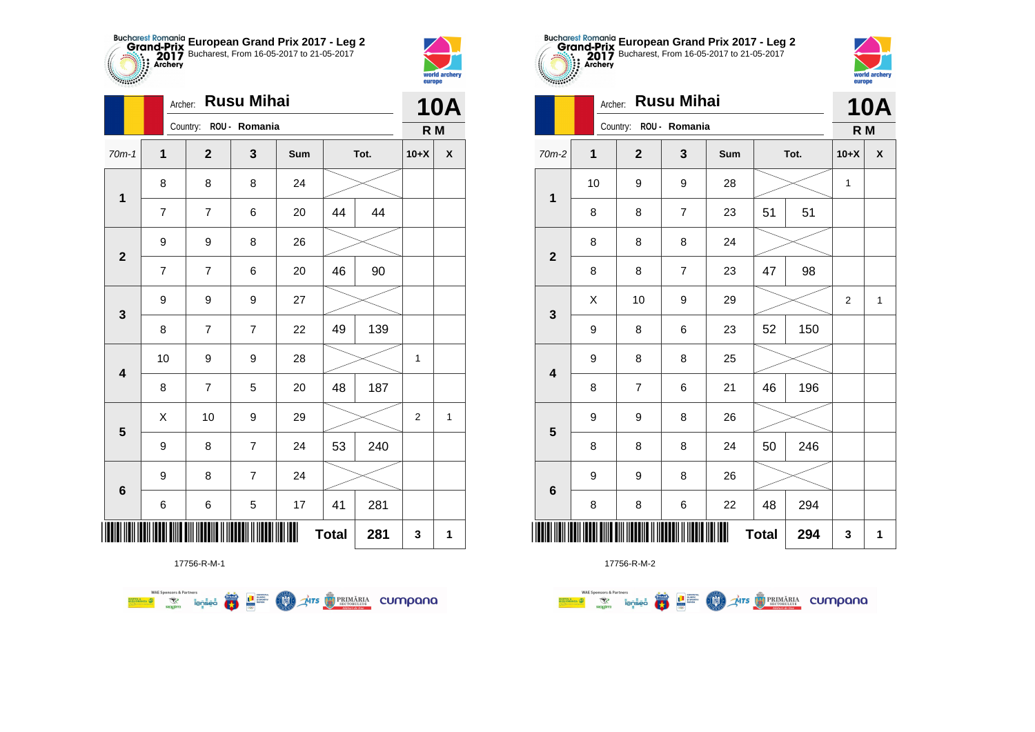European Grand Prix 2017 - Leg 2
Bucharest, From 16-05-2017 to 21-05-2017

Archer: **Rusu Mihai**
Country: ROU - Romania

**10A**
**R M**

| 70m-1 | 1 | 2 | 3 | Sum | Tot. | | 10+X | X |
|---|---|---|---|---|---|---|---|---|
| 1 | 8 | 8 | 8 | 24 | | | | |
| | 7 | 7 | 6 | 20 | 44 | 44 | | |
| 2 | 9 | 9 | 8 | 26 | | | | |
| | 7 | 7 | 6 | 20 | 46 | 90 | | |
| 3 | 9 | 9 | 9 | 27 | | | | |
| | 8 | 7 | 7 | 22 | 49 | 139 | | |
| 4 | 10 | 9 | 9 | 28 | | | 1 | |
| | 8 | 7 | 5 | 20 | 48 | 187 | | |
| 5 | X | 10 | 9 | 29 | | | 2 | 1 |
| | 9 | 8 | 7 | 24 | 53 | 240 | | |
| 6 | 9 | 8 | 7 | 24 | | | | |
| | 6 | 6 | 5 | 17 | 41 | 281 | | |
| | | | | | **Total** | **281** | **3** | **1** |

17756-R-M-1

European Grand Prix 2017 - Leg 2
Bucharest, From 16-05-2017 to 21-05-2017

Archer: **Rusu Mihai**
Country: ROU - Romania

**10A**
**R M**

| 70m-2 | 1 | 2 | 3 | Sum | Tot. | | 10+X | X |
|---|---|---|---|---|---|---|---|---|
| 1 | 10 | 9 | 9 | 28 | | | 1 | |
| | 8 | 8 | 7 | 23 | 51 | 51 | | |
| 2 | 8 | 8 | 8 | 24 | | | | |
| | 8 | 8 | 7 | 23 | 47 | 98 | | |
| 3 | X | 10 | 9 | 29 | | | 2 | 1 |
| | 9 | 8 | 6 | 23 | 52 | 150 | | |
| 4 | 9 | 8 | 8 | 25 | | | | |
| | 8 | 7 | 6 | 21 | 46 | 196 | | |
| 5 | 9 | 9 | 8 | 26 | | | | |
| | 8 | 8 | 8 | 24 | 50 | 246 | | |
| 6 | 9 | 9 | 8 | 26 | | | | |
| | 8 | 8 | 6 | 22 | 48 | 294 | | |
| | | | | | **Total** | **294** | **3** | **1** |

17756-R-M-2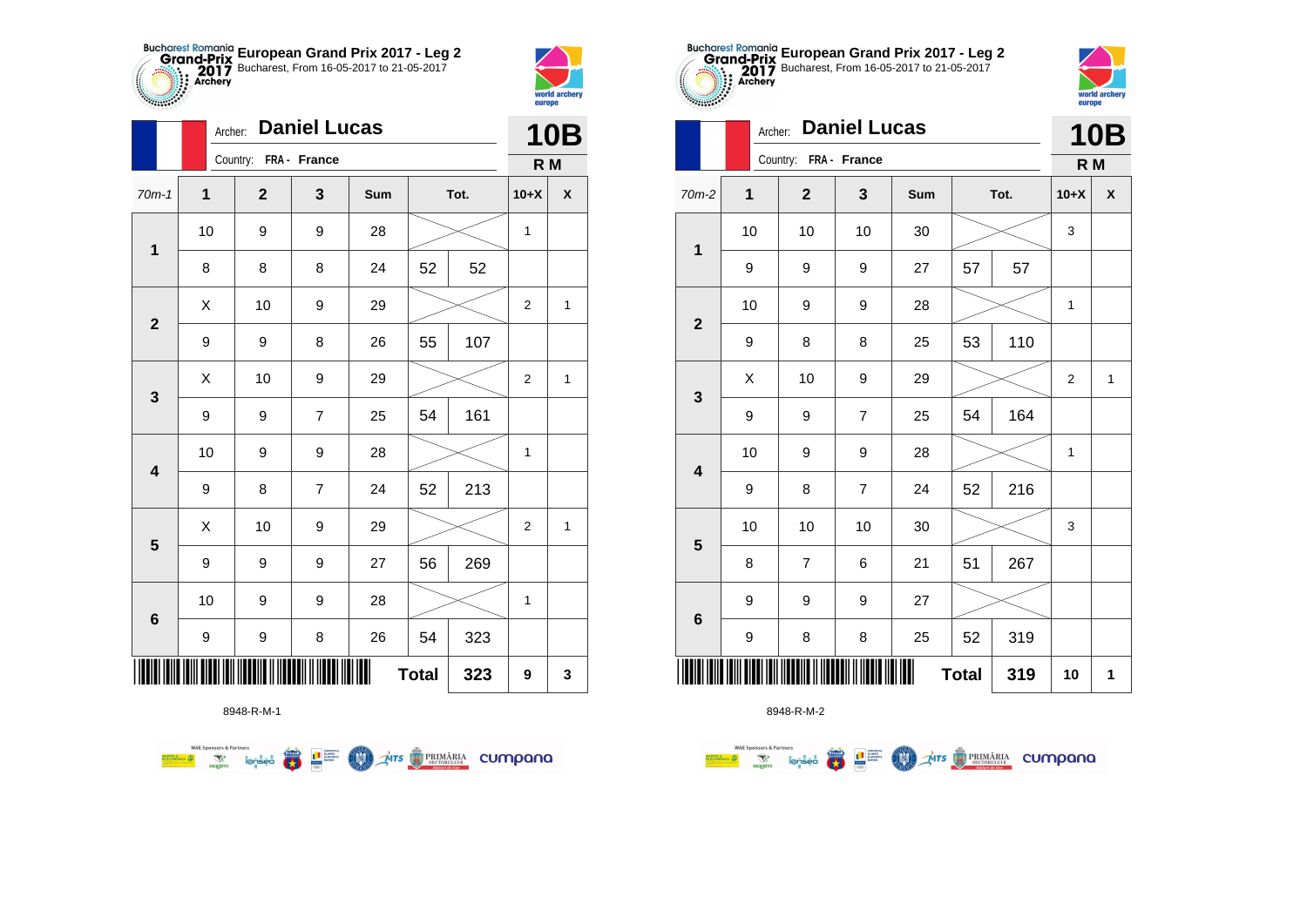# European Grand Prix 2017 - Leg 2

Bucharest, From 16-05-2017 to 21-05-2017

Archer: **Daniel Lucas**

Country: **FRA - France**

**10B**

**R M**

| 70m-1 | 1 | 2 | 3 | Sum | Tot. | | 10+X | X |
|---|---|---|---|---|---|---|---|---|
| 1 | 10 | 9 | 9 | 28 | | | 1 | |
| | 8 | 8 | 8 | 24 | 52 | 52 | | |
| 2 | X | 10 | 9 | 29 | | | 2 | 1 |
| | 9 | 9 | 8 | 26 | 55 | 107 | | |
| 3 | X | 10 | 9 | 29 | | | 2 | 1 |
| | 9 | 9 | 7 | 25 | 54 | 161 | | |
| 4 | 10 | 9 | 9 | 28 | | | 1 | |
| | 9 | 8 | 7 | 24 | 52 | 213 | | |
| 5 | X | 10 | 9 | 29 | | | 2 | 1 |
| | 9 | 9 | 9 | 27 | 56 | 269 | | |
| 6 | 10 | 9 | 9 | 28 | | | 1 | |
| | 9 | 9 | 8 | 26 | 54 | 323 | | |
| | | | | | **Total** | **323** | **9** | **3** |

8948-R-M-1

# European Grand Prix 2017 - Leg 2

Bucharest, From 16-05-2017 to 21-05-2017

Archer: **Daniel Lucas**

Country: **FRA - France**

**10B**

**R M**

| 70m-2 | 1 | 2 | 3 | Sum | Tot. | | 10+X | X |
|---|---|---|---|---|---|---|---|---|
| 1 | 10 | 10 | 10 | 30 | | | 3 | |
| | 9 | 9 | 9 | 27 | 57 | 57 | | |
| 2 | 10 | 9 | 9 | 28 | | | 1 | |
| | 9 | 8 | 8 | 25 | 53 | 110 | | |
| 3 | X | 10 | 9 | 29 | | | 2 | 1 |
| | 9 | 9 | 7 | 25 | 54 | 164 | | |
| 4 | 10 | 9 | 9 | 28 | | | 1 | |
| | 9 | 8 | 7 | 24 | 52 | 216 | | |
| 5 | 10 | 10 | 10 | 30 | | | 3 | |
| | 8 | 7 | 6 | 21 | 51 | 267 | | |
| 6 | 9 | 9 | 9 | 27 | | | | |
| | 9 | 8 | 8 | 25 | 52 | 319 | | |
| | | | | | **Total** | **319** | **10** | **1** |

8948-R-M-2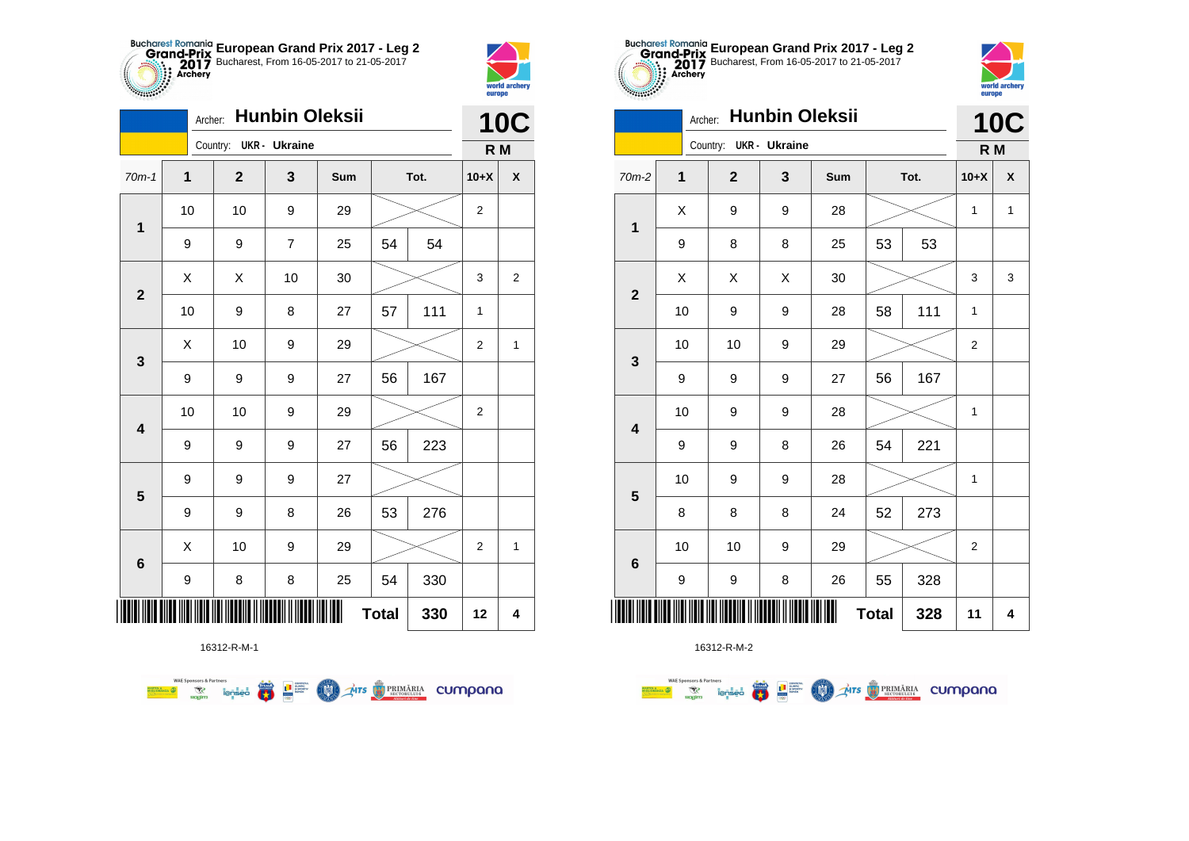# European Grand Prix 2017 - Leg 2

Bucharest, From 16-05-2017 to 21-05-2017

Archer: **Hunbin Oleksii**

Country: **UKR - Ukraine**

**10C**

**R M**

| 70m-1 | 1 | 2 | 3 | Sum | Tot. | | 10+X | X |
|---|---|---|---|---|---|---|---|---|
| 1 | 10 | 10 | 9 | 29 | | | 2 | |
| | 9 | 9 | 7 | 25 | 54 | 54 | | |
| 2 | X | X | 10 | 30 | | | 3 | 2 |
| | 10 | 9 | 8 | 27 | 57 | 111 | 1 | |
| 3 | X | 10 | 9 | 29 | | | 2 | 1 |
| | 9 | 9 | 9 | 27 | 56 | 167 | | |
| 4 | 10 | 10 | 9 | 29 | | | 2 | |
| | 9 | 9 | 9 | 27 | 56 | 223 | | |
| 5 | 9 | 9 | 9 | 27 | | | | |
| | 9 | 9 | 8 | 26 | 53 | 276 | | |
| 6 | X | 10 | 9 | 29 | | | 2 | 1 |
| | 9 | 8 | 8 | 25 | 54 | 330 | | |
| | | | | | **Total** | **330** | **12** | **4** |

16312-R-M-1

# European Grand Prix 2017 - Leg 2

Bucharest, From 16-05-2017 to 21-05-2017

Archer: **Hunbin Oleksii**

Country: **UKR - Ukraine**

**10C**

**R M**

| 70m-2 | 1 | 2 | 3 | Sum | Tot. | | 10+X | X |
|---|---|---|---|---|---|---|---|---|
| 1 | X | 9 | 9 | 28 | | | 1 | 1 |
| | 9 | 8 | 8 | 25 | 53 | 53 | | |
| 2 | X | X | X | 30 | | | 3 | 3 |
| | 10 | 9 | 9 | 28 | 58 | 111 | 1 | |
| 3 | 10 | 10 | 9 | 29 | | | 2 | |
| | 9 | 9 | 9 | 27 | 56 | 167 | | |
| 4 | 10 | 9 | 9 | 28 | | | 1 | |
| | 9 | 9 | 8 | 26 | 54 | 221 | | |
| 5 | 10 | 9 | 9 | 28 | | | 1 | |
| | 8 | 8 | 8 | 24 | 52 | 273 | | |
| 6 | 10 | 10 | 9 | 29 | | | 2 | |
| | 9 | 9 | 8 | 26 | 55 | 328 | | |
| | | | | | **Total** | **328** | **11** | **4** |

16312-R-M-2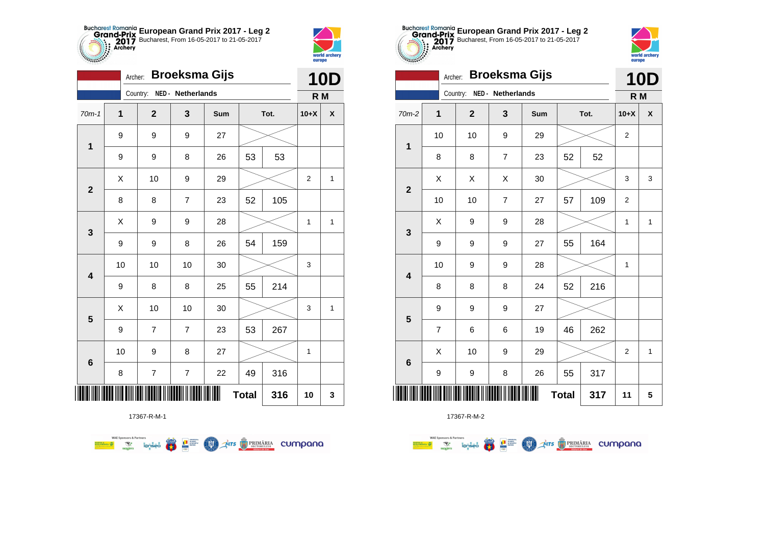**European Grand Prix 2017 - Leg 2**
Bucharest, From 16-05-2017 to 21-05-2017

Archer: **Broeksma Gijs**
Country: NED - Netherlands

**10D**
**R M**

| 70m-1 | 1 | 2 | 3 | Sum | Tot. | | 10+X | X |
|---|---|---|---|---|---|---|---|---|
| 1 | 9 | 9 | 9 | 27 | | | | |
| | 9 | 9 | 8 | 26 | 53 | 53 | | |
| 2 | X | 10 | 9 | 29 | | | 2 | 1 |
| | 8 | 8 | 7 | 23 | 52 | 105 | | |
| 3 | X | 9 | 9 | 28 | | | 1 | 1 |
| | 9 | 9 | 8 | 26 | 54 | 159 | | |
| 4 | 10 | 10 | 10 | 30 | | | 3 | |
| | 9 | 8 | 8 | 25 | 55 | 214 | | |
| 5 | X | 10 | 10 | 30 | | | 3 | 1 |
| | 9 | 7 | 7 | 23 | 53 | 267 | | |
| 6 | 10 | 9 | 8 | 27 | | | 1 | |
| | 8 | 7 | 7 | 22 | 49 | 316 | | |
| | | | | | Total | 316 | 10 | 3 |

17367-R-M-1

**European Grand Prix 2017 - Leg 2**
Bucharest, From 16-05-2017 to 21-05-2017

Archer: **Broeksma Gijs**
Country: NED - Netherlands

**10D**
**R M**

| 70m-2 | 1 | 2 | 3 | Sum | Tot. | | 10+X | X |
|---|---|---|---|---|---|---|---|---|
| 1 | 10 | 10 | 9 | 29 | | | 2 | |
| | 8 | 8 | 7 | 23 | 52 | 52 | | |
| 2 | X | X | X | 30 | | | 3 | 3 |
| | 10 | 10 | 7 | 27 | 57 | 109 | 2 | |
| 3 | X | 9 | 9 | 28 | | | 1 | 1 |
| | 9 | 9 | 9 | 27 | 55 | 164 | | |
| 4 | 10 | 9 | 9 | 28 | | | 1 | |
| | 8 | 8 | 8 | 24 | 52 | 216 | | |
| 5 | 9 | 9 | 9 | 27 | | | | |
| | 7 | 6 | 6 | 19 | 46 | 262 | | |
| 6 | X | 10 | 9 | 29 | | | 2 | 1 |
| | 9 | 9 | 8 | 26 | 55 | 317 | | |
| | | | | | Total | 317 | 11 | 5 |

17367-R-M-2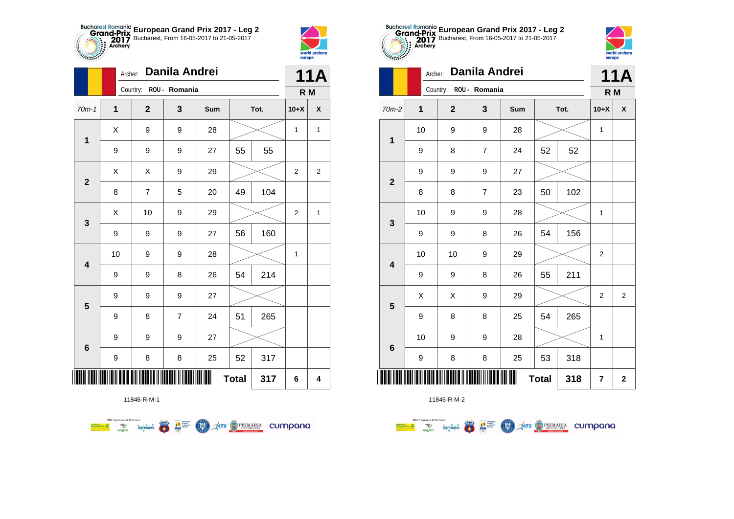**European Grand Prix 2017 - Leg 2**
Bucharest, From 16-05-2017 to 21-05-2017

Archer: **Danila Andrei**
Country: ROU - Romania

**11A**
**R M**

| 70m-1 | 1 | 2 | 3 | Sum | | Tot. | 10+X | X |
|---|---|---|---|---|---|---|---|---|
| 1 | X | 9 | 9 | 28 | | | 1 | 1 |
| | 9 | 9 | 9 | 27 | 55 | 55 | | |
| 2 | X | X | 9 | 29 | | | 2 | 2 |
| | 8 | 7 | 5 | 20 | 49 | 104 | | |
| 3 | X | 10 | 9 | 29 | | | 2 | 1 |
| | 9 | 9 | 9 | 27 | 56 | 160 | | |
| 4 | 10 | 9 | 9 | 28 | | | 1 | |
| | 9 | 9 | 8 | 26 | 54 | 214 | | |
| 5 | 9 | 9 | 9 | 27 | | | | |
| | 9 | 8 | 7 | 24 | 51 | 265 | | |
| 6 | 9 | 9 | 9 | 27 | | | | |
| | 9 | 8 | 8 | 25 | 52 | 317 | | |
| | | | | | **Total** | **317** | **6** | **4** |

11846-R-M-1

**European Grand Prix 2017 - Leg 2**
Bucharest, From 16-05-2017 to 21-05-2017

Archer: **Danila Andrei**
Country: ROU - Romania

**11A**
**R M**

| 70m-2 | 1 | 2 | 3 | Sum | | Tot. | 10+X | X |
|---|---|---|---|---|---|---|---|---|
| 1 | 10 | 9 | 9 | 28 | | | 1 | |
| | 9 | 8 | 7 | 24 | 52 | 52 | | |
| 2 | 9 | 9 | 9 | 27 | | | | |
| | 8 | 8 | 7 | 23 | 50 | 102 | | |
| 3 | 10 | 9 | 9 | 28 | | | 1 | |
| | 9 | 9 | 8 | 26 | 54 | 156 | | |
| 4 | 10 | 10 | 9 | 29 | | | 2 | |
| | 9 | 9 | 8 | 26 | 55 | 211 | | |
| 5 | X | X | 9 | 29 | | | 2 | 2 |
| | 9 | 8 | 8 | 25 | 54 | 265 | | |
| 6 | 10 | 9 | 9 | 28 | | | 1 | |
| | 9 | 8 | 8 | 25 | 53 | 318 | | |
| | | | | | **Total** | **318** | **7** | **2** |

11846-R-M-2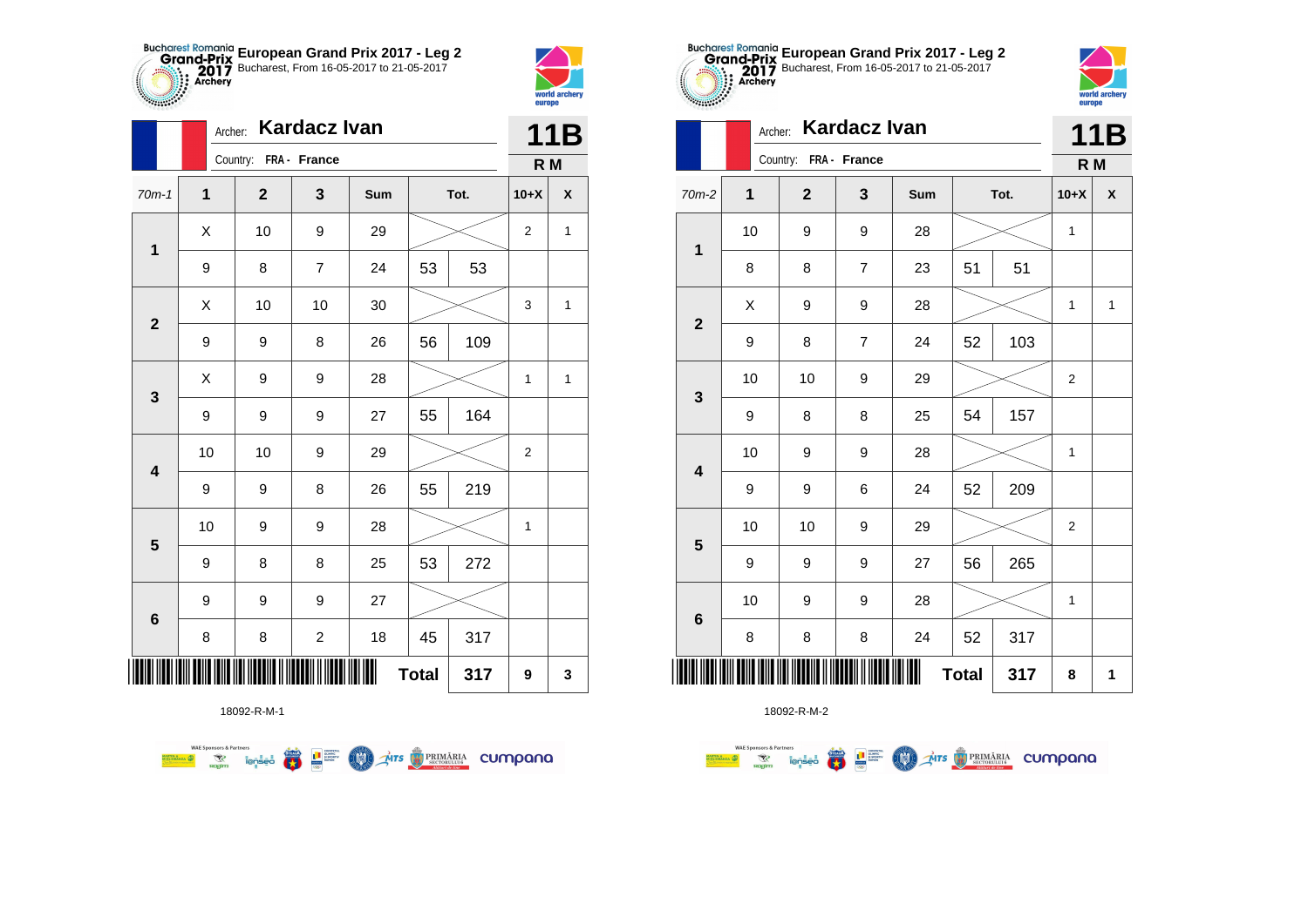**European Grand Prix 2017 - Leg 2**
Bucharest, From 16-05-2017 to 21-05-2017

Archer: **Kardacz Ivan**
Country: FRA - France

**11B**
**R M**

| 70m-1 | 1 | 2 | 3 | Sum | Tot. | | 10+X | X |
|---|---|---|---|---|---|---|---|---|
| **1** | X | 10 | 9 | 29 | | | 2 | 1 |
| | 9 | 8 | 7 | 24 | 53 | 53 | | |
| **2** | X | 10 | 10 | 30 | | | 3 | 1 |
| | 9 | 9 | 8 | 26 | 56 | 109 | | |
| **3** | X | 9 | 9 | 28 | | | 1 | 1 |
| | 9 | 9 | 9 | 27 | 55 | 164 | | |
| **4** | 10 | 10 | 9 | 29 | | | 2 | |
| | 9 | 9 | 8 | 26 | 55 | 219 | | |
| **5** | 10 | 9 | 9 | 28 | | | 1 | |
| | 9 | 8 | 8 | 25 | 53 | 272 | | |
| **6** | 9 | 9 | 9 | 27 | | | | |
| | 8 | 8 | 2 | 18 | 45 | 317 | | |
| | | | | | **Total** | **317** | **9** | **3** |

18092-R-M-1

**European Grand Prix 2017 - Leg 2**
Bucharest, From 16-05-2017 to 21-05-2017

Archer: **Kardacz Ivan**
Country: FRA - France

**11B**
**R M**

| 70m-2 | 1 | 2 | 3 | Sum | Tot. | | 10+X | X |
|---|---|---|---|---|---|---|---|---|
| **1** | 10 | 9 | 9 | 28 | | | 1 | |
| | 8 | 8 | 7 | 23 | 51 | 51 | | |
| **2** | X | 9 | 9 | 28 | | | 1 | 1 |
| | 9 | 8 | 7 | 24 | 52 | 103 | | |
| **3** | 10 | 10 | 9 | 29 | | | 2 | |
| | 9 | 8 | 8 | 25 | 54 | 157 | | |
| **4** | 10 | 9 | 9 | 28 | | | 1 | |
| | 9 | 9 | 6 | 24 | 52 | 209 | | |
| **5** | 10 | 10 | 9 | 29 | | | 2 | |
| | 9 | 9 | 9 | 27 | 56 | 265 | | |
| **6** | 10 | 9 | 9 | 28 | | | 1 | |
| | 8 | 8 | 8 | 24 | 52 | 317 | | |
| | | | | | **Total** | **317** | **8** | **1** |

18092-R-M-2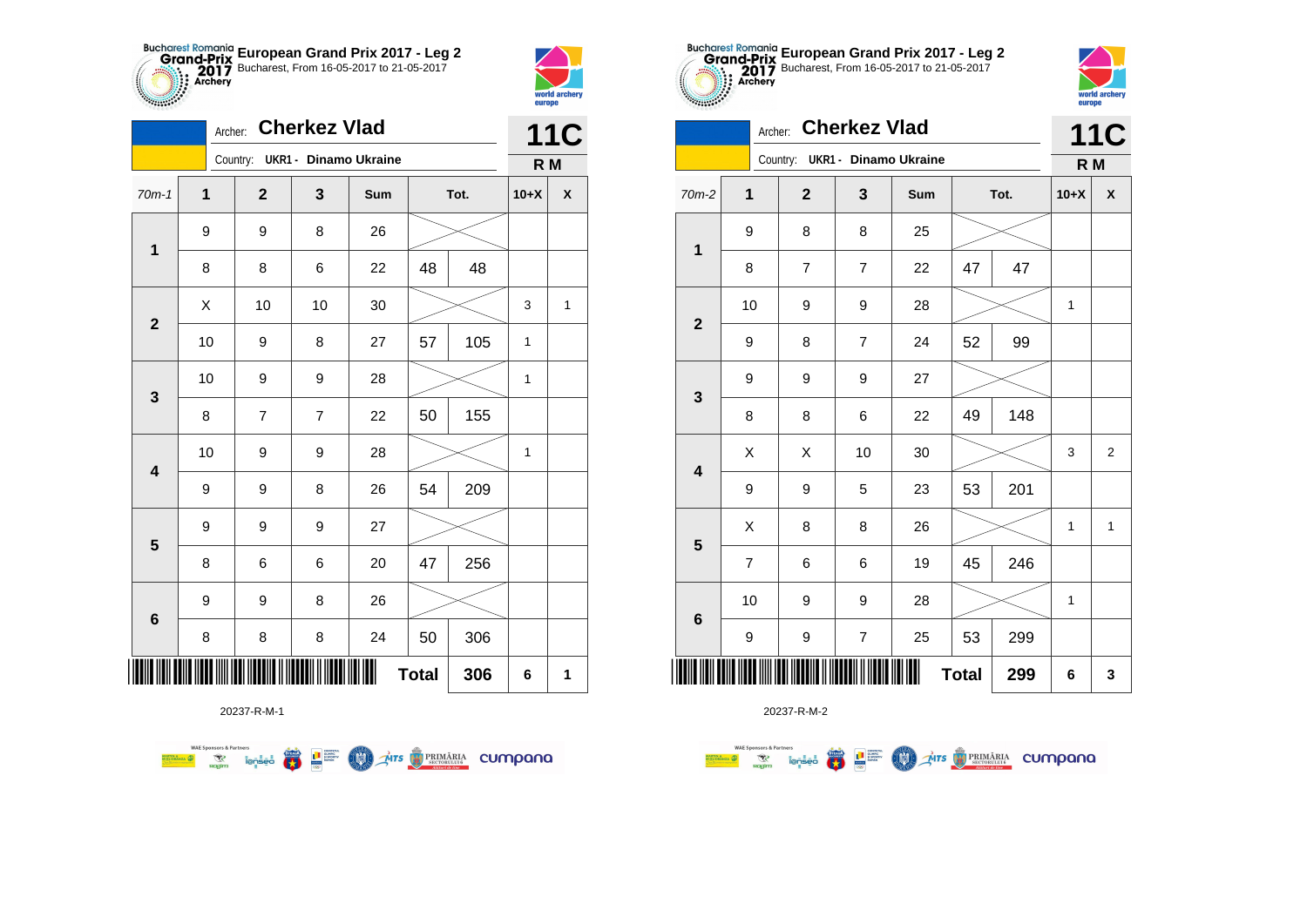## European Grand Prix 2017 - Leg 2

Bucharest, From 16-05-2017 to 21-05-2017

Archer: **Cherkez Vlad**

Country: **UKR1 - Dinamo Ukraine**

**11C**

**R M**

| 70m-1 | 1 | 2 | 3 | Sum | Tot. | | 10+X | X |
|---|---|---|---|---|---|---|---|---|
| 1 | 9 | 9 | 8 | 26 | | | | |
| | 8 | 8 | 6 | 22 | 48 | 48 | | |
| 2 | X | 10 | 10 | 30 | | | 3 | 1 |
| | 10 | 9 | 8 | 27 | 57 | 105 | 1 | |
| 3 | 10 | 9 | 9 | 28 | | | 1 | |
| | 8 | 7 | 7 | 22 | 50 | 155 | | |
| 4 | 10 | 9 | 9 | 28 | | | 1 | |
| | 9 | 9 | 8 | 26 | 54 | 209 | | |
| 5 | 9 | 9 | 9 | 27 | | | | |
| | 8 | 6 | 6 | 20 | 47 | 256 | | |
| 6 | 9 | 9 | 8 | 26 | | | | |
| | 8 | 8 | 8 | 24 | 50 | 306 | | |
| | | | | | **Total** | **306** | **6** | **1** |

20237-R-M-1

## European Grand Prix 2017 - Leg 2

Bucharest, From 16-05-2017 to 21-05-2017

Archer: **Cherkez Vlad**

Country: **UKR1 - Dinamo Ukraine**

**11C**

**R M**

| 70m-2 | 1 | 2 | 3 | Sum | Tot. | | 10+X | X |
|---|---|---|---|---|---|---|---|---|
| 1 | 9 | 8 | 8 | 25 | | | | |
| | 8 | 7 | 7 | 22 | 47 | 47 | | |
| 2 | 10 | 9 | 9 | 28 | | | 1 | |
| | 9 | 8 | 7 | 24 | 52 | 99 | | |
| 3 | 9 | 9 | 9 | 27 | | | | |
| | 8 | 8 | 6 | 22 | 49 | 148 | | |
| 4 | X | X | 10 | 30 | | | 3 | 2 |
| | 9 | 9 | 5 | 23 | 53 | 201 | | |
| 5 | X | 8 | 8 | 26 | | | 1 | 1 |
| | 7 | 6 | 6 | 19 | 45 | 246 | | |
| 6 | 10 | 9 | 9 | 28 | | | 1 | |
| | 9 | 9 | 7 | 25 | 53 | 299 | | |
| | | | | | **Total** | **299** | **6** | **3** |

20237-R-M-2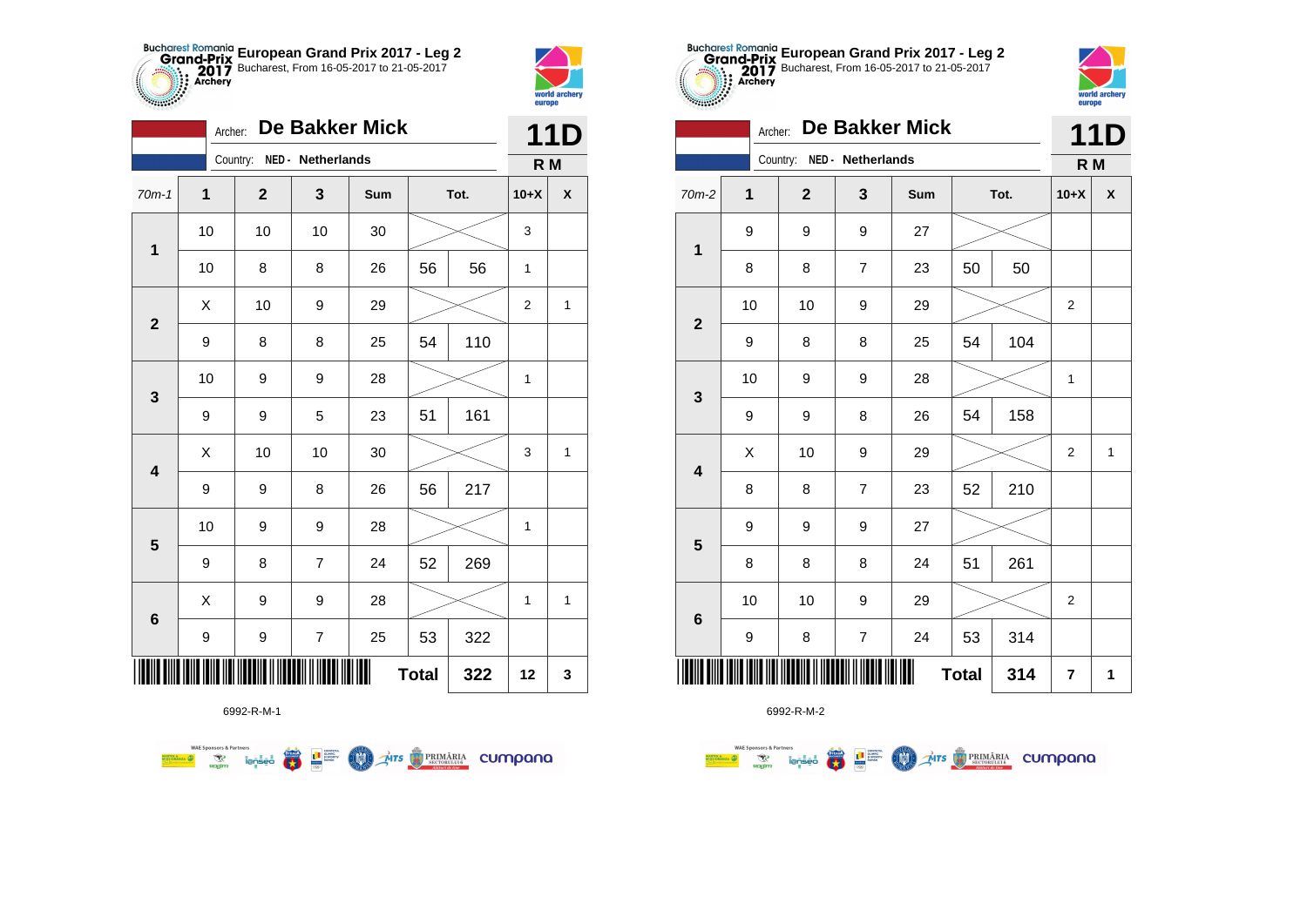**Bucharest Romania Grand-Prix 2017 Archery** — **European Grand Prix 2017 - Leg 2**
Bucharest, From 16-05-2017 to 21-05-2017

Archer: **De Bakker Mick** — **11D**
Country: **NED - Netherlands** — **R M**

| 70m-1 | 1 | 2 | 3 | Sum | Tot. | | 10+X | X |
|---|---|---|---|---|---|---|---|---|
| 1 | 10 | 10 | 10 | 30 | | | 3 | |
| | 10 | 8 | 8 | 26 | 56 | 56 | 1 | |
| 2 | X | 10 | 9 | 29 | | | 2 | 1 |
| | 9 | 8 | 8 | 25 | 54 | 110 | | |
| 3 | 10 | 9 | 9 | 28 | | | 1 | |
| | 9 | 9 | 5 | 23 | 51 | 161 | | |
| 4 | X | 10 | 10 | 30 | | | 3 | 1 |
| | 9 | 9 | 8 | 26 | 56 | 217 | | |
| 5 | 10 | 9 | 9 | 28 | | | 1 | |
| | 9 | 8 | 7 | 24 | 52 | 269 | | |
| 6 | X | 9 | 9 | 28 | | | 1 | 1 |
| | 9 | 9 | 7 | 25 | 53 | 322 | | |
| | | | | | Total | 322 | 12 | 3 |

6992-R-M-1

**Bucharest Romania Grand-Prix 2017 Archery** — **European Grand Prix 2017 - Leg 2**
Bucharest, From 16-05-2017 to 21-05-2017

Archer: **De Bakker Mick** — **11D**
Country: **NED - Netherlands** — **R M**

| 70m-2 | 1 | 2 | 3 | Sum | Tot. | | 10+X | X |
|---|---|---|---|---|---|---|---|---|
| 1 | 9 | 9 | 9 | 27 | | | | |
| | 8 | 8 | 7 | 23 | 50 | 50 | | |
| 2 | 10 | 10 | 9 | 29 | | | 2 | |
| | 9 | 8 | 8 | 25 | 54 | 104 | | |
| 3 | 10 | 9 | 9 | 28 | | | 1 | |
| | 9 | 9 | 8 | 26 | 54 | 158 | | |
| 4 | X | 10 | 9 | 29 | | | 2 | 1 |
| | 8 | 8 | 7 | 23 | 52 | 210 | | |
| 5 | 9 | 9 | 9 | 27 | | | | |
| | 8 | 8 | 8 | 24 | 51 | 261 | | |
| 6 | 10 | 10 | 9 | 29 | | | 2 | |
| | 9 | 8 | 7 | 24 | 53 | 314 | | |
| | | | | | Total | 314 | 7 | 1 |

6992-R-M-2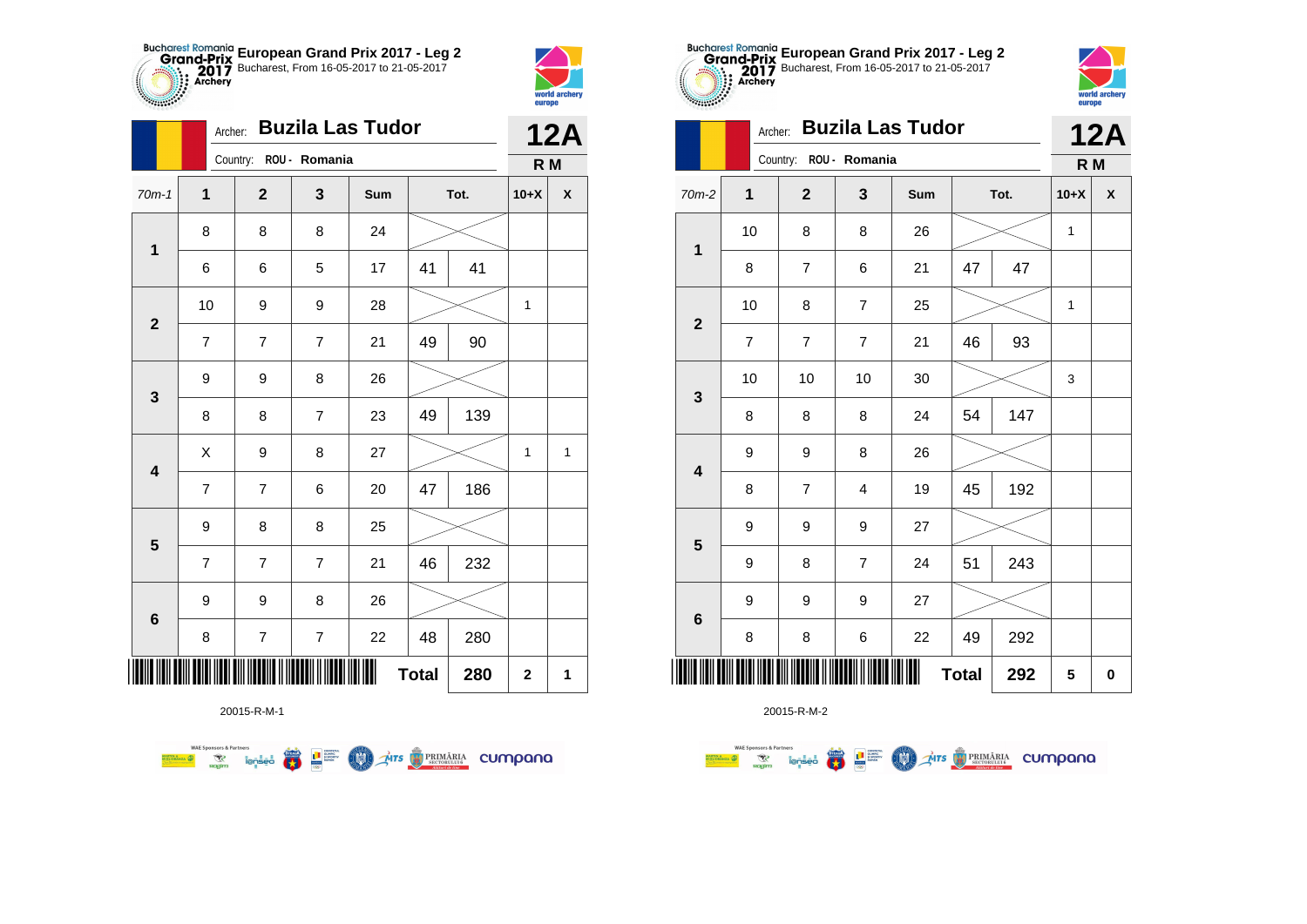## European Grand Prix 2017 - Leg 2

Bucharest, From 16-05-2017 to 21-05-2017

Archer: **Buzila Las Tudor** — **12A**

Country: ROU - Romania — **R M**

| 70m-1 | 1 | 2 | 3 | Sum | Tot. | | 10+X | X |
|---|---|---|---|---|---|---|---|---|
| 1 | 8 | 8 | 8 | 24 | | | | |
| | 6 | 6 | 5 | 17 | 41 | 41 | | |
| 2 | 10 | 9 | 9 | 28 | | | 1 | |
| | 7 | 7 | 7 | 21 | 49 | 90 | | |
| 3 | 9 | 9 | 8 | 26 | | | | |
| | 8 | 8 | 7 | 23 | 49 | 139 | | |
| 4 | X | 9 | 8 | 27 | | | 1 | 1 |
| | 7 | 7 | 6 | 20 | 47 | 186 | | |
| 5 | 9 | 8 | 8 | 25 | | | | |
| | 7 | 7 | 7 | 21 | 46 | 232 | | |
| 6 | 9 | 9 | 8 | 26 | | | | |
| | 8 | 7 | 7 | 22 | 48 | 280 | | |
| | | | | | **Total** | **280** | **2** | **1** |

20015-R-M-1

## European Grand Prix 2017 - Leg 2

Bucharest, From 16-05-2017 to 21-05-2017

Archer: **Buzila Las Tudor** — **12A**

Country: ROU - Romania — **R M**

| 70m-2 | 1 | 2 | 3 | Sum | Tot. | | 10+X | X |
|---|---|---|---|---|---|---|---|---|
| 1 | 10 | 8 | 8 | 26 | | | 1 | |
| | 8 | 7 | 6 | 21 | 47 | 47 | | |
| 2 | 10 | 8 | 7 | 25 | | | 1 | |
| | 7 | 7 | 7 | 21 | 46 | 93 | | |
| 3 | 10 | 10 | 10 | 30 | | | 3 | |
| | 8 | 8 | 8 | 24 | 54 | 147 | | |
| 4 | 9 | 9 | 8 | 26 | | | | |
| | 8 | 7 | 4 | 19 | 45 | 192 | | |
| 5 | 9 | 9 | 9 | 27 | | | | |
| | 9 | 8 | 7 | 24 | 51 | 243 | | |
| 6 | 9 | 9 | 9 | 27 | | | | |
| | 8 | 8 | 6 | 22 | 49 | 292 | | |
| | | | | | **Total** | **292** | **5** | **0** |

20015-R-M-2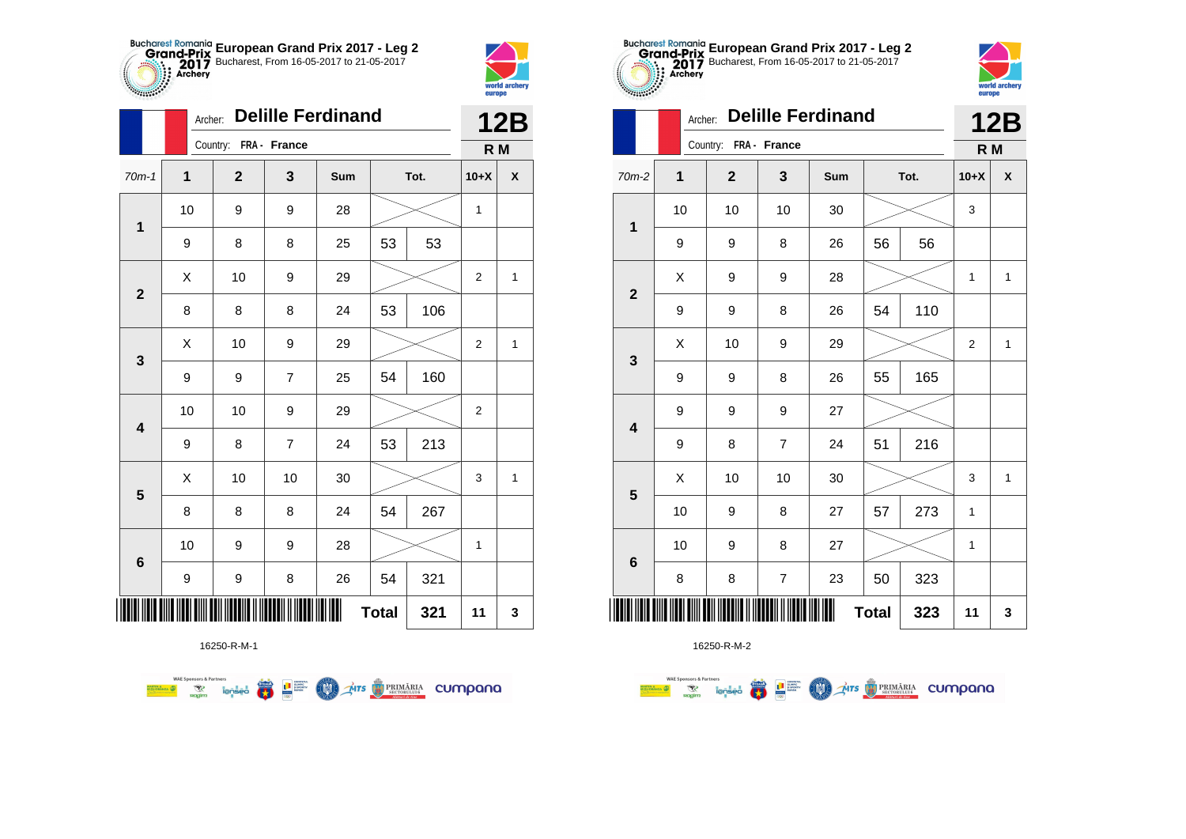**European Grand Prix 2017 - Leg 2**
Bucharest, From 16-05-2017 to 21-05-2017

Archer: **Delille Ferdinand**
Country: FRA - France

**12B**
**R M**

| 70m-1 | 1 | 2 | 3 | Sum | Tot. | | 10+X | X |
|---|---|---|---|---|---|---|---|---|
| 1 | 10 | 9 | 9 | 28 | | | 1 | |
| | 9 | 8 | 8 | 25 | 53 | 53 | | |
| 2 | X | 10 | 9 | 29 | | | 2 | 1 |
| | 8 | 8 | 8 | 24 | 53 | 106 | | |
| 3 | X | 10 | 9 | 29 | | | 2 | 1 |
| | 9 | 9 | 7 | 25 | 54 | 160 | | |
| 4 | 10 | 10 | 9 | 29 | | | 2 | |
| | 9 | 8 | 7 | 24 | 53 | 213 | | |
| 5 | X | 10 | 10 | 30 | | | 3 | 1 |
| | 8 | 8 | 8 | 24 | 54 | 267 | | |
| 6 | 10 | 9 | 9 | 28 | | | 1 | |
| | 9 | 9 | 8 | 26 | 54 | 321 | | |
| | | | | | Total | 321 | 11 | 3 |

16250-R-M-1

**European Grand Prix 2017 - Leg 2**
Bucharest, From 16-05-2017 to 21-05-2017

Archer: **Delille Ferdinand**
Country: FRA - France

**12B**
**R M**

| 70m-2 | 1 | 2 | 3 | Sum | Tot. | | 10+X | X |
|---|---|---|---|---|---|---|---|---|
| 1 | 10 | 10 | 10 | 30 | | | 3 | |
| | 9 | 9 | 8 | 26 | 56 | 56 | | |
| 2 | X | 9 | 9 | 28 | | | 1 | 1 |
| | 9 | 9 | 8 | 26 | 54 | 110 | | |
| 3 | X | 10 | 9 | 29 | | | 2 | 1 |
| | 9 | 9 | 8 | 26 | 55 | 165 | | |
| 4 | 9 | 9 | 9 | 27 | | | | |
| | 9 | 8 | 7 | 24 | 51 | 216 | | |
| 5 | X | 10 | 10 | 30 | | | 3 | 1 |
| | 10 | 9 | 8 | 27 | 57 | 273 | 1 | |
| 6 | 10 | 9 | 8 | 27 | | | 1 | |
| | 8 | 8 | 7 | 23 | 50 | 323 | | |
| | | | | | Total | 323 | 11 | 3 |

16250-R-M-2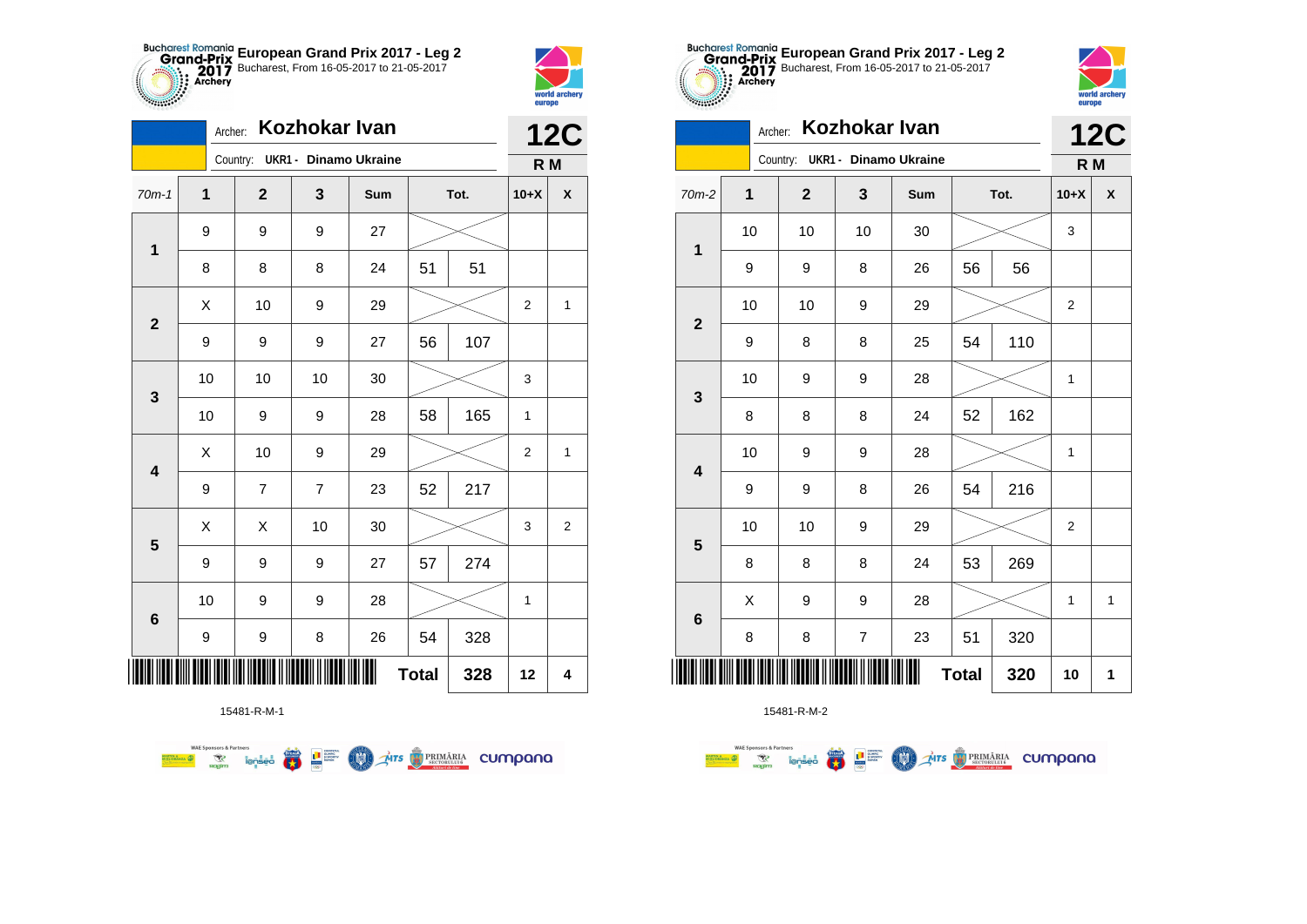# European Grand Prix 2017 - Leg 2

Bucharest, From 16-05-2017 to 21-05-2017

Archer: **Kozhokar Ivan**

Country: **UKR1 - Dinamo Ukraine**

**12C**

**R M**

| 70m-1 | 1 | 2 | 3 | Sum | Tot. | | 10+X | X |
|---|---|---|---|---|---|---|---|---|
| 1 | 9 | 9 | 9 | 27 | | | | |
| | 8 | 8 | 8 | 24 | 51 | 51 | | |
| 2 | X | 10 | 9 | 29 | | | 2 | 1 |
| | 9 | 9 | 9 | 27 | 56 | 107 | | |
| 3 | 10 | 10 | 10 | 30 | | | 3 | |
| | 10 | 9 | 9 | 28 | 58 | 165 | 1 | |
| 4 | X | 10 | 9 | 29 | | | 2 | 1 |
| | 9 | 7 | 7 | 23 | 52 | 217 | | |
| 5 | X | X | 10 | 30 | | | 3 | 2 |
| | 9 | 9 | 9 | 27 | 57 | 274 | | |
| 6 | 10 | 9 | 9 | 28 | | | 1 | |
| | 9 | 9 | 8 | 26 | 54 | 328 | | |
| | | | | | Total | 328 | 12 | 4 |

15481-R-M-1

# European Grand Prix 2017 - Leg 2

Bucharest, From 16-05-2017 to 21-05-2017

Archer: **Kozhokar Ivan**

Country: **UKR1 - Dinamo Ukraine**

**12C**

**R M**

| 70m-2 | 1 | 2 | 3 | Sum | Tot. | | 10+X | X |
|---|---|---|---|---|---|---|---|---|
| 1 | 10 | 10 | 10 | 30 | | | 3 | |
| | 9 | 9 | 8 | 26 | 56 | 56 | | |
| 2 | 10 | 10 | 9 | 29 | | | 2 | |
| | 9 | 8 | 8 | 25 | 54 | 110 | | |
| 3 | 10 | 9 | 9 | 28 | | | 1 | |
| | 8 | 8 | 8 | 24 | 52 | 162 | | |
| 4 | 10 | 9 | 9 | 28 | | | 1 | |
| | 9 | 9 | 8 | 26 | 54 | 216 | | |
| 5 | 10 | 10 | 9 | 29 | | | 2 | |
| | 8 | 8 | 8 | 24 | 53 | 269 | | |
| 6 | X | 9 | 9 | 28 | | | 1 | 1 |
| | 8 | 8 | 7 | 23 | 51 | 320 | | |
| | | | | | Total | 320 | 10 | 1 |

15481-R-M-2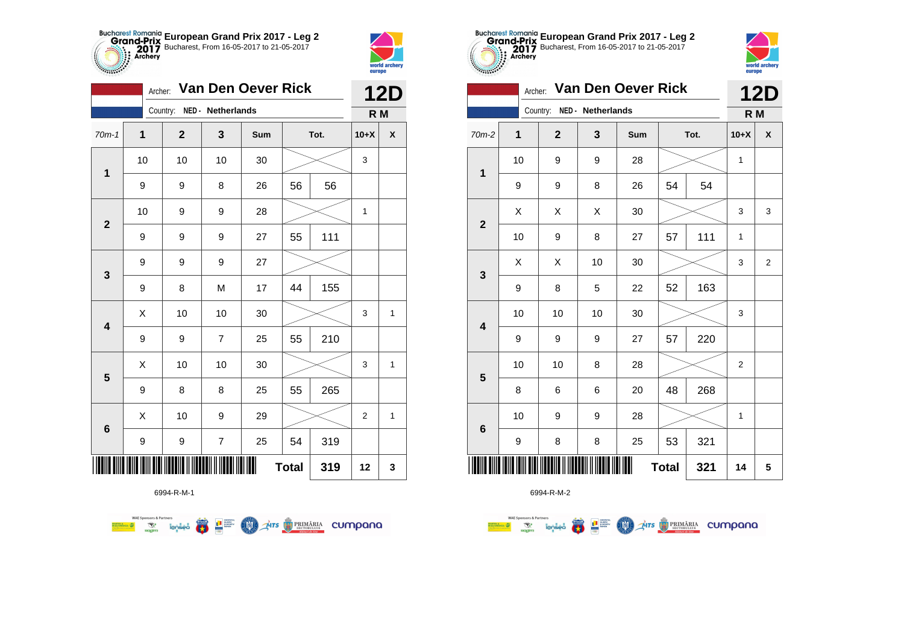# European Grand Prix 2017 - Leg 2

Bucharest, From 16-05-2017 to 21-05-2017

Archer: **Van Den Oever Rick**

Country: NED - Netherlands

**12D** R M

| 70m-1 | 1 | 2 | 3 | Sum | Tot. | | 10+X | X |
|---|---|---|---|---|---|---|---|---|
| 1 | 10 | 10 | 10 | 30 | | | 3 | |
| | 9 | 9 | 8 | 26 | 56 | 56 | | |
| 2 | 10 | 9 | 9 | 28 | | | 1 | |
| | 9 | 9 | 9 | 27 | 55 | 111 | | |
| 3 | 9 | 9 | 9 | 27 | | | | |
| | 9 | 8 | M | 17 | 44 | 155 | | |
| 4 | X | 10 | 10 | 30 | | | 3 | 1 |
| | 9 | 9 | 7 | 25 | 55 | 210 | | |
| 5 | X | 10 | 10 | 30 | | | 3 | 1 |
| | 9 | 8 | 8 | 25 | 55 | 265 | | |
| 6 | X | 10 | 9 | 29 | | | 2 | 1 |
| | 9 | 9 | 7 | 25 | 54 | 319 | | |
| | | | | | Total | 319 | 12 | 3 |

6994-R-M-1

# European Grand Prix 2017 - Leg 2

Bucharest, From 16-05-2017 to 21-05-2017

Archer: **Van Den Oever Rick**

Country: NED - Netherlands

**12D** R M

| 70m-2 | 1 | 2 | 3 | Sum | Tot. | | 10+X | X |
|---|---|---|---|---|---|---|---|---|
| 1 | 10 | 9 | 9 | 28 | | | 1 | |
| | 9 | 9 | 8 | 26 | 54 | 54 | | |
| 2 | X | X | X | 30 | | | 3 | 3 |
| | 10 | 9 | 8 | 27 | 57 | 111 | 1 | |
| 3 | X | X | 10 | 30 | | | 3 | 2 |
| | 9 | 8 | 5 | 22 | 52 | 163 | | |
| 4 | 10 | 10 | 10 | 30 | | | 3 | |
| | 9 | 9 | 9 | 27 | 57 | 220 | | |
| 5 | 10 | 10 | 8 | 28 | | | 2 | |
| | 8 | 6 | 6 | 20 | 48 | 268 | | |
| 6 | 10 | 9 | 9 | 28 | | | 1 | |
| | 9 | 8 | 8 | 25 | 53 | 321 | | |
| | | | | | Total | 321 | 14 | 5 |

6994-R-M-2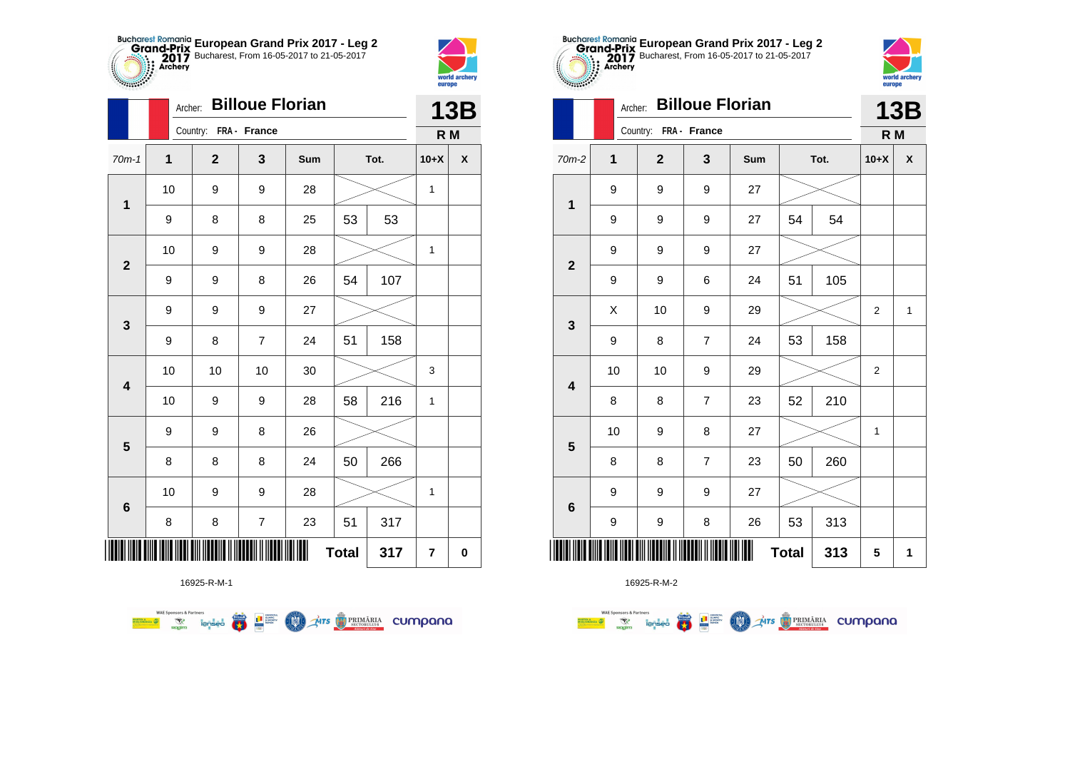**European Grand Prix 2017 - Leg 2**
Bucharest, From 16-05-2017 to 21-05-2017

Archer: **Billoue Florian**
Country: FRA - France

**13B**
**R M**

| 70m-1 | 1 | 2 | 3 | Sum | Tot. | | 10+X | X |
|---|---|---|---|---|---|---|---|---|
| 1 | 10 | 9 | 9 | 28 | | | 1 | |
| | 9 | 8 | 8 | 25 | 53 | 53 | | |
| 2 | 10 | 9 | 9 | 28 | | | 1 | |
| | 9 | 9 | 8 | 26 | 54 | 107 | | |
| 3 | 9 | 9 | 9 | 27 | | | | |
| | 9 | 8 | 7 | 24 | 51 | 158 | | |
| 4 | 10 | 10 | 10 | 30 | | | 3 | |
| | 10 | 9 | 9 | 28 | 58 | 216 | 1 | |
| 5 | 9 | 9 | 8 | 26 | | | | |
| | 8 | 8 | 8 | 24 | 50 | 266 | | |
| 6 | 10 | 9 | 9 | 28 | | | 1 | |
| | 8 | 8 | 7 | 23 | 51 | 317 | | |
| | | | | | **Total** | **317** | **7** | **0** |

16925-R-M-1

**European Grand Prix 2017 - Leg 2**
Bucharest, From 16-05-2017 to 21-05-2017

Archer: **Billoue Florian**
Country: FRA - France

**13B**
**R M**

| 70m-2 | 1 | 2 | 3 | Sum | Tot. | | 10+X | X |
|---|---|---|---|---|---|---|---|---|
| 1 | 9 | 9 | 9 | 27 | | | | |
| | 9 | 9 | 9 | 27 | 54 | 54 | | |
| 2 | 9 | 9 | 9 | 27 | | | | |
| | 9 | 9 | 6 | 24 | 51 | 105 | | |
| 3 | X | 10 | 9 | 29 | | | 2 | 1 |
| | 9 | 8 | 7 | 24 | 53 | 158 | | |
| 4 | 10 | 10 | 9 | 29 | | | 2 | |
| | 8 | 8 | 7 | 23 | 52 | 210 | | |
| 5 | 10 | 9 | 8 | 27 | | | 1 | |
| | 8 | 8 | 7 | 23 | 50 | 260 | | |
| 6 | 9 | 9 | 9 | 27 | | | | |
| | 9 | 9 | 8 | 26 | 53 | 313 | | |
| | | | | | **Total** | **313** | **5** | **1** |

16925-R-M-2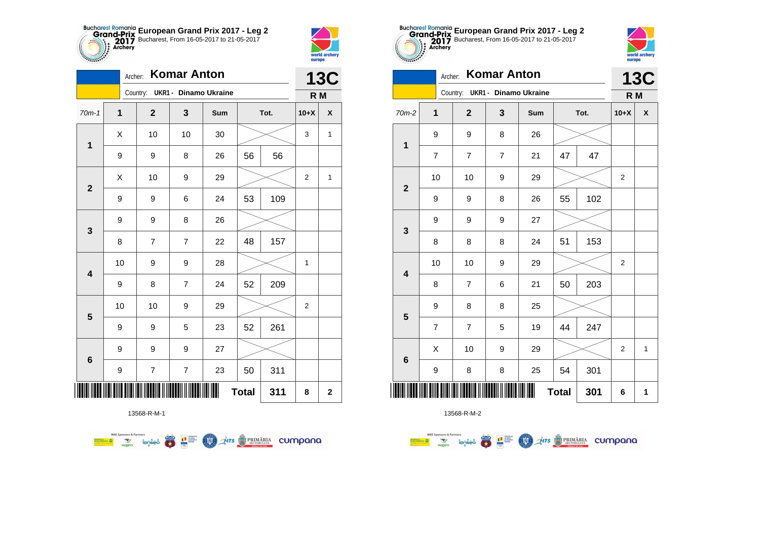**European Grand Prix 2017 - Leg 2**
Bucharest, From 16-05-2017 to 21-05-2017

Archer: **Komar Anton**
Country: UKR1 - Dinamo Ukraine

**13C**
**R M**

| 70m-1 | 1 | 2 | 3 | Sum | | Tot. | 10+X | X |
|---|---|---|---|---|---|---|---|---|
| 1 | X | 10 | 10 | 30 | | | 3 | 1 |
| | 9 | 9 | 8 | 26 | 56 | 56 | | |
| 2 | X | 10 | 9 | 29 | | | 2 | 1 |
| | 9 | 9 | 6 | 24 | 53 | 109 | | |
| 3 | 9 | 9 | 8 | 26 | | | | |
| | 8 | 7 | 7 | 22 | 48 | 157 | | |
| 4 | 10 | 9 | 9 | 28 | | | 1 | |
| | 9 | 8 | 7 | 24 | 52 | 209 | | |
| 5 | 10 | 10 | 9 | 29 | | | 2 | |
| | 9 | 9 | 5 | 23 | 52 | 261 | | |
| 6 | 9 | 9 | 9 | 27 | | | | |
| | 9 | 7 | 7 | 23 | 50 | 311 | | |
| | | | | | **Total** | **311** | **8** | **2** |

13568-R-M-1

**European Grand Prix 2017 - Leg 2**
Bucharest, From 16-05-2017 to 21-05-2017

Archer: **Komar Anton**
Country: UKR1 - Dinamo Ukraine

**13C**
**R M**

| 70m-2 | 1 | 2 | 3 | Sum | | Tot. | 10+X | X |
|---|---|---|---|---|---|---|---|---|
| 1 | 9 | 9 | 8 | 26 | | | | |
| | 7 | 7 | 7 | 21 | 47 | 47 | | |
| 2 | 10 | 10 | 9 | 29 | | | 2 | |
| | 9 | 9 | 8 | 26 | 55 | 102 | | |
| 3 | 9 | 9 | 9 | 27 | | | | |
| | 8 | 8 | 8 | 24 | 51 | 153 | | |
| 4 | 10 | 10 | 9 | 29 | | | 2 | |
| | 8 | 7 | 6 | 21 | 50 | 203 | | |
| 5 | 9 | 8 | 8 | 25 | | | | |
| | 7 | 7 | 5 | 19 | 44 | 247 | | |
| 6 | X | 10 | 9 | 29 | | | 2 | 1 |
| | 9 | 8 | 8 | 25 | 54 | 301 | | |
| | | | | | **Total** | **301** | **6** | **1** |

13568-R-M-2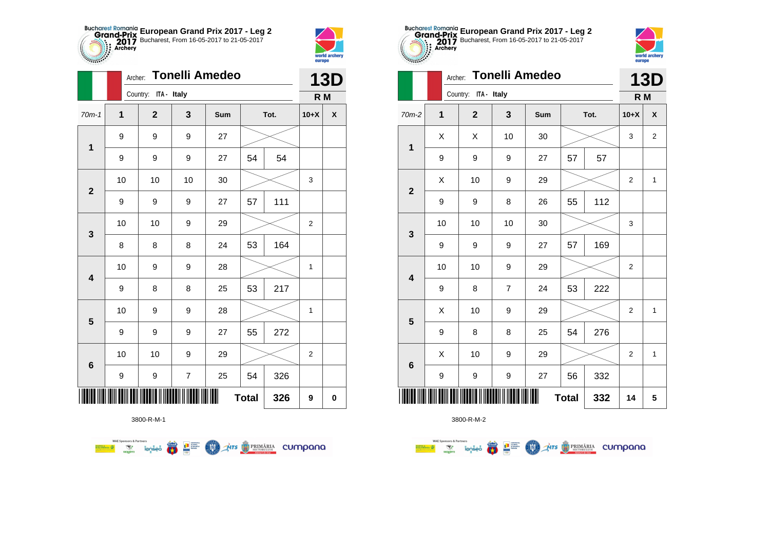**European Grand Prix 2017 - Leg 2**
Bucharest, From 16-05-2017 to 21-05-2017

Archer: **Tonelli Amedeo**
Country: ITA - Italy

**13D**
**R M**

| 70m-1 | 1 | 2 | 3 | Sum | Tot. | | 10+X | X |
|---|---|---|---|---|---|---|---|---|
| 1 | 9 | 9 | 9 | 27 | | | | |
| | 9 | 9 | 9 | 27 | 54 | 54 | | |
| 2 | 10 | 10 | 10 | 30 | | | 3 | |
| | 9 | 9 | 9 | 27 | 57 | 111 | | |
| 3 | 10 | 10 | 9 | 29 | | | 2 | |
| | 8 | 8 | 8 | 24 | 53 | 164 | | |
| 4 | 10 | 9 | 9 | 28 | | | 1 | |
| | 9 | 8 | 8 | 25 | 53 | 217 | | |
| 5 | 10 | 9 | 9 | 28 | | | 1 | |
| | 9 | 9 | 9 | 27 | 55 | 272 | | |
| 6 | 10 | 10 | 9 | 29 | | | 2 | |
| | 9 | 9 | 7 | 25 | 54 | 326 | | |
| | | | | Total | | 326 | 9 | 0 |

3800-R-M-1

**European Grand Prix 2017 - Leg 2**
Bucharest, From 16-05-2017 to 21-05-2017

Archer: **Tonelli Amedeo**
Country: ITA - Italy

**13D**
**R M**

| 70m-2 | 1 | 2 | 3 | Sum | Tot. | | 10+X | X |
|---|---|---|---|---|---|---|---|---|
| 1 | X | X | 10 | 30 | | | 3 | 2 |
| | 9 | 9 | 9 | 27 | 57 | 57 | | |
| 2 | X | 10 | 9 | 29 | | | 2 | 1 |
| | 9 | 9 | 8 | 26 | 55 | 112 | | |
| 3 | 10 | 10 | 10 | 30 | | | 3 | |
| | 9 | 9 | 9 | 27 | 57 | 169 | | |
| 4 | 10 | 10 | 9 | 29 | | | 2 | |
| | 9 | 8 | 7 | 24 | 53 | 222 | | |
| 5 | X | 10 | 9 | 29 | | | 2 | 1 |
| | 9 | 8 | 8 | 25 | 54 | 276 | | |
| 6 | X | 10 | 9 | 29 | | | 2 | 1 |
| | 9 | 9 | 9 | 27 | 56 | 332 | | |
| | | | | Total | | 332 | 14 | 5 |

3800-R-M-2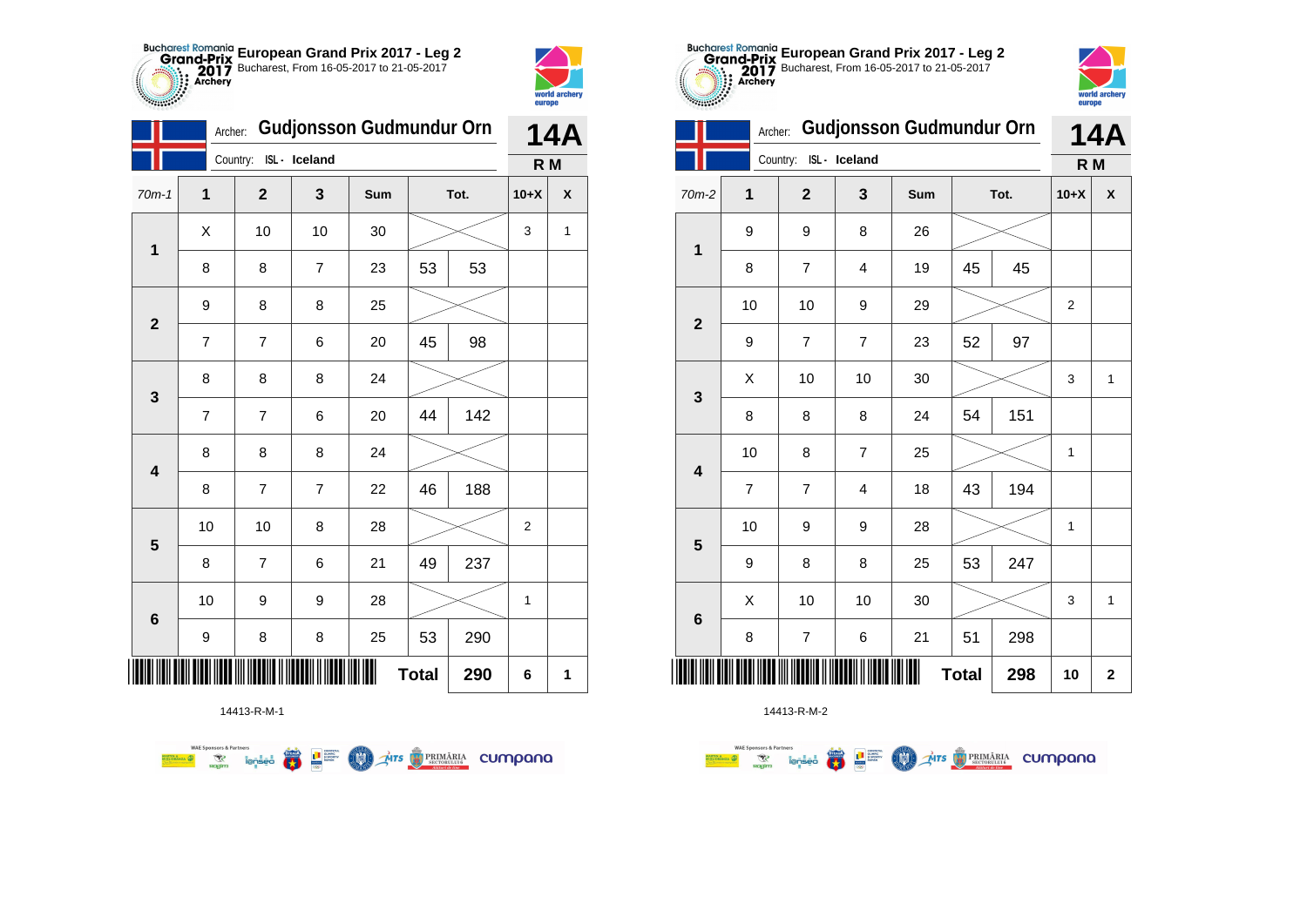**European Grand Prix 2017 - Leg 2**
Bucharest, From 16-05-2017 to 21-05-2017

Archer: **Gudjonsson Gudmundur Orn**
Country: ISL - Iceland

**14A**
**R M**

| 70m-1 | 1 | 2 | 3 | Sum | Tot. | | 10+X | X |
|---|---|---|---|---|---|---|---|---|
| 1 | X | 10 | 10 | 30 | | | 3 | 1 |
| | 8 | 8 | 7 | 23 | 53 | 53 | | |
| 2 | 9 | 8 | 8 | 25 | | | | |
| | 7 | 7 | 6 | 20 | 45 | 98 | | |
| 3 | 8 | 8 | 8 | 24 | | | | |
| | 7 | 7 | 6 | 20 | 44 | 142 | | |
| 4 | 8 | 8 | 8 | 24 | | | | |
| | 8 | 7 | 7 | 22 | 46 | 188 | | |
| 5 | 10 | 10 | 8 | 28 | | | 2 | |
| | 8 | 7 | 6 | 21 | 49 | 237 | | |
| 6 | 10 | 9 | 9 | 28 | | | 1 | |
| | 9 | 8 | 8 | 25 | 53 | 290 | | |
| | | | | Total | | 290 | 6 | 1 |

14413-R-M-1

**European Grand Prix 2017 - Leg 2**
Bucharest, From 16-05-2017 to 21-05-2017

Archer: **Gudjonsson Gudmundur Orn**
Country: ISL - Iceland

**14A**
**R M**

| 70m-2 | 1 | 2 | 3 | Sum | Tot. | | 10+X | X |
|---|---|---|---|---|---|---|---|---|
| 1 | 9 | 9 | 8 | 26 | | | | |
| | 8 | 7 | 4 | 19 | 45 | 45 | | |
| 2 | 10 | 10 | 9 | 29 | | | 2 | |
| | 9 | 7 | 7 | 23 | 52 | 97 | | |
| 3 | X | 10 | 10 | 30 | | | 3 | 1 |
| | 8 | 8 | 8 | 24 | 54 | 151 | | |
| 4 | 10 | 8 | 7 | 25 | | | 1 | |
| | 7 | 7 | 4 | 18 | 43 | 194 | | |
| 5 | 10 | 9 | 9 | 28 | | | 1 | |
| | 9 | 8 | 8 | 25 | 53 | 247 | | |
| 6 | X | 10 | 10 | 30 | | | 3 | 1 |
| | 8 | 7 | 6 | 21 | 51 | 298 | | |
| | | | | Total | | 298 | 10 | 2 |

14413-R-M-2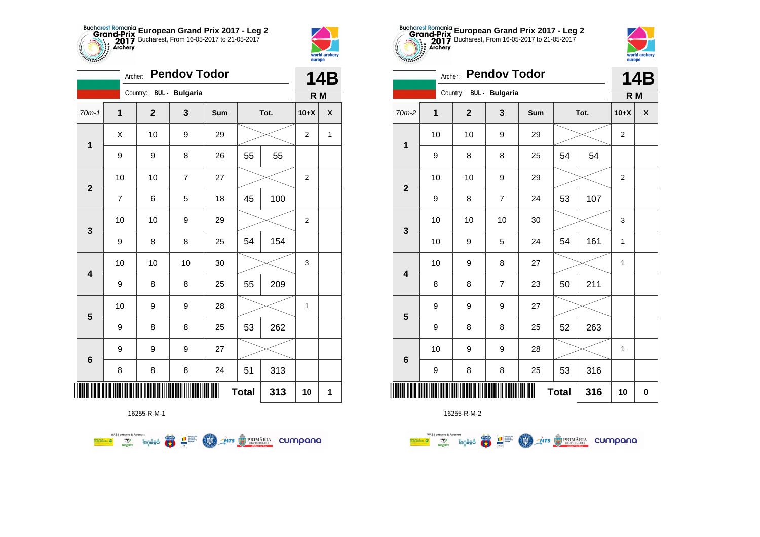## European Grand Prix 2017 - Leg 2

Bucharest, From 16-05-2017 to 21-05-2017

Archer: **Pendov Todor**

Country: BUL - Bulgaria

**14B**

**R M**

| 70m-1 | 1 | 2 | 3 | Sum | Tot. | | 10+X | X |
|---|---|---|---|---|---|---|---|---|
| 1 | X | 10 | 9 | 29 | | | 2 | 1 |
| | 9 | 9 | 8 | 26 | 55 | 55 | | |
| 2 | 10 | 10 | 7 | 27 | | | 2 | |
| | 7 | 6 | 5 | 18 | 45 | 100 | | |
| 3 | 10 | 10 | 9 | 29 | | | 2 | |
| | 9 | 8 | 8 | 25 | 54 | 154 | | |
| 4 | 10 | 10 | 10 | 30 | | | 3 | |
| | 9 | 8 | 8 | 25 | 55 | 209 | | |
| 5 | 10 | 9 | 9 | 28 | | | 1 | |
| | 9 | 8 | 8 | 25 | 53 | 262 | | |
| 6 | 9 | 9 | 9 | 27 | | | | |
| | 8 | 8 | 8 | 24 | 51 | 313 | | |
| | | | | | Total | 313 | 10 | 1 |

16255-R-M-1

## European Grand Prix 2017 - Leg 2

Bucharest, From 16-05-2017 to 21-05-2017

Archer: **Pendov Todor**

Country: BUL - Bulgaria

**14B**

**R M**

| 70m-2 | 1 | 2 | 3 | Sum | Tot. | | 10+X | X |
|---|---|---|---|---|---|---|---|---|
| 1 | 10 | 10 | 9 | 29 | | | 2 | |
| | 9 | 8 | 8 | 25 | 54 | 54 | | |
| 2 | 10 | 10 | 9 | 29 | | | 2 | |
| | 9 | 8 | 7 | 24 | 53 | 107 | | |
| 3 | 10 | 10 | 10 | 30 | | | 3 | |
| | 10 | 9 | 5 | 24 | 54 | 161 | 1 | |
| 4 | 10 | 9 | 8 | 27 | | | 1 | |
| | 8 | 8 | 7 | 23 | 50 | 211 | | |
| 5 | 9 | 9 | 9 | 27 | | | | |
| | 9 | 8 | 8 | 25 | 52 | 263 | | |
| 6 | 10 | 9 | 9 | 28 | | | 1 | |
| | 9 | 8 | 8 | 25 | 53 | 316 | | |
| | | | | | Total | 316 | 10 | 0 |

16255-R-M-2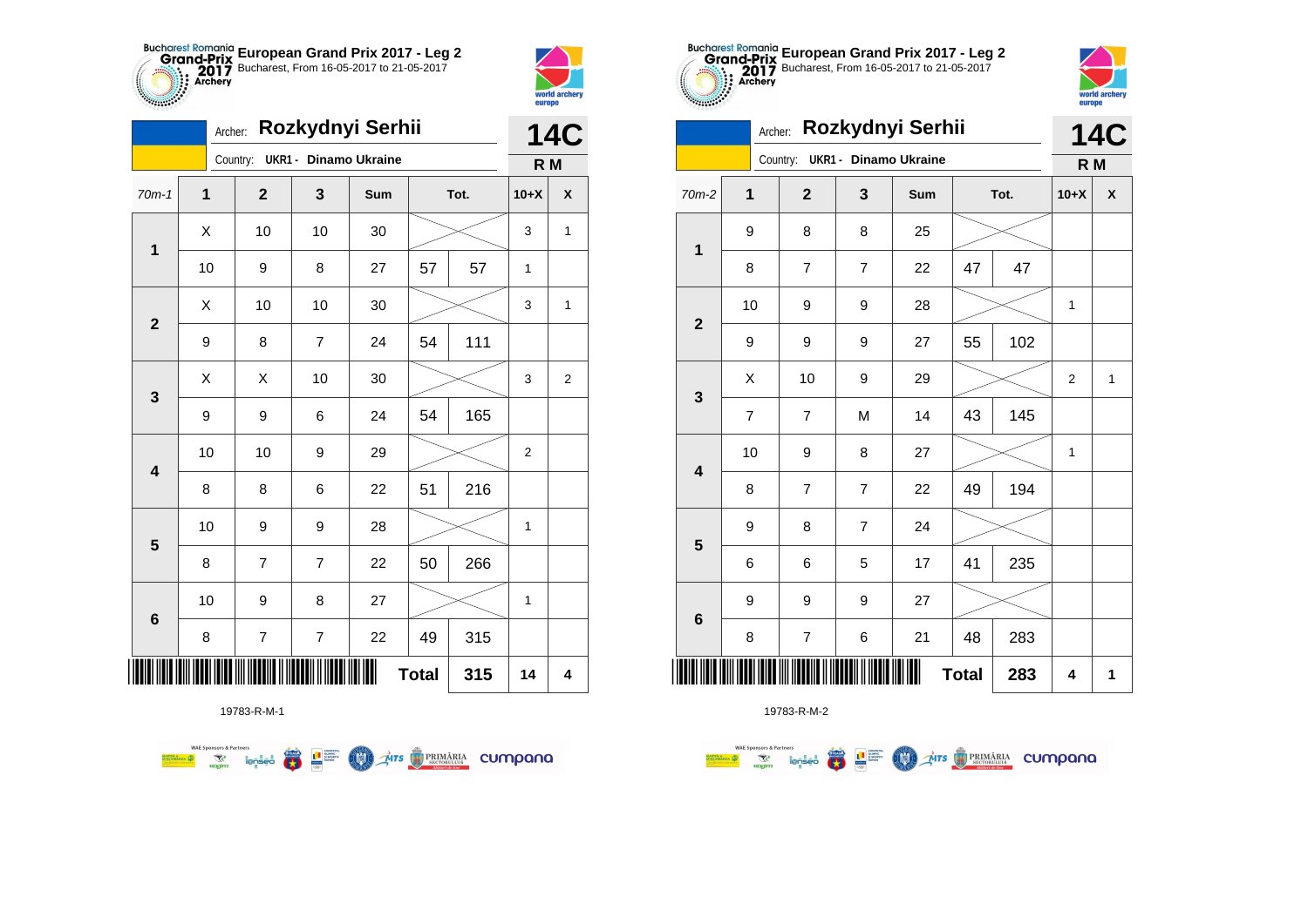## European Grand Prix 2017 - Leg 2

Bucharest, From 16-05-2017 to 21-05-2017

Archer: **Rozkydnyi Serhii**

Country: UKR1 - Dinamo Ukraine

**14C**

**R M**

| 70m-1 | 1 | 2 | 3 | Sum | Tot. | | 10+X | X |
|---|---|---|---|---|---|---|---|---|
| 1 | X | 10 | 10 | 30 | | | 3 | 1 |
| | 10 | 9 | 8 | 27 | 57 | 57 | 1 | |
| 2 | X | 10 | 10 | 30 | | | 3 | 1 |
| | 9 | 8 | 7 | 24 | 54 | 111 | | |
| 3 | X | X | 10 | 30 | | | 3 | 2 |
| | 9 | 9 | 6 | 24 | 54 | 165 | | |
| 4 | 10 | 10 | 9 | 29 | | | 2 | |
| | 8 | 8 | 6 | 22 | 51 | 216 | | |
| 5 | 10 | 9 | 9 | 28 | | | 1 | |
| | 8 | 7 | 7 | 22 | 50 | 266 | | |
| 6 | 10 | 9 | 8 | 27 | | | 1 | |
| | 8 | 7 | 7 | 22 | 49 | 315 | | |
| | | | | | Total | 315 | 14 | 4 |

19783-R-M-1

## European Grand Prix 2017 - Leg 2

Bucharest, From 16-05-2017 to 21-05-2017

Archer: **Rozkydnyi Serhii**

Country: UKR1 - Dinamo Ukraine

**14C**

**R M**

| 70m-2 | 1 | 2 | 3 | Sum | Tot. | | 10+X | X |
|---|---|---|---|---|---|---|---|---|
| 1 | 9 | 8 | 8 | 25 | | | | |
| | 8 | 7 | 7 | 22 | 47 | 47 | | |
| 2 | 10 | 9 | 9 | 28 | | | 1 | |
| | 9 | 9 | 9 | 27 | 55 | 102 | | |
| 3 | X | 10 | 9 | 29 | | | 2 | 1 |
| | 7 | 7 | M | 14 | 43 | 145 | | |
| 4 | 10 | 9 | 8 | 27 | | | 1 | |
| | 8 | 7 | 7 | 22 | 49 | 194 | | |
| 5 | 9 | 8 | 7 | 24 | | | | |
| | 6 | 6 | 5 | 17 | 41 | 235 | | |
| 6 | 9 | 9 | 9 | 27 | | | | |
| | 8 | 7 | 6 | 21 | 48 | 283 | | |
| | | | | | Total | 283 | 4 | 1 |

19783-R-M-2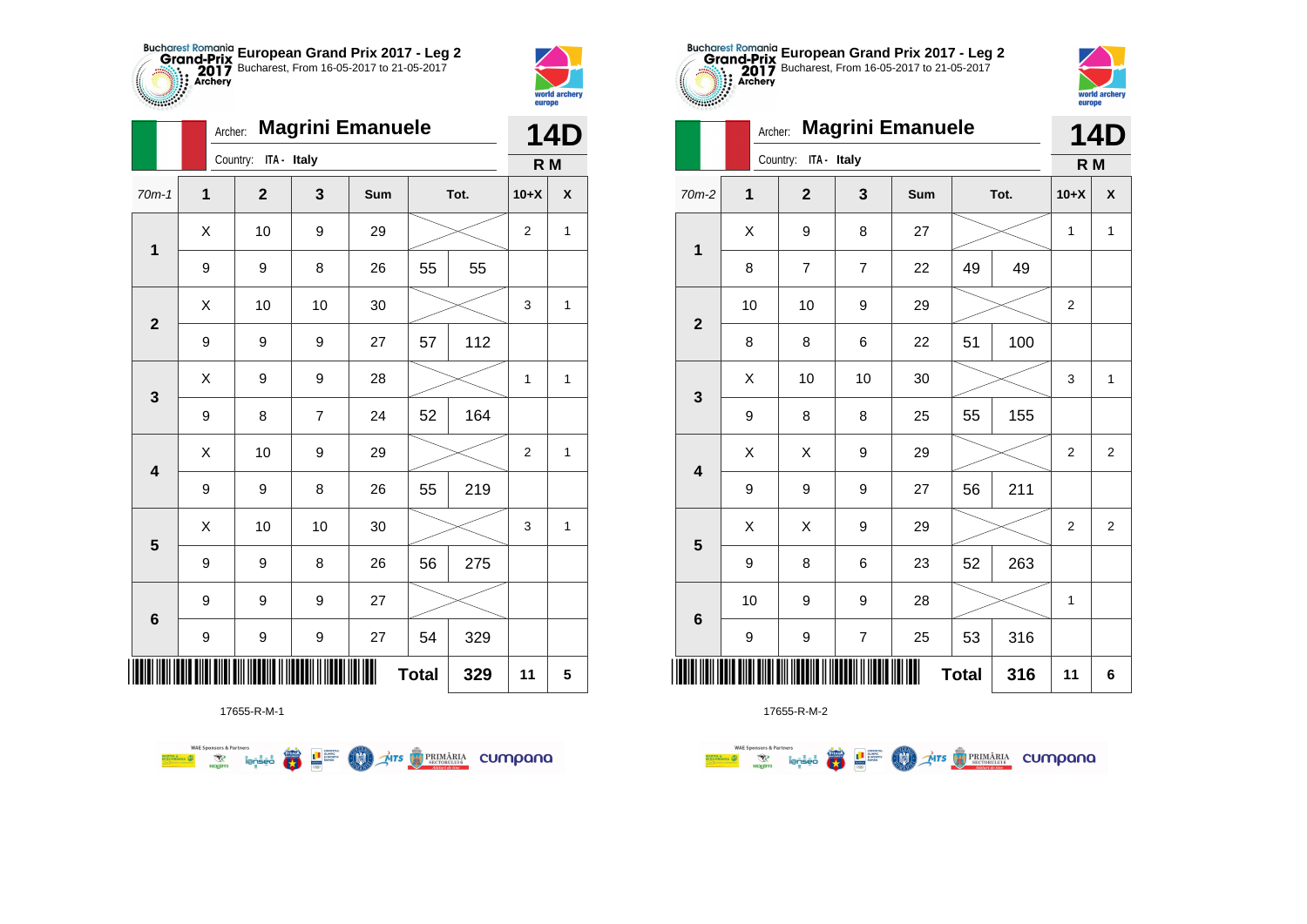# European Grand Prix 2017 - Leg 2

Bucharest, From 16-05-2017 to 21-05-2017

Archer: **Magrini Emanuele**

Country: ITA - Italy

**14D**

**R M**

| 70m-1 | 1 | 2 | 3 | Sum | | Tot. | 10+X | X |
|---|---|---|---|---|---|---|---|---|
| 1 | X | 10 | 9 | 29 | | | 2 | 1 |
| | 9 | 9 | 8 | 26 | 55 | 55 | | |
| 2 | X | 10 | 10 | 30 | | | 3 | 1 |
| | 9 | 9 | 9 | 27 | 57 | 112 | | |
| 3 | X | 9 | 9 | 28 | | | 1 | 1 |
| | 9 | 8 | 7 | 24 | 52 | 164 | | |
| 4 | X | 10 | 9 | 29 | | | 2 | 1 |
| | 9 | 9 | 8 | 26 | 55 | 219 | | |
| 5 | X | 10 | 10 | 30 | | | 3 | 1 |
| | 9 | 9 | 8 | 26 | 56 | 275 | | |
| 6 | 9 | 9 | 9 | 27 | | | | |
| | 9 | 9 | 9 | 27 | 54 | 329 | | |
| | | | | | **Total** | **329** | **11** | **5** |

17655-R-M-1

# European Grand Prix 2017 - Leg 2

Bucharest, From 16-05-2017 to 21-05-2017

Archer: **Magrini Emanuele**

Country: ITA - Italy

**14D**

**R M**

| 70m-2 | 1 | 2 | 3 | Sum | | Tot. | 10+X | X |
|---|---|---|---|---|---|---|---|---|
| 1 | X | 9 | 8 | 27 | | | 1 | 1 |
| | 8 | 7 | 7 | 22 | 49 | 49 | | |
| 2 | 10 | 10 | 9 | 29 | | | 2 | |
| | 8 | 8 | 6 | 22 | 51 | 100 | | |
| 3 | X | 10 | 10 | 30 | | | 3 | 1 |
| | 9 | 8 | 8 | 25 | 55 | 155 | | |
| 4 | X | X | 9 | 29 | | | 2 | 2 |
| | 9 | 9 | 9 | 27 | 56 | 211 | | |
| 5 | X | X | 9 | 29 | | | 2 | 2 |
| | 9 | 8 | 6 | 23 | 52 | 263 | | |
| 6 | 10 | 9 | 9 | 28 | | | 1 | |
| | 9 | 9 | 7 | 25 | 53 | 316 | | |
| | | | | | **Total** | **316** | **11** | **6** |

17655-R-M-2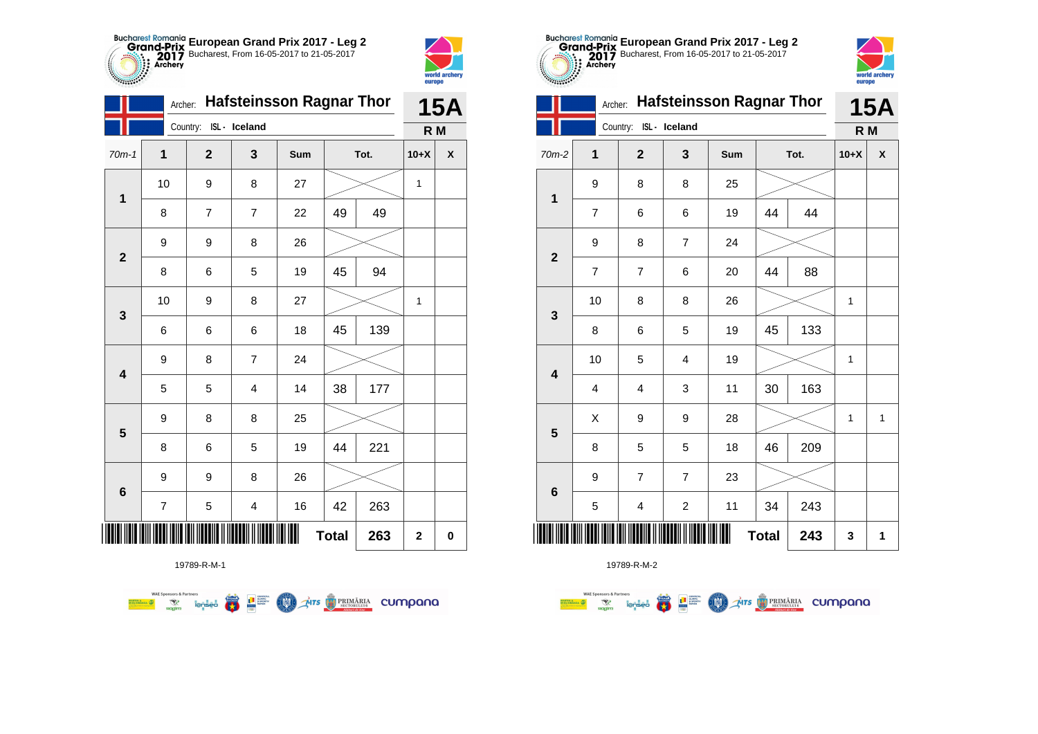**European Grand Prix 2017 - Leg 2**
Bucharest, From 16-05-2017 to 21-05-2017

Archer: **Hafsteinsson Ragnar Thor**
Country: ISL - Iceland

**15A**
**R M**

| 70m-1 | 1 | 2 | 3 | Sum | Tot. | | 10+X | X |
|---|---|---|---|---|---|---|---|---|
| 1 | 10 | 9 | 8 | 27 | | | 1 | |
| | 8 | 7 | 7 | 22 | 49 | 49 | | |
| 2 | 9 | 9 | 8 | 26 | | | | |
| | 8 | 6 | 5 | 19 | 45 | 94 | | |
| 3 | 10 | 9 | 8 | 27 | | | 1 | |
| | 6 | 6 | 6 | 18 | 45 | 139 | | |
| 4 | 9 | 8 | 7 | 24 | | | | |
| | 5 | 5 | 4 | 14 | 38 | 177 | | |
| 5 | 9 | 8 | 8 | 25 | | | | |
| | 8 | 6 | 5 | 19 | 44 | 221 | | |
| 6 | 9 | 9 | 8 | 26 | | | | |
| | 7 | 5 | 4 | 16 | 42 | 263 | | |
| | | | | | **Total** | **263** | **2** | **0** |

19789-R-M-1

**European Grand Prix 2017 - Leg 2**
Bucharest, From 16-05-2017 to 21-05-2017

Archer: **Hafsteinsson Ragnar Thor**
Country: ISL - Iceland

**15A**
**R M**

| 70m-2 | 1 | 2 | 3 | Sum | Tot. | | 10+X | X |
|---|---|---|---|---|---|---|---|---|
| 1 | 9 | 8 | 8 | 25 | | | | |
| | 7 | 6 | 6 | 19 | 44 | 44 | | |
| 2 | 9 | 8 | 7 | 24 | | | | |
| | 7 | 7 | 6 | 20 | 44 | 88 | | |
| 3 | 10 | 8 | 8 | 26 | | | 1 | |
| | 8 | 6 | 5 | 19 | 45 | 133 | | |
| 4 | 10 | 5 | 4 | 19 | | | 1 | |
| | 4 | 4 | 3 | 11 | 30 | 163 | | |
| 5 | X | 9 | 9 | 28 | | | 1 | 1 |
| | 8 | 5 | 5 | 18 | 46 | 209 | | |
| 6 | 9 | 7 | 7 | 23 | | | | |
| | 5 | 4 | 2 | 11 | 34 | 243 | | |
| | | | | | **Total** | **243** | **3** | **1** |

19789-R-M-2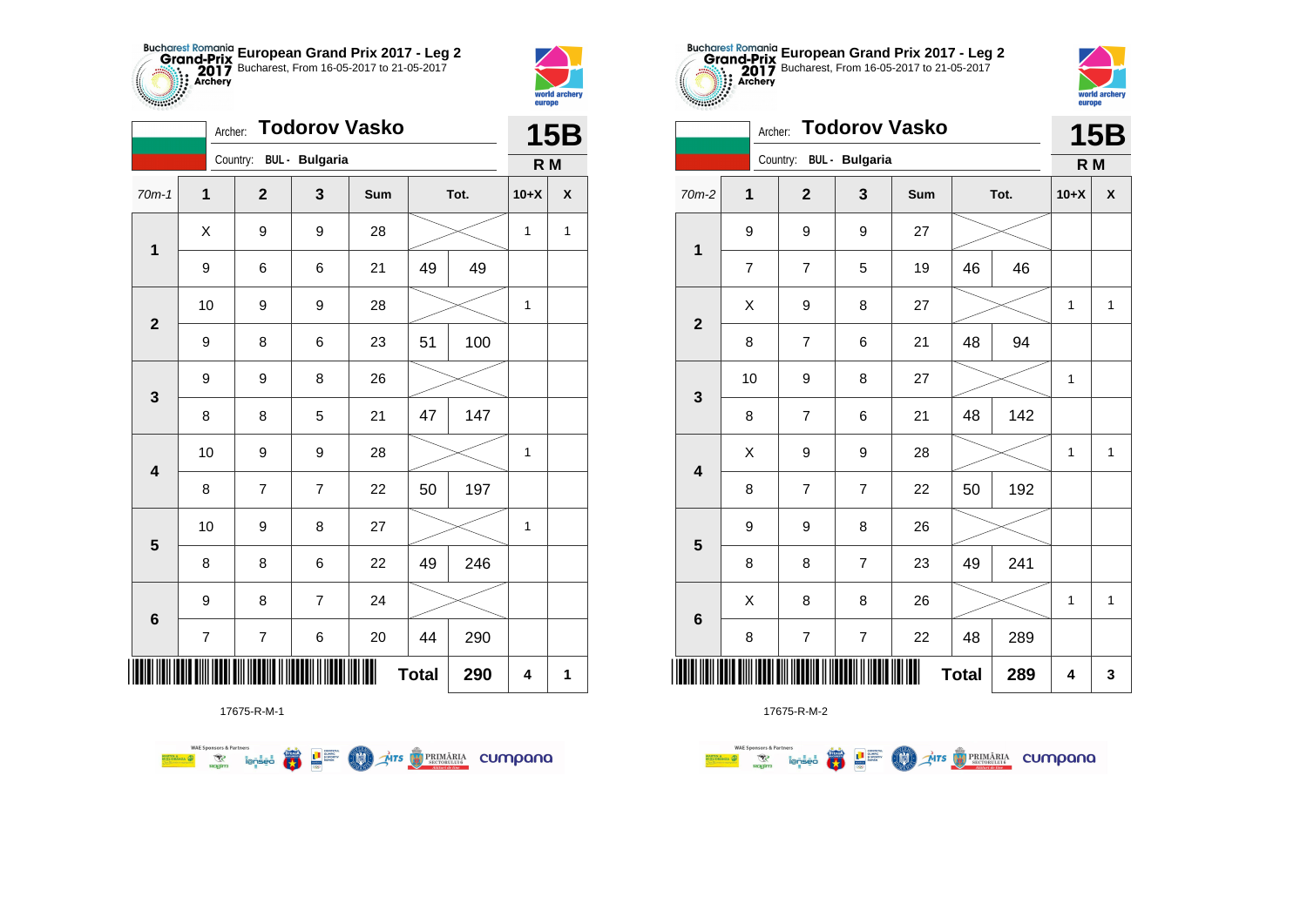## European Grand Prix 2017 - Leg 2

Bucharest, From 16-05-2017 to 21-05-2017

Archer: **Todorov Vasko**

Country: BUL - Bulgaria

**15B** R M

| 70m-1 | 1 | 2 | 3 | Sum | Tot. | | 10+X | X |
|---|---|---|---|---|---|---|---|---|
| 1 | X | 9 | 9 | 28 | | | 1 | 1 |
| | 9 | 6 | 6 | 21 | 49 | 49 | | |
| 2 | 10 | 9 | 9 | 28 | | | 1 | |
| | 9 | 8 | 6 | 23 | 51 | 100 | | |
| 3 | 9 | 9 | 8 | 26 | | | | |
| | 8 | 8 | 5 | 21 | 47 | 147 | | |
| 4 | 10 | 9 | 9 | 28 | | | 1 | |
| | 8 | 7 | 7 | 22 | 50 | 197 | | |
| 5 | 10 | 9 | 8 | 27 | | | 1 | |
| | 8 | 8 | 6 | 22 | 49 | 246 | | |
| 6 | 9 | 8 | 7 | 24 | | | | |
| | 7 | 7 | 6 | 20 | 44 | 290 | | |
| | | | | | **Total** | **290** | **4** | **1** |

17675-R-M-1

## European Grand Prix 2017 - Leg 2

Bucharest, From 16-05-2017 to 21-05-2017

Archer: **Todorov Vasko**

Country: BUL - Bulgaria

**15B** R M

| 70m-2 | 1 | 2 | 3 | Sum | Tot. | | 10+X | X |
|---|---|---|---|---|---|---|---|---|
| 1 | 9 | 9 | 9 | 27 | | | | |
| | 7 | 7 | 5 | 19 | 46 | 46 | | |
| 2 | X | 9 | 8 | 27 | | | 1 | 1 |
| | 8 | 7 | 6 | 21 | 48 | 94 | | |
| 3 | 10 | 9 | 8 | 27 | | | 1 | |
| | 8 | 7 | 6 | 21 | 48 | 142 | | |
| 4 | X | 9 | 9 | 28 | | | 1 | 1 |
| | 8 | 7 | 7 | 22 | 50 | 192 | | |
| 5 | 9 | 9 | 8 | 26 | | | | |
| | 8 | 8 | 7 | 23 | 49 | 241 | | |
| 6 | X | 8 | 8 | 26 | | | 1 | 1 |
| | 8 | 7 | 7 | 22 | 48 | 289 | | |
| | | | | | **Total** | **289** | **4** | **3** |

17675-R-M-2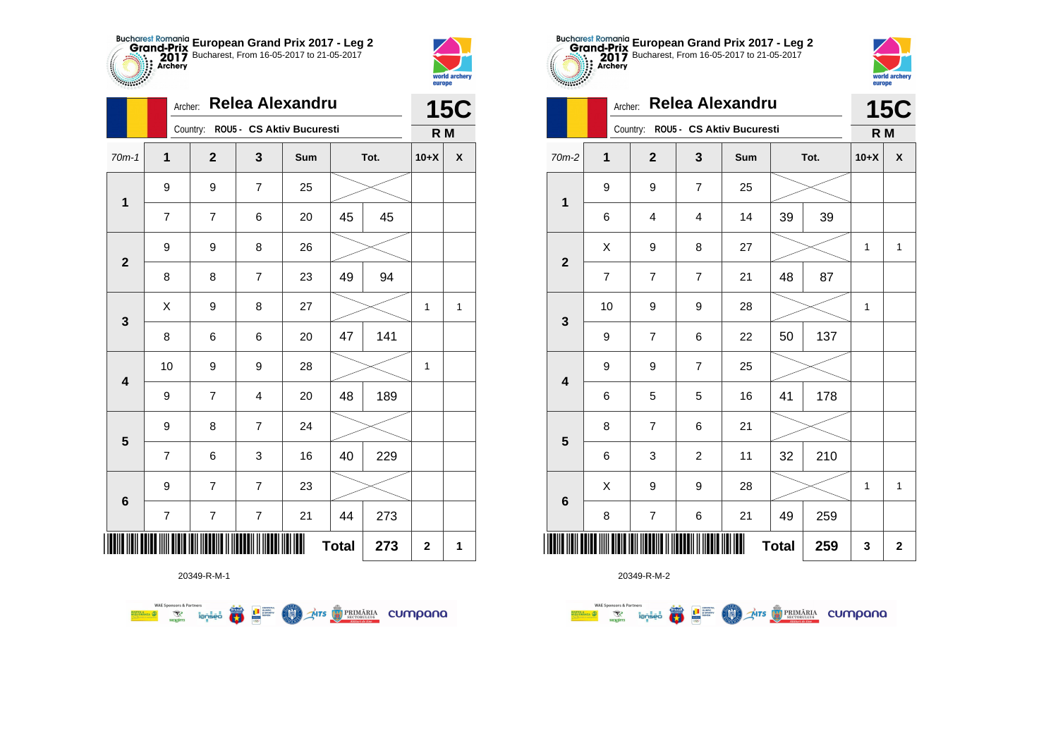## European Grand Prix 2017 - Leg 2

Bucharest, From 16-05-2017 to 21-05-2017

Archer: **Relea Alexandru**

Country: **ROU5 - CS Aktiv Bucuresti**

**15C**

**R M**

| 70m-1 | 1 | 2 | 3 | Sum | Tot. | | 10+X | X |
|---|---|---|---|---|---|---|---|---|
| 1 | 9 | 9 | 7 | 25 | | | | |
| | 7 | 7 | 6 | 20 | 45 | 45 | | |
| 2 | 9 | 9 | 8 | 26 | | | | |
| | 8 | 8 | 7 | 23 | 49 | 94 | | |
| 3 | X | 9 | 8 | 27 | | | 1 | 1 |
| | 8 | 6 | 6 | 20 | 47 | 141 | | |
| 4 | 10 | 9 | 9 | 28 | | | 1 | |
| | 9 | 7 | 4 | 20 | 48 | 189 | | |
| 5 | 9 | 8 | 7 | 24 | | | | |
| | 7 | 6 | 3 | 16 | 40 | 229 | | |
| 6 | 9 | 7 | 7 | 23 | | | | |
| | 7 | 7 | 7 | 21 | 44 | 273 | | |
| | | | | | **Total** | **273** | **2** | **1** |

20349-R-M-1

## European Grand Prix 2017 - Leg 2

Bucharest, From 16-05-2017 to 21-05-2017

Archer: **Relea Alexandru**

Country: **ROU5 - CS Aktiv Bucuresti**

**15C**

**R M**

| 70m-2 | 1 | 2 | 3 | Sum | Tot. | | 10+X | X |
|---|---|---|---|---|---|---|---|---|
| 1 | 9 | 9 | 7 | 25 | | | | |
| | 6 | 4 | 4 | 14 | 39 | 39 | | |
| 2 | X | 9 | 8 | 27 | | | 1 | 1 |
| | 7 | 7 | 7 | 21 | 48 | 87 | | |
| 3 | 10 | 9 | 9 | 28 | | | 1 | |
| | 9 | 7 | 6 | 22 | 50 | 137 | | |
| 4 | 9 | 9 | 7 | 25 | | | | |
| | 6 | 5 | 5 | 16 | 41 | 178 | | |
| 5 | 8 | 7 | 6 | 21 | | | | |
| | 6 | 3 | 2 | 11 | 32 | 210 | | |
| 6 | X | 9 | 9 | 28 | | | 1 | 1 |
| | 8 | 7 | 6 | 21 | 49 | 259 | | |
| | | | | | **Total** | **259** | **3** | **2** |

20349-R-M-2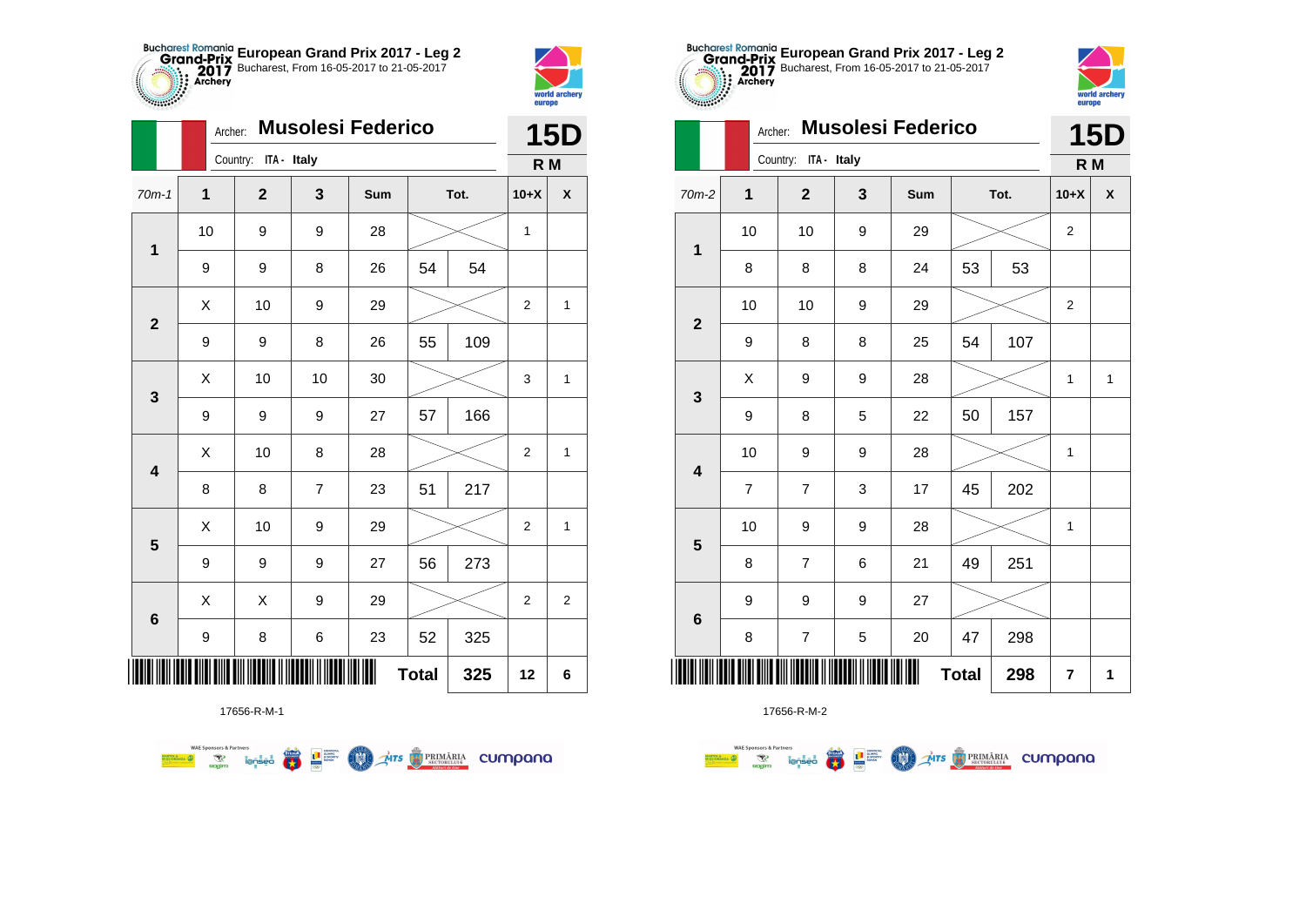## European Grand Prix 2017 - Leg 2

Bucharest, From 16-05-2017 to 21-05-2017

Archer: **Musolesi Federico**

Country: ITA - Italy

**15D**

**R M**

| 70m-1 | 1 | 2 | 3 | Sum | Tot. | | 10+X | X |
|---|---|---|---|---|---|---|---|---|
| 1 | 10 | 9 | 9 | 28 | | | 1 | |
| | 9 | 9 | 8 | 26 | 54 | 54 | | |
| 2 | X | 10 | 9 | 29 | | | 2 | 1 |
| | 9 | 9 | 8 | 26 | 55 | 109 | | |
| 3 | X | 10 | 10 | 30 | | | 3 | 1 |
| | 9 | 9 | 9 | 27 | 57 | 166 | | |
| 4 | X | 10 | 8 | 28 | | | 2 | 1 |
| | 8 | 8 | 7 | 23 | 51 | 217 | | |
| 5 | X | 10 | 9 | 29 | | | 2 | 1 |
| | 9 | 9 | 9 | 27 | 56 | 273 | | |
| 6 | X | X | 9 | 29 | | | 2 | 2 |
| | 9 | 8 | 6 | 23 | 52 | 325 | | |
| | | | | | **Total** | **325** | **12** | **6** |

17656-R-M-1

## European Grand Prix 2017 - Leg 2

Bucharest, From 16-05-2017 to 21-05-2017

Archer: **Musolesi Federico**

Country: ITA - Italy

**15D**

**R M**

| 70m-2 | 1 | 2 | 3 | Sum | Tot. | | 10+X | X |
|---|---|---|---|---|---|---|---|---|
| 1 | 10 | 10 | 9 | 29 | | | 2 | |
| | 8 | 8 | 8 | 24 | 53 | 53 | | |
| 2 | 10 | 10 | 9 | 29 | | | 2 | |
| | 9 | 8 | 8 | 25 | 54 | 107 | | |
| 3 | X | 9 | 9 | 28 | | | 1 | 1 |
| | 9 | 8 | 5 | 22 | 50 | 157 | | |
| 4 | 10 | 9 | 9 | 28 | | | 1 | |
| | 7 | 7 | 3 | 17 | 45 | 202 | | |
| 5 | 10 | 9 | 9 | 28 | | | 1 | |
| | 8 | 7 | 6 | 21 | 49 | 251 | | |
| 6 | 9 | 9 | 9 | 27 | | | | |
| | 8 | 7 | 5 | 20 | 47 | 298 | | |
| | | | | | **Total** | **298** | **7** | **1** |

17656-R-M-2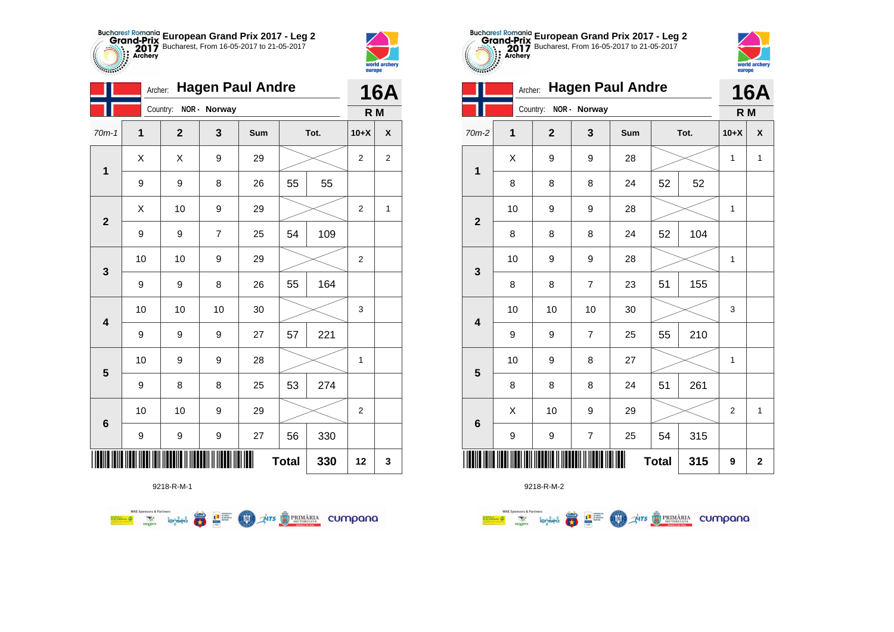## European Grand Prix 2017 - Leg 2

Bucharest, From 16-05-2017 to 21-05-2017

Archer: **Hagen Paul Andre**

Country: NOR - Norway

**16A**

**R M**

| 70m-1 | 1 | 2 | 3 | Sum | Tot. | | 10+X | X |
|---|---|---|---|---|---|---|---|---|
| 1 | X | X | 9 | 29 | | | 2 | 2 |
| | 9 | 9 | 8 | 26 | 55 | 55 | | |
| 2 | X | 10 | 9 | 29 | | | 2 | 1 |
| | 9 | 9 | 7 | 25 | 54 | 109 | | |
| 3 | 10 | 10 | 9 | 29 | | | 2 | |
| | 9 | 9 | 8 | 26 | 55 | 164 | | |
| 4 | 10 | 10 | 10 | 30 | | | 3 | |
| | 9 | 9 | 9 | 27 | 57 | 221 | | |
| 5 | 10 | 9 | 9 | 28 | | | 1 | |
| | 9 | 8 | 8 | 25 | 53 | 274 | | |
| 6 | 10 | 10 | 9 | 29 | | | 2 | |
| | 9 | 9 | 9 | 27 | 56 | 330 | | |
| | | | | | Total | 330 | 12 | 3 |

9218-R-M-1

## European Grand Prix 2017 - Leg 2

Bucharest, From 16-05-2017 to 21-05-2017

Archer: **Hagen Paul Andre**

Country: NOR - Norway

**16A**

**R M**

| 70m-2 | 1 | 2 | 3 | Sum | Tot. | | 10+X | X |
|---|---|---|---|---|---|---|---|---|
| 1 | X | 9 | 9 | 28 | | | 1 | 1 |
| | 8 | 8 | 8 | 24 | 52 | 52 | | |
| 2 | 10 | 9 | 9 | 28 | | | 1 | |
| | 8 | 8 | 8 | 24 | 52 | 104 | | |
| 3 | 10 | 9 | 9 | 28 | | | 1 | |
| | 8 | 8 | 7 | 23 | 51 | 155 | | |
| 4 | 10 | 10 | 10 | 30 | | | 3 | |
| | 9 | 9 | 7 | 25 | 55 | 210 | | |
| 5 | 10 | 9 | 8 | 27 | | | 1 | |
| | 8 | 8 | 8 | 24 | 51 | 261 | | |
| 6 | X | 10 | 9 | 29 | | | 2 | 1 |
| | 9 | 9 | 7 | 25 | 54 | 315 | | |
| | | | | | Total | 315 | 9 | 2 |

9218-R-M-2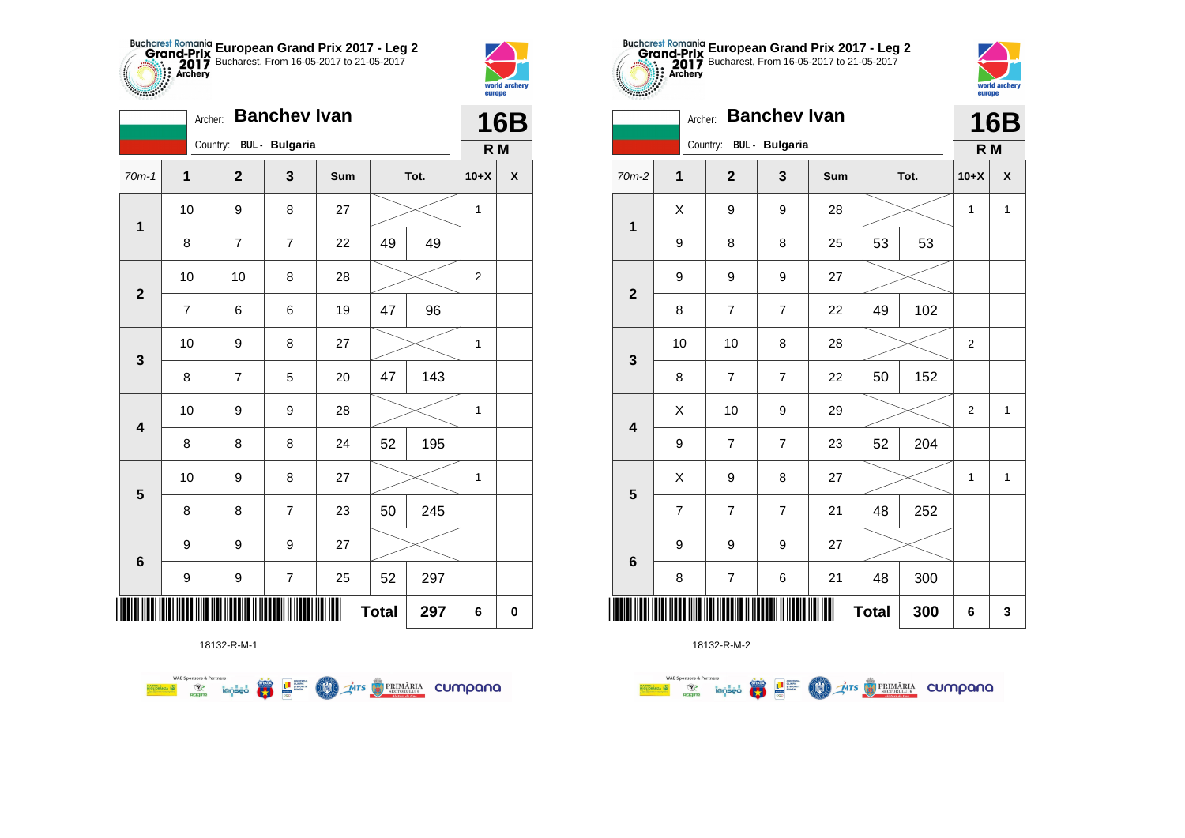## European Grand Prix 2017 - Leg 2

Bucharest, From 16-05-2017 to 21-05-2017

Archer: **Banchev Ivan** — **16B**

Country: BUL - Bulgaria — **R M**

| 70m-1 | 1 | 2 | 3 | Sum | Tot. | | 10+X | X |
|---|---|---|---|---|---|---|---|---|
| 1 | 10 | 9 | 8 | 27 | | | 1 | |
| | 8 | 7 | 7 | 22 | 49 | 49 | | |
| 2 | 10 | 10 | 8 | 28 | | | 2 | |
| | 7 | 6 | 6 | 19 | 47 | 96 | | |
| 3 | 10 | 9 | 8 | 27 | | | 1 | |
| | 8 | 7 | 5 | 20 | 47 | 143 | | |
| 4 | 10 | 9 | 9 | 28 | | | 1 | |
| | 8 | 8 | 8 | 24 | 52 | 195 | | |
| 5 | 10 | 9 | 8 | 27 | | | 1 | |
| | 8 | 8 | 7 | 23 | 50 | 245 | | |
| 6 | 9 | 9 | 9 | 27 | | | | |
| | 9 | 9 | 7 | 25 | 52 | 297 | | |
| | | | | | **Total** | **297** | **6** | **0** |

18132-R-M-1

## European Grand Prix 2017 - Leg 2

Bucharest, From 16-05-2017 to 21-05-2017

Archer: **Banchev Ivan** — **16B**

Country: BUL - Bulgaria — **R M**

| 70m-2 | 1 | 2 | 3 | Sum | Tot. | | 10+X | X |
|---|---|---|---|---|---|---|---|---|
| 1 | X | 9 | 9 | 28 | | | 1 | 1 |
| | 9 | 8 | 8 | 25 | 53 | 53 | | |
| 2 | 9 | 9 | 9 | 27 | | | | |
| | 8 | 7 | 7 | 22 | 49 | 102 | | |
| 3 | 10 | 10 | 8 | 28 | | | 2 | |
| | 8 | 7 | 7 | 22 | 50 | 152 | | |
| 4 | X | 10 | 9 | 29 | | | 2 | 1 |
| | 9 | 7 | 7 | 23 | 52 | 204 | | |
| 5 | X | 9 | 8 | 27 | | | 1 | 1 |
| | 7 | 7 | 7 | 21 | 48 | 252 | | |
| 6 | 9 | 9 | 9 | 27 | | | | |
| | 8 | 7 | 6 | 21 | 48 | 300 | | |
| | | | | | **Total** | **300** | **6** | **3** |

18132-R-M-2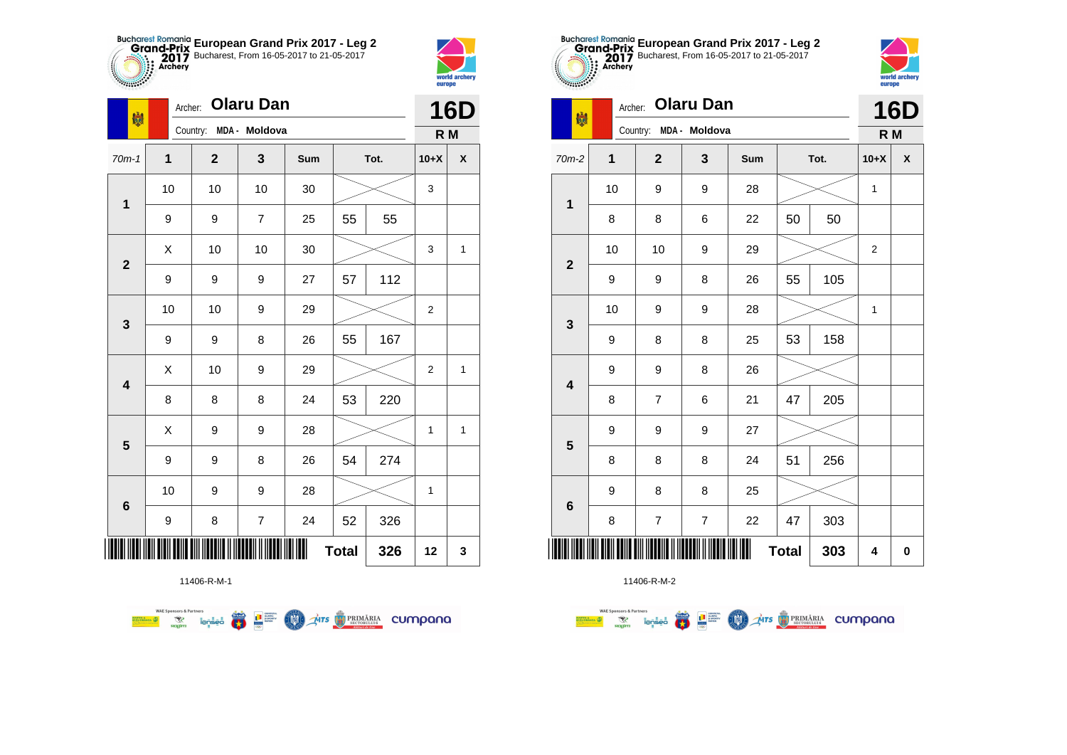European Grand Prix 2017 - Leg 2
Bucharest, From 16-05-2017 to 21-05-2017

Archer: **Olaru Dan**
Country: MDA - Moldova

**16D**
**R M**

| 70m-1 | 1 | 2 | 3 | Sum | Tot. | | 10+X | X |
|---|---|---|---|---|---|---|---|---|
| 1 | 10 | 10 | 10 | 30 | | | 3 | |
| | 9 | 9 | 7 | 25 | 55 | 55 | | |
| 2 | X | 10 | 10 | 30 | | | 3 | 1 |
| | 9 | 9 | 9 | 27 | 57 | 112 | | |
| 3 | 10 | 10 | 9 | 29 | | | 2 | |
| | 9 | 9 | 8 | 26 | 55 | 167 | | |
| 4 | X | 10 | 9 | 29 | | | 2 | 1 |
| | 8 | 8 | 8 | 24 | 53 | 220 | | |
| 5 | X | 9 | 9 | 28 | | | 1 | 1 |
| | 9 | 9 | 8 | 26 | 54 | 274 | | |
| 6 | 10 | 9 | 9 | 28 | | | 1 | |
| | 9 | 8 | 7 | 24 | 52 | 326 | | |
| | | | | | Total | 326 | 12 | 3 |

11406-R-M-1

European Grand Prix 2017 - Leg 2
Bucharest, From 16-05-2017 to 21-05-2017

Archer: **Olaru Dan**
Country: MDA - Moldova

**16D**
**R M**

| 70m-2 | 1 | 2 | 3 | Sum | Tot. | | 10+X | X |
|---|---|---|---|---|---|---|---|---|
| 1 | 10 | 9 | 9 | 28 | | | 1 | |
| | 8 | 8 | 6 | 22 | 50 | 50 | | |
| 2 | 10 | 10 | 9 | 29 | | | 2 | |
| | 9 | 9 | 8 | 26 | 55 | 105 | | |
| 3 | 10 | 9 | 9 | 28 | | | 1 | |
| | 9 | 8 | 8 | 25 | 53 | 158 | | |
| 4 | 9 | 9 | 8 | 26 | | | | |
| | 8 | 7 | 6 | 21 | 47 | 205 | | |
| 5 | 9 | 9 | 9 | 27 | | | | |
| | 8 | 8 | 8 | 24 | 51 | 256 | | |
| 6 | 9 | 8 | 8 | 25 | | | | |
| | 8 | 7 | 7 | 22 | 47 | 303 | | |
| | | | | | Total | 303 | 4 | 0 |

11406-R-M-2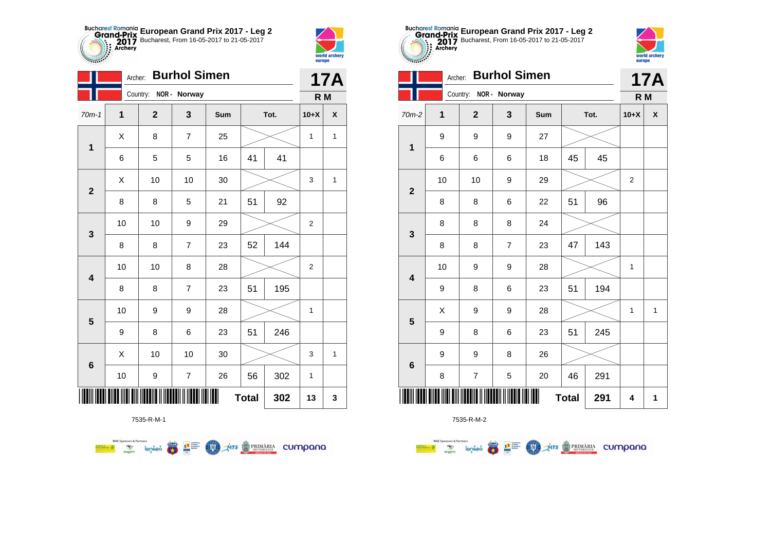**European Grand Prix 2017 - Leg 2**
Bucharest, From 16-05-2017 to 21-05-2017

Archer: **Burhol Simen**
Country: NOR - Norway

**17A**
**R M**

| 70m-1 | 1 | 2 | 3 | Sum | Tot. | | 10+X | X |
|---|---|---|---|---|---|---|---|---|
| 1 | X | 8 | 7 | 25 | | | 1 | 1 |
| | 6 | 5 | 5 | 16 | 41 | 41 | | |
| 2 | X | 10 | 10 | 30 | | | 3 | 1 |
| | 8 | 8 | 5 | 21 | 51 | 92 | | |
| 3 | 10 | 10 | 9 | 29 | | | 2 | |
| | 8 | 8 | 7 | 23 | 52 | 144 | | |
| 4 | 10 | 10 | 8 | 28 | | | 2 | |
| | 8 | 8 | 7 | 23 | 51 | 195 | | |
| 5 | 10 | 9 | 9 | 28 | | | 1 | |
| | 9 | 8 | 6 | 23 | 51 | 246 | | |
| 6 | X | 10 | 10 | 30 | | | 3 | 1 |
| | 10 | 9 | 7 | 26 | 56 | 302 | 1 | |
| | | | | | Total | 302 | 13 | 3 |

7535-R-M-1

**European Grand Prix 2017 - Leg 2**
Bucharest, From 16-05-2017 to 21-05-2017

Archer: **Burhol Simen**
Country: NOR - Norway

**17A**
**R M**

| 70m-2 | 1 | 2 | 3 | Sum | Tot. | | 10+X | X |
|---|---|---|---|---|---|---|---|---|
| 1 | 9 | 9 | 9 | 27 | | | | |
| | 6 | 6 | 6 | 18 | 45 | 45 | | |
| 2 | 10 | 10 | 9 | 29 | | | 2 | |
| | 8 | 8 | 6 | 22 | 51 | 96 | | |
| 3 | 8 | 8 | 8 | 24 | | | | |
| | 8 | 8 | 7 | 23 | 47 | 143 | | |
| 4 | 10 | 9 | 9 | 28 | | | 1 | |
| | 9 | 8 | 6 | 23 | 51 | 194 | | |
| 5 | X | 9 | 9 | 28 | | | 1 | 1 |
| | 9 | 8 | 6 | 23 | 51 | 245 | | |
| 6 | 9 | 9 | 8 | 26 | | | | |
| | 8 | 7 | 5 | 20 | 46 | 291 | | |
| | | | | | Total | 291 | 4 | 1 |

7535-R-M-2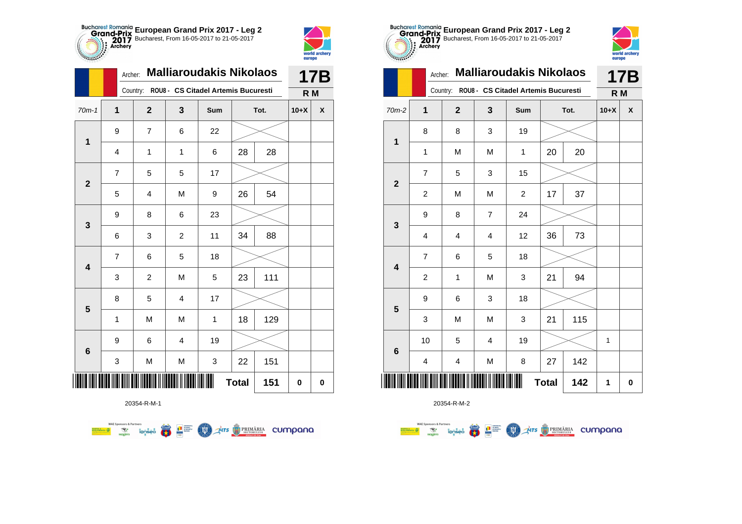# European Grand Prix 2017 - Leg 2

Bucharest, From 16-05-2017 to 21-05-2017

Archer: **Malliaroudakis Nikolaos**

Country: ROU8 - CS Citadel Artemis Bucuresti

**17B**

**R M**

| 70m-1 | 1 | 2 | 3 | Sum | Tot. | | 10+X | X |
|---|---|---|---|---|---|---|---|---|
| 1 | 9 | 7 | 6 | 22 | | | | |
| | 4 | 1 | 1 | 6 | 28 | 28 | | |
| 2 | 7 | 5 | 5 | 17 | | | | |
| | 5 | 4 | M | 9 | 26 | 54 | | |
| 3 | 9 | 8 | 6 | 23 | | | | |
| | 6 | 3 | 2 | 11 | 34 | 88 | | |
| 4 | 7 | 6 | 5 | 18 | | | | |
| | 3 | 2 | M | 5 | 23 | 111 | | |
| 5 | 8 | 5 | 4 | 17 | | | | |
| | 1 | M | M | 1 | 18 | 129 | | |
| 6 | 9 | 6 | 4 | 19 | | | | |
| | 3 | M | M | 3 | 22 | 151 | | |
| | | | | | **Total** | **151** | 0 | 0 |

20354-R-M-1

# European Grand Prix 2017 - Leg 2

Bucharest, From 16-05-2017 to 21-05-2017

Archer: **Malliaroudakis Nikolaos**

Country: ROU8 - CS Citadel Artemis Bucuresti

**17B**

**R M**

| 70m-2 | 1 | 2 | 3 | Sum | Tot. | | 10+X | X |
|---|---|---|---|---|---|---|---|---|
| 1 | 8 | 8 | 3 | 19 | | | | |
| | 1 | M | M | 1 | 20 | 20 | | |
| 2 | 7 | 5 | 3 | 15 | | | | |
| | 2 | M | M | 2 | 17 | 37 | | |
| 3 | 9 | 8 | 7 | 24 | | | | |
| | 4 | 4 | 4 | 12 | 36 | 73 | | |
| 4 | 7 | 6 | 5 | 18 | | | | |
| | 2 | 1 | M | 3 | 21 | 94 | | |
| 5 | 9 | 6 | 3 | 18 | | | | |
| | 3 | M | M | 3 | 21 | 115 | | |
| 6 | 10 | 5 | 4 | 19 | | | 1 | |
| | 4 | 4 | M | 8 | 27 | 142 | | |
| | | | | | **Total** | **142** | 1 | 0 |

20354-R-M-2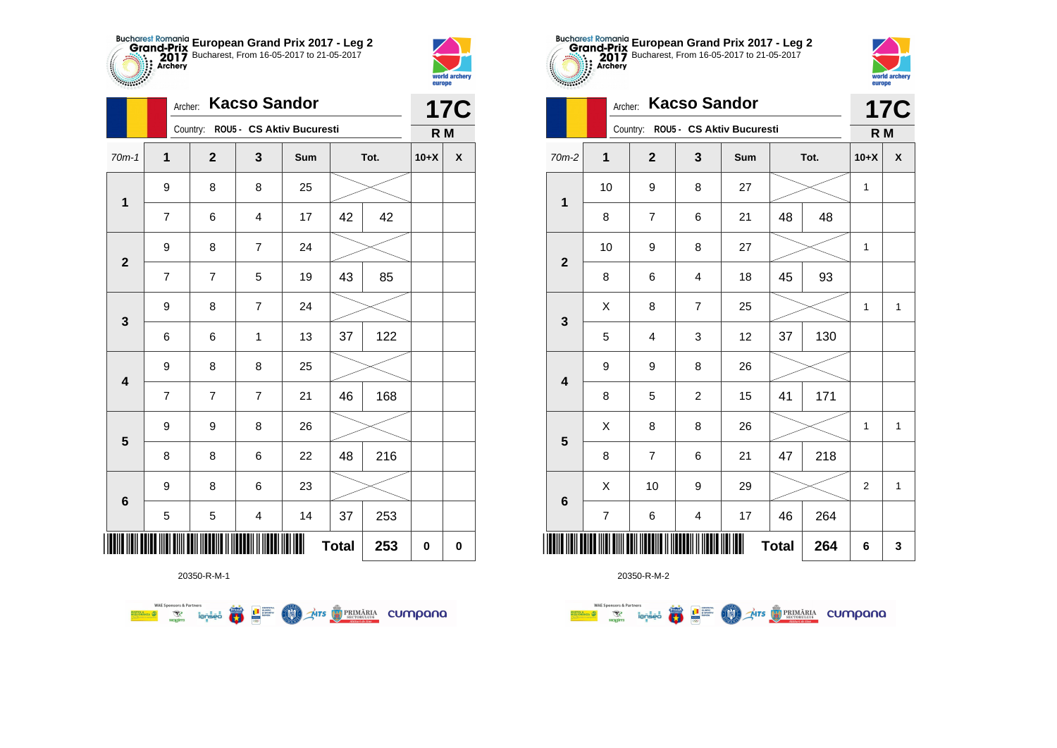# European Grand Prix 2017 - Leg 2

Bucharest, From 16-05-2017 to 21-05-2017

Archer: **Kacso Sandor**

Country: ROU5 - CS Aktiv Bucuresti

**17C**

**R M**

| 70m-1 | 1 | 2 | 3 | Sum | Tot. | | 10+X | X |
|---|---|---|---|---|---|---|---|---|
| 1 | 9 | 8 | 8 | 25 | | | | |
| | 7 | 6 | 4 | 17 | 42 | 42 | | |
| 2 | 9 | 8 | 7 | 24 | | | | |
| | 7 | 7 | 5 | 19 | 43 | 85 | | |
| 3 | 9 | 8 | 7 | 24 | | | | |
| | 6 | 6 | 1 | 13 | 37 | 122 | | |
| 4 | 9 | 8 | 8 | 25 | | | | |
| | 7 | 7 | 7 | 21 | 46 | 168 | | |
| 5 | 9 | 9 | 8 | 26 | | | | |
| | 8 | 8 | 6 | 22 | 48 | 216 | | |
| 6 | 9 | 8 | 6 | 23 | | | | |
| | 5 | 5 | 4 | 14 | 37 | 253 | | |
| | | | | | **Total** | **253** | 0 | 0 |

20350-R-M-1

# European Grand Prix 2017 - Leg 2

Bucharest, From 16-05-2017 to 21-05-2017

Archer: **Kacso Sandor**

Country: ROU5 - CS Aktiv Bucuresti

**17C**

**R M**

| 70m-2 | 1 | 2 | 3 | Sum | Tot. | | 10+X | X |
|---|---|---|---|---|---|---|---|---|
| 1 | 10 | 9 | 8 | 27 | | | 1 | |
| | 8 | 7 | 6 | 21 | 48 | 48 | | |
| 2 | 10 | 9 | 8 | 27 | | | 1 | |
| | 8 | 6 | 4 | 18 | 45 | 93 | | |
| 3 | X | 8 | 7 | 25 | | | 1 | 1 |
| | 5 | 4 | 3 | 12 | 37 | 130 | | |
| 4 | 9 | 9 | 8 | 26 | | | | |
| | 8 | 5 | 2 | 15 | 41 | 171 | | |
| 5 | X | 8 | 8 | 26 | | | 1 | 1 |
| | 8 | 7 | 6 | 21 | 47 | 218 | | |
| 6 | X | 10 | 9 | 29 | | | 2 | 1 |
| | 7 | 6 | 4 | 17 | 46 | 264 | | |
| | | | | | **Total** | **264** | 6 | 3 |

20350-R-M-2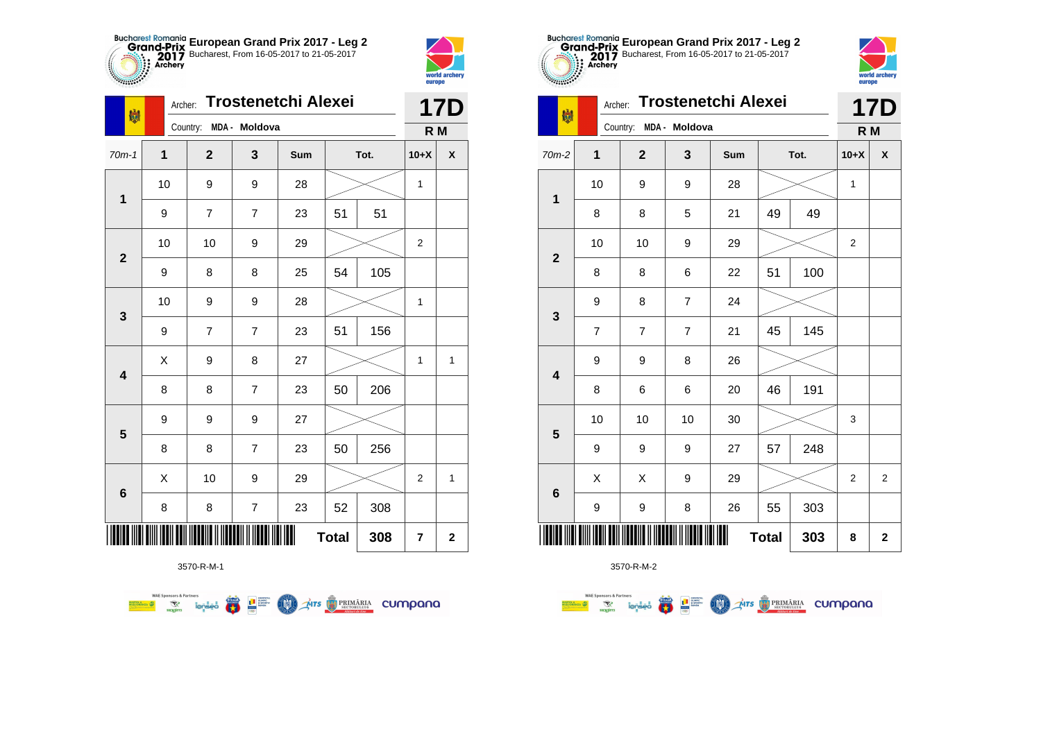# European Grand Prix 2017 - Leg 2

Bucharest, From 16-05-2017 to 21-05-2017

Archer: **Trostenetchi Alexei**

Country: MDA - Moldova

**17D**

**R M**

| 70m-1 | 1 | 2 | 3 | Sum | Tot. | | 10+X | X |
|---|---|---|---|---|---|---|---|---|
| 1 | 10 | 9 | 9 | 28 | | | 1 | |
| | 9 | 7 | 7 | 23 | 51 | 51 | | |
| 2 | 10 | 10 | 9 | 29 | | | 2 | |
| | 9 | 8 | 8 | 25 | 54 | 105 | | |
| 3 | 10 | 9 | 9 | 28 | | | 1 | |
| | 9 | 7 | 7 | 23 | 51 | 156 | | |
| 4 | X | 9 | 8 | 27 | | | 1 | 1 |
| | 8 | 8 | 7 | 23 | 50 | 206 | | |
| 5 | 9 | 9 | 9 | 27 | | | | |
| | 8 | 8 | 7 | 23 | 50 | 256 | | |
| 6 | X | 10 | 9 | 29 | | | 2 | 1 |
| | 8 | 8 | 7 | 23 | 52 | 308 | | |
| | | | | | **Total** | **308** | **7** | **2** |

3570-R-M-1

# European Grand Prix 2017 - Leg 2

Bucharest, From 16-05-2017 to 21-05-2017

Archer: **Trostenetchi Alexei**

Country: MDA - Moldova

**17D**

**R M**

| 70m-2 | 1 | 2 | 3 | Sum | Tot. | | 10+X | X |
|---|---|---|---|---|---|---|---|---|
| 1 | 10 | 9 | 9 | 28 | | | 1 | |
| | 8 | 8 | 5 | 21 | 49 | 49 | | |
| 2 | 10 | 10 | 9 | 29 | | | 2 | |
| | 8 | 8 | 6 | 22 | 51 | 100 | | |
| 3 | 9 | 8 | 7 | 24 | | | | |
| | 7 | 7 | 7 | 21 | 45 | 145 | | |
| 4 | 9 | 9 | 8 | 26 | | | | |
| | 8 | 6 | 6 | 20 | 46 | 191 | | |
| 5 | 10 | 10 | 10 | 30 | | | 3 | |
| | 9 | 9 | 9 | 27 | 57 | 248 | | |
| 6 | X | X | 9 | 29 | | | 2 | 2 |
| | 9 | 9 | 8 | 26 | 55 | 303 | | |
| | | | | | **Total** | **303** | **8** | **2** |

3570-R-M-2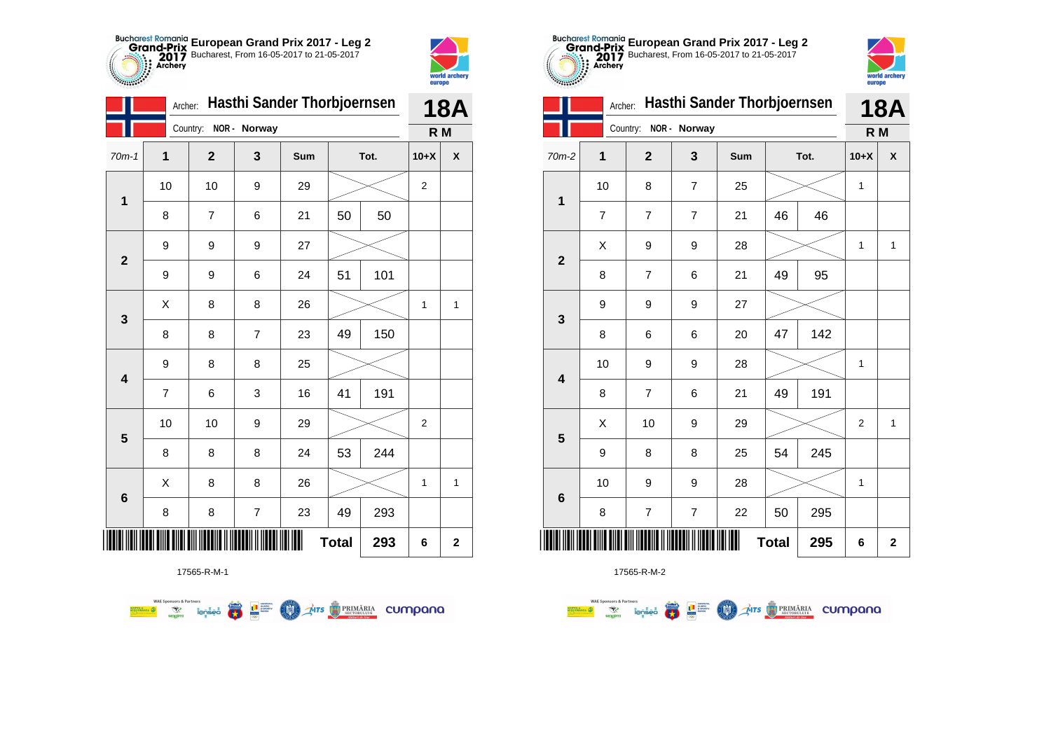## European Grand Prix 2017 - Leg 2

Bucharest, From 16-05-2017 to 21-05-2017

Archer: **Hasthi Sander Thorbjoernsen**

Country: NOR - Norway

**18A** R M

| 70m-1 | 1 | 2 | 3 | Sum | Tot. | | 10+X | X |
|---|---|---|---|---|---|---|---|---|
| 1 | 10 | 10 | 9 | 29 | | | 2 | |
| | 8 | 7 | 6 | 21 | 50 | 50 | | |
| 2 | 9 | 9 | 9 | 27 | | | | |
| | 9 | 9 | 6 | 24 | 51 | 101 | | |
| 3 | X | 8 | 8 | 26 | | | 1 | 1 |
| | 8 | 8 | 7 | 23 | 49 | 150 | | |
| 4 | 9 | 8 | 8 | 25 | | | | |
| | 7 | 6 | 3 | 16 | 41 | 191 | | |
| 5 | 10 | 10 | 9 | 29 | | | 2 | |
| | 8 | 8 | 8 | 24 | 53 | 244 | | |
| 6 | X | 8 | 8 | 26 | | | 1 | 1 |
| | 8 | 8 | 7 | 23 | 49 | 293 | | |
| | | | | | Total | 293 | 6 | 2 |

17565-R-M-1

## European Grand Prix 2017 - Leg 2

Bucharest, From 16-05-2017 to 21-05-2017

Archer: **Hasthi Sander Thorbjoernsen**

Country: NOR - Norway

**18A** R M

| 70m-2 | 1 | 2 | 3 | Sum | Tot. | | 10+X | X |
|---|---|---|---|---|---|---|---|---|
| 1 | 10 | 8 | 7 | 25 | | | 1 | |
| | 7 | 7 | 7 | 21 | 46 | 46 | | |
| 2 | X | 9 | 9 | 28 | | | 1 | 1 |
| | 8 | 7 | 6 | 21 | 49 | 95 | | |
| 3 | 9 | 9 | 9 | 27 | | | | |
| | 8 | 6 | 6 | 20 | 47 | 142 | | |
| 4 | 10 | 9 | 9 | 28 | | | 1 | |
| | 8 | 7 | 6 | 21 | 49 | 191 | | |
| 5 | X | 10 | 9 | 29 | | | 2 | 1 |
| | 9 | 8 | 8 | 25 | 54 | 245 | | |
| 6 | 10 | 9 | 9 | 28 | | | 1 | |
| | 8 | 7 | 7 | 22 | 50 | 295 | | |
| | | | | | Total | 295 | 6 | 2 |

17565-R-M-2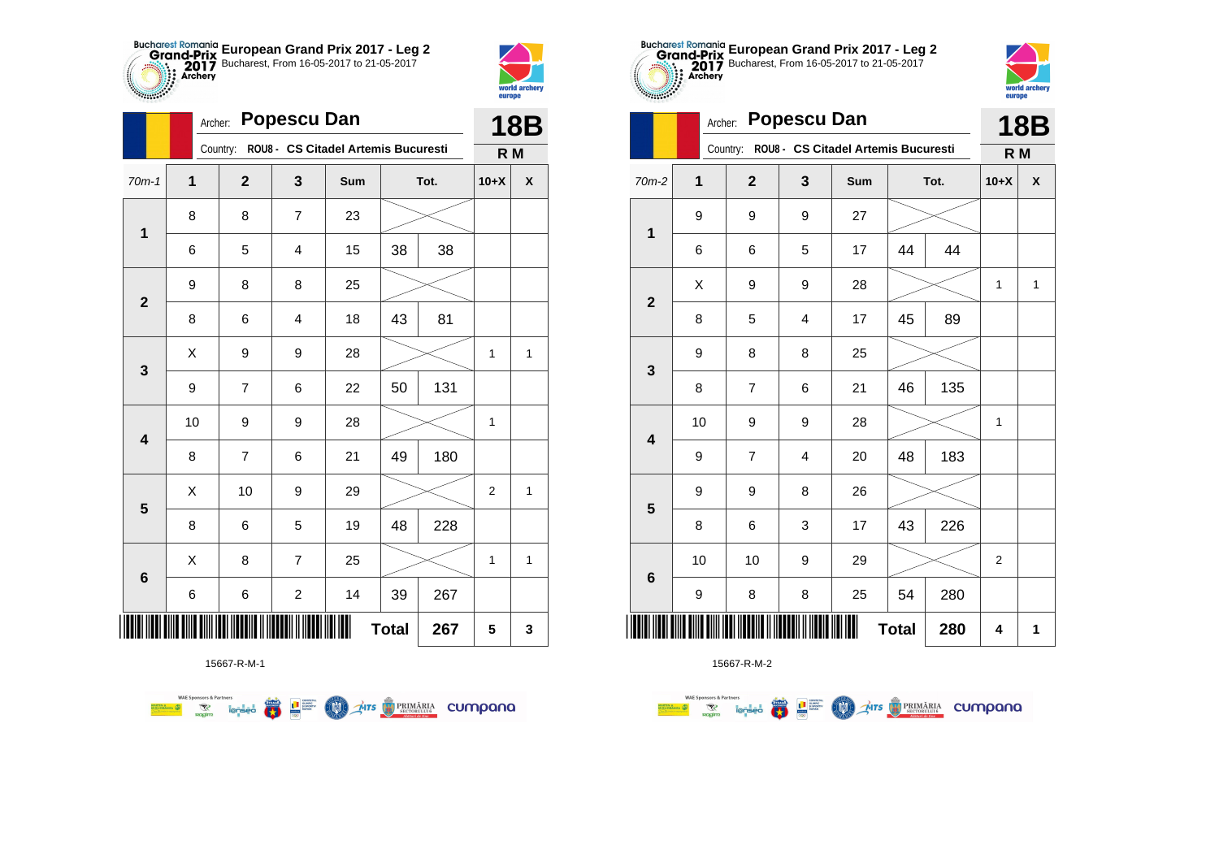# European Grand Prix 2017 - Leg 2

Bucharest, From 16-05-2017 to 21-05-2017

Archer: **Popescu Dan**

Country: ROU8 - CS Citadel Artemis Bucuresti

**18B**

**R M**

| 70m-1 | 1 | 2 | 3 | Sum | Tot. | | 10+X | X |
|---|---|---|---|---|---|---|---|---|
| 1 | 8 | 8 | 7 | 23 | | | | |
| | 6 | 5 | 4 | 15 | 38 | 38 | | |
| 2 | 9 | 8 | 8 | 25 | | | | |
| | 8 | 6 | 4 | 18 | 43 | 81 | | |
| 3 | X | 9 | 9 | 28 | | | 1 | 1 |
| | 9 | 7 | 6 | 22 | 50 | 131 | | |
| 4 | 10 | 9 | 9 | 28 | | | 1 | |
| | 8 | 7 | 6 | 21 | 49 | 180 | | |
| 5 | X | 10 | 9 | 29 | | | 2 | 1 |
| | 8 | 6 | 5 | 19 | 48 | 228 | | |
| 6 | X | 8 | 7 | 25 | | | 1 | 1 |
| | 6 | 6 | 2 | 14 | 39 | 267 | | |
| | | | | | Total | 267 | 5 | 3 |

15667-R-M-1

# European Grand Prix 2017 - Leg 2

Bucharest, From 16-05-2017 to 21-05-2017

Archer: **Popescu Dan**

Country: ROU8 - CS Citadel Artemis Bucuresti

**18B**

**R M**

| 70m-2 | 1 | 2 | 3 | Sum | Tot. | | 10+X | X |
|---|---|---|---|---|---|---|---|---|
| 1 | 9 | 9 | 9 | 27 | | | | |
| | 6 | 6 | 5 | 17 | 44 | 44 | | |
| 2 | X | 9 | 9 | 28 | | | 1 | 1 |
| | 8 | 5 | 4 | 17 | 45 | 89 | | |
| 3 | 9 | 8 | 8 | 25 | | | | |
| | 8 | 7 | 6 | 21 | 46 | 135 | | |
| 4 | 10 | 9 | 9 | 28 | | | 1 | |
| | 9 | 7 | 4 | 20 | 48 | 183 | | |
| 5 | 9 | 9 | 8 | 26 | | | | |
| | 8 | 6 | 3 | 17 | 43 | 226 | | |
| 6 | 10 | 10 | 9 | 29 | | | 2 | |
| | 9 | 8 | 8 | 25 | 54 | 280 | | |
| | | | | | Total | 280 | 4 | 1 |

15667-R-M-2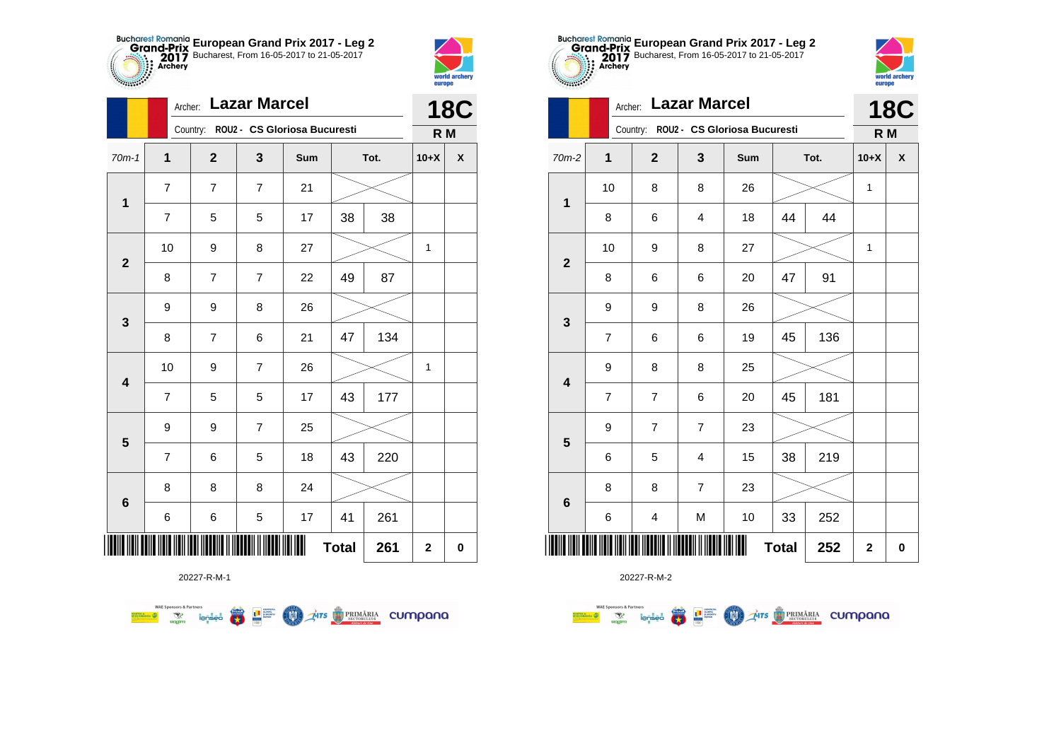**European Grand Prix 2017 - Leg 2**
Bucharest, From 16-05-2017 to 21-05-2017

Archer: **Lazar Marcel**
Country: **ROU2 - CS Gloriosa Bucuresti**

**18C**
**R M**

| 70m-1 | 1 | 2 | 3 | Sum | Tot. | | 10+X | X |
|---|---|---|---|---|---|---|---|---|
| 1 | 7 | 7 | 7 | 21 | | | | |
| | 7 | 5 | 5 | 17 | 38 | 38 | | |
| 2 | 10 | 9 | 8 | 27 | | | 1 | |
| | 8 | 7 | 7 | 22 | 49 | 87 | | |
| 3 | 9 | 9 | 8 | 26 | | | | |
| | 8 | 7 | 6 | 21 | 47 | 134 | | |
| 4 | 10 | 9 | 7 | 26 | | | 1 | |
| | 7 | 5 | 5 | 17 | 43 | 177 | | |
| 5 | 9 | 9 | 7 | 25 | | | | |
| | 7 | 6 | 5 | 18 | 43 | 220 | | |
| 6 | 8 | 8 | 8 | 24 | | | | |
| | 6 | 6 | 5 | 17 | 41 | 261 | | |
| | | | | | **Total** | **261** | **2** | **0** |

20227-R-M-1

**European Grand Prix 2017 - Leg 2**
Bucharest, From 16-05-2017 to 21-05-2017

Archer: **Lazar Marcel**
Country: **ROU2 - CS Gloriosa Bucuresti**

**18C**
**R M**

| 70m-2 | 1 | 2 | 3 | Sum | Tot. | | 10+X | X |
|---|---|---|---|---|---|---|---|---|
| 1 | 10 | 8 | 8 | 26 | | | 1 | |
| | 8 | 6 | 4 | 18 | 44 | 44 | | |
| 2 | 10 | 9 | 8 | 27 | | | 1 | |
| | 8 | 6 | 6 | 20 | 47 | 91 | | |
| 3 | 9 | 9 | 8 | 26 | | | | |
| | 7 | 6 | 6 | 19 | 45 | 136 | | |
| 4 | 9 | 8 | 8 | 25 | | | | |
| | 7 | 7 | 6 | 20 | 45 | 181 | | |
| 5 | 9 | 7 | 7 | 23 | | | | |
| | 6 | 5 | 4 | 15 | 38 | 219 | | |
| 6 | 8 | 8 | 7 | 23 | | | | |
| | 6 | 4 | M | 10 | 33 | 252 | | |
| | | | | | **Total** | **252** | **2** | **0** |

20227-R-M-2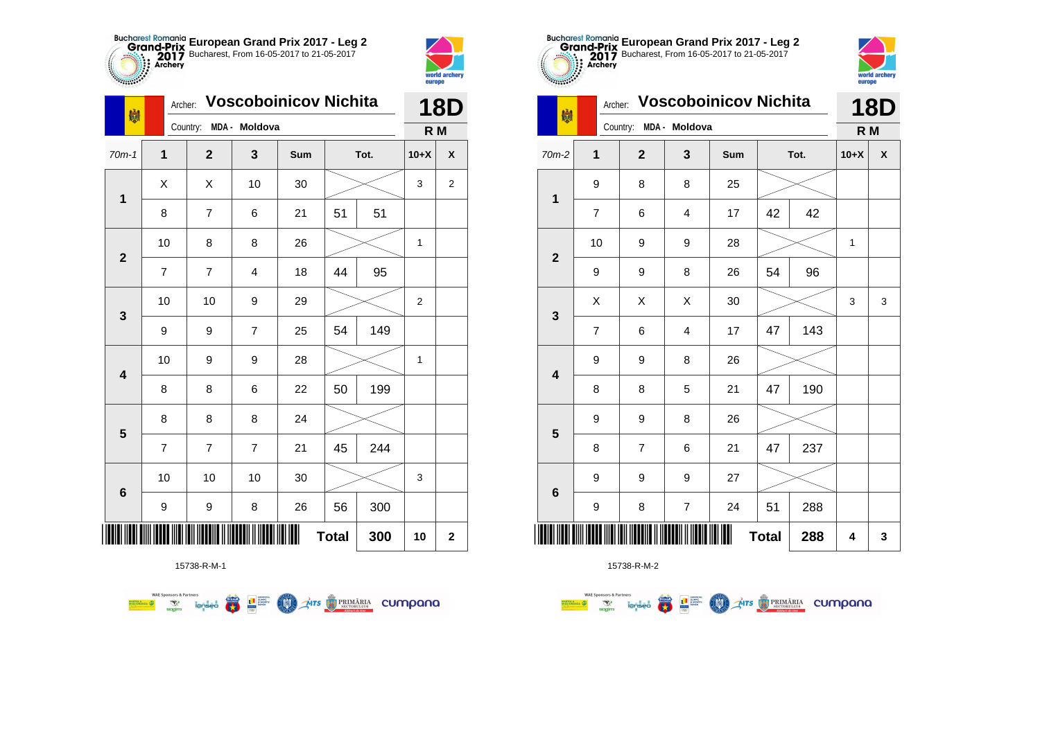**European Grand Prix 2017 - Leg 2**
Bucharest, From 16-05-2017 to 21-05-2017

Archer: **Voscoboinicov Nichita**
Country: **MDA - Moldova**

**18D**
**R M**

| 70m-1 | 1 | 2 | 3 | Sum | Tot. | | 10+X | X |
|---|---|---|---|---|---|---|---|---|
| 1 | X | X | 10 | 30 | | | 3 | 2 |
| | 8 | 7 | 6 | 21 | 51 | 51 | | |
| 2 | 10 | 8 | 8 | 26 | | | 1 | |
| | 7 | 7 | 4 | 18 | 44 | 95 | | |
| 3 | 10 | 10 | 9 | 29 | | | 2 | |
| | 9 | 9 | 7 | 25 | 54 | 149 | | |
| 4 | 10 | 9 | 9 | 28 | | | 1 | |
| | 8 | 8 | 6 | 22 | 50 | 199 | | |
| 5 | 8 | 8 | 8 | 24 | | | | |
| | 7 | 7 | 7 | 21 | 45 | 244 | | |
| 6 | 10 | 10 | 10 | 30 | | | 3 | |
| | 9 | 9 | 8 | 26 | 56 | 300 | | |
| | | | | | **Total** | **300** | **10** | **2** |

15738-R-M-1

**European Grand Prix 2017 - Leg 2**
Bucharest, From 16-05-2017 to 21-05-2017

Archer: **Voscoboinicov Nichita**
Country: **MDA - Moldova**

**18D**
**R M**

| 70m-2 | 1 | 2 | 3 | Sum | Tot. | | 10+X | X |
|---|---|---|---|---|---|---|---|---|
| 1 | 9 | 8 | 8 | 25 | | | | |
| | 7 | 6 | 4 | 17 | 42 | 42 | | |
| 2 | 10 | 9 | 9 | 28 | | | 1 | |
| | 9 | 9 | 8 | 26 | 54 | 96 | | |
| 3 | X | X | X | 30 | | | 3 | 3 |
| | 7 | 6 | 4 | 17 | 47 | 143 | | |
| 4 | 9 | 9 | 8 | 26 | | | | |
| | 8 | 8 | 5 | 21 | 47 | 190 | | |
| 5 | 9 | 9 | 8 | 26 | | | | |
| | 8 | 7 | 6 | 21 | 47 | 237 | | |
| 6 | 9 | 9 | 9 | 27 | | | | |
| | 9 | 8 | 7 | 24 | 51 | 288 | | |
| | | | | | **Total** | **288** | **4** | **3** |

15738-R-M-2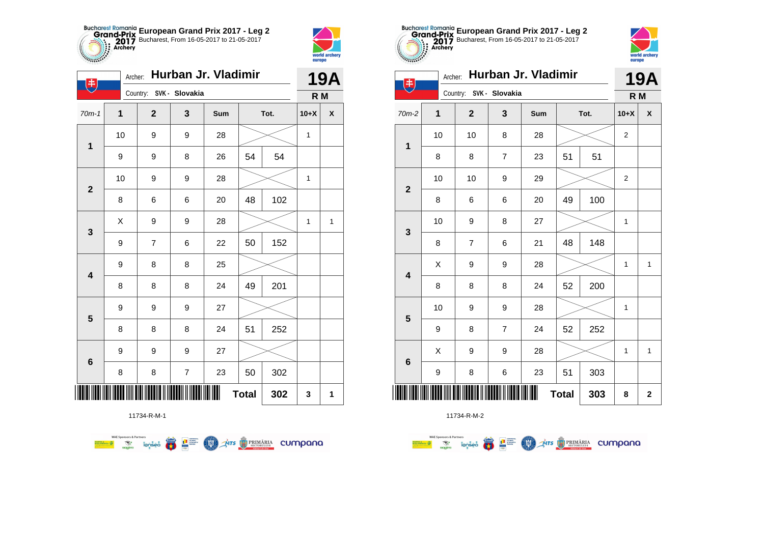**European Grand Prix 2017 - Leg 2**
Bucharest, From 16-05-2017 to 21-05-2017

Archer: **Hurban Jr. Vladimir**
Country: SVK - Slovakia

**19A**
**R M**

| 70m-1 | 1 | 2 | 3 | Sum | | Tot. | 10+X | X |
|---|---|---|---|---|---|---|---|---|
| 1 | 10 | 9 | 9 | 28 | | | 1 | |
| | 9 | 9 | 8 | 26 | 54 | 54 | | |
| 2 | 10 | 9 | 9 | 28 | | | 1 | |
| | 8 | 6 | 6 | 20 | 48 | 102 | | |
| 3 | X | 9 | 9 | 28 | | | 1 | 1 |
| | 9 | 7 | 6 | 22 | 50 | 152 | | |
| 4 | 9 | 8 | 8 | 25 | | | | |
| | 8 | 8 | 8 | 24 | 49 | 201 | | |
| 5 | 9 | 9 | 9 | 27 | | | | |
| | 8 | 8 | 8 | 24 | 51 | 252 | | |
| 6 | 9 | 9 | 9 | 27 | | | | |
| | 8 | 8 | 7 | 23 | 50 | 302 | | |
| | | | | | Total | 302 | 3 | 1 |

11734-R-M-1

**European Grand Prix 2017 - Leg 2**
Bucharest, From 16-05-2017 to 21-05-2017

Archer: **Hurban Jr. Vladimir**
Country: SVK - Slovakia

**19A**
**R M**

| 70m-2 | 1 | 2 | 3 | Sum | | Tot. | 10+X | X |
|---|---|---|---|---|---|---|---|---|
| 1 | 10 | 10 | 8 | 28 | | | 2 | |
| | 8 | 8 | 7 | 23 | 51 | 51 | | |
| 2 | 10 | 10 | 9 | 29 | | | 2 | |
| | 8 | 6 | 6 | 20 | 49 | 100 | | |
| 3 | 10 | 9 | 8 | 27 | | | 1 | |
| | 8 | 7 | 6 | 21 | 48 | 148 | | |
| 4 | X | 9 | 9 | 28 | | | 1 | 1 |
| | 8 | 8 | 8 | 24 | 52 | 200 | | |
| 5 | 10 | 9 | 9 | 28 | | | 1 | |
| | 9 | 8 | 7 | 24 | 52 | 252 | | |
| 6 | X | 9 | 9 | 28 | | | 1 | 1 |
| | 9 | 8 | 6 | 23 | 51 | 303 | | |
| | | | | | Total | 303 | 8 | 2 |

11734-R-M-2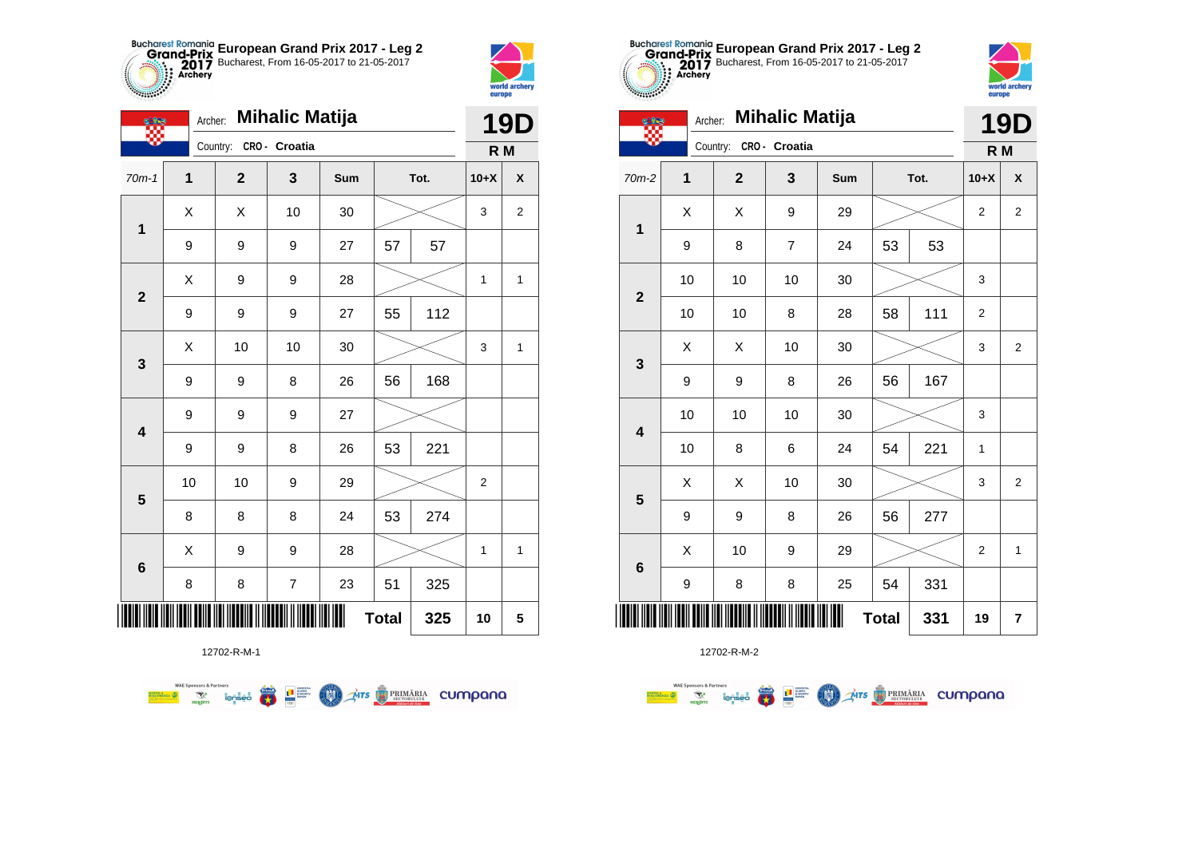## European Grand Prix 2017 - Leg 2

Bucharest, From 16-05-2017 to 21-05-2017

Archer: **Mihalic Matija**

Country: CRO - Croatia

**19D**

**R M**

| 70m-1 | 1 | 2 | 3 | Sum | Tot. | | 10+X | X |
|---|---|---|---|---|---|---|---|---|
| 1 | X | X | 10 | 30 | | | 3 | 2 |
| | 9 | 9 | 9 | 27 | 57 | 57 | | |
| 2 | X | 9 | 9 | 28 | | | 1 | 1 |
| | 9 | 9 | 9 | 27 | 55 | 112 | | |
| 3 | X | 10 | 10 | 30 | | | 3 | 1 |
| | 9 | 9 | 8 | 26 | 56 | 168 | | |
| 4 | 9 | 9 | 9 | 27 | | | | |
| | 9 | 9 | 8 | 26 | 53 | 221 | | |
| 5 | 10 | 10 | 9 | 29 | | | 2 | |
| | 8 | 8 | 8 | 24 | 53 | 274 | | |
| 6 | X | 9 | 9 | 28 | | | 1 | 1 |
| | 8 | 8 | 7 | 23 | 51 | 325 | | |
| | | | | | Total | 325 | 10 | 5 |

12702-R-M-1

## European Grand Prix 2017 - Leg 2

Bucharest, From 16-05-2017 to 21-05-2017

Archer: **Mihalic Matija**

Country: CRO - Croatia

**19D**

**R M**

| 70m-2 | 1 | 2 | 3 | Sum | Tot. | | 10+X | X |
|---|---|---|---|---|---|---|---|---|
| 1 | X | X | 9 | 29 | | | 2 | 2 |
| | 9 | 8 | 7 | 24 | 53 | 53 | | |
| 2 | 10 | 10 | 10 | 30 | | | 3 | |
| | 10 | 10 | 8 | 28 | 58 | 111 | 2 | |
| 3 | X | X | 10 | 30 | | | 3 | 2 |
| | 9 | 9 | 8 | 26 | 56 | 167 | | |
| 4 | 10 | 10 | 10 | 30 | | | 3 | |
| | 10 | 8 | 6 | 24 | 54 | 221 | 1 | |
| 5 | X | X | 10 | 30 | | | 3 | 2 |
| | 9 | 9 | 8 | 26 | 56 | 277 | | |
| 6 | X | 10 | 9 | 29 | | | 2 | 1 |
| | 9 | 8 | 8 | 25 | 54 | 331 | | |
| | | | | | Total | 331 | 19 | 7 |

12702-R-M-2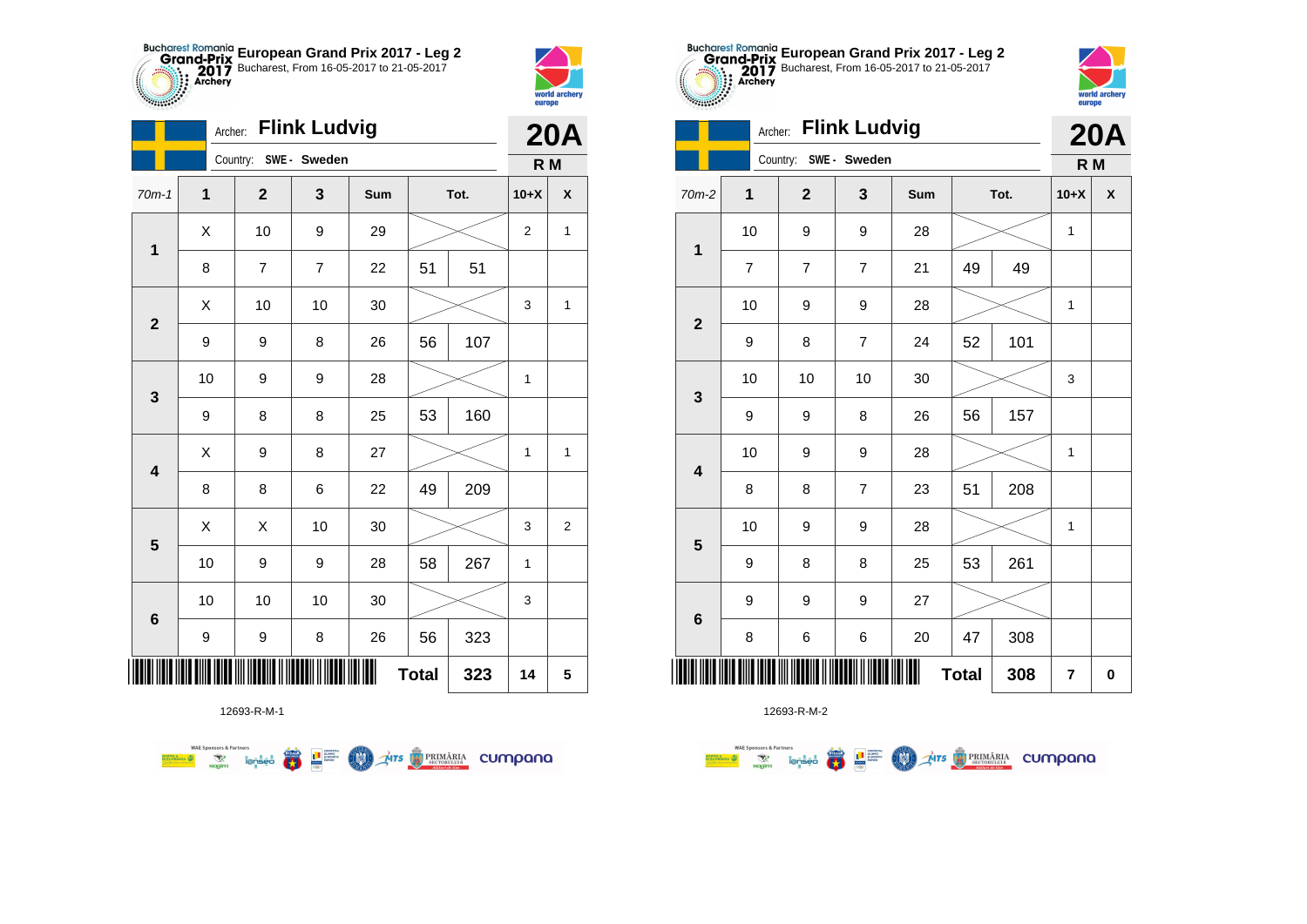## European Grand Prix 2017 - Leg 2

Bucharest, From 16-05-2017 to 21-05-2017

Archer: **Flink Ludvig**

Country: SWE - Sweden

**20A** R M

| 70m-1 | 1 | 2 | 3 | Sum | Tot. | | 10+X | X |
|---|---|---|---|---|---|---|---|---|
| 1 | X | 10 | 9 | 29 | | | 2 | 1 |
| | 8 | 7 | 7 | 22 | 51 | 51 | | |
| 2 | X | 10 | 10 | 30 | | | 3 | 1 |
| | 9 | 9 | 8 | 26 | 56 | 107 | | |
| 3 | 10 | 9 | 9 | 28 | | | 1 | |
| | 9 | 8 | 8 | 25 | 53 | 160 | | |
| 4 | X | 9 | 8 | 27 | | | 1 | 1 |
| | 8 | 8 | 6 | 22 | 49 | 209 | | |
| 5 | X | X | 10 | 30 | | | 3 | 2 |
| | 10 | 9 | 9 | 28 | 58 | 267 | 1 | |
| 6 | 10 | 10 | 10 | 30 | | | 3 | |
| | 9 | 9 | 8 | 26 | 56 | 323 | | |
| | | | | | Total | 323 | 14 | 5 |

12693-R-M-1

## European Grand Prix 2017 - Leg 2

Bucharest, From 16-05-2017 to 21-05-2017

Archer: **Flink Ludvig**

Country: SWE - Sweden

**20A** R M

| 70m-2 | 1 | 2 | 3 | Sum | Tot. | | 10+X | X |
|---|---|---|---|---|---|---|---|---|
| 1 | 10 | 9 | 9 | 28 | | | 1 | |
| | 7 | 7 | 7 | 21 | 49 | 49 | | |
| 2 | 10 | 9 | 9 | 28 | | | 1 | |
| | 9 | 8 | 7 | 24 | 52 | 101 | | |
| 3 | 10 | 10 | 10 | 30 | | | 3 | |
| | 9 | 9 | 8 | 26 | 56 | 157 | | |
| 4 | 10 | 9 | 9 | 28 | | | 1 | |
| | 8 | 8 | 7 | 23 | 51 | 208 | | |
| 5 | 10 | 9 | 9 | 28 | | | 1 | |
| | 9 | 8 | 8 | 25 | 53 | 261 | | |
| 6 | 9 | 9 | 9 | 27 | | | | |
| | 8 | 6 | 6 | 20 | 47 | 308 | | |
| | | | | | Total | 308 | 7 | 0 |

12693-R-M-2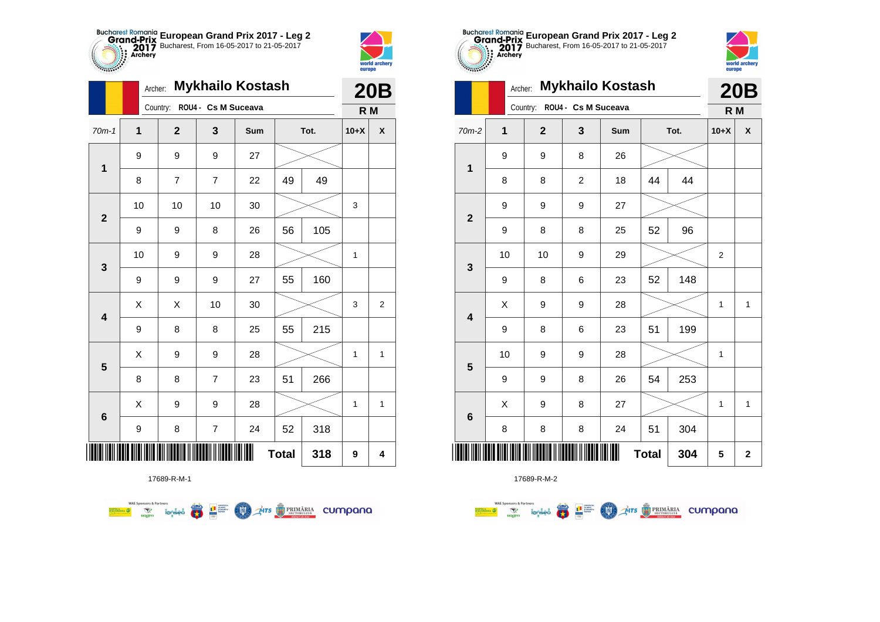## European Grand Prix 2017 - Leg 2

Bucharest, From 16-05-2017 to 21-05-2017

Archer: **Mykhailo Kostash**

Country: **ROU4 - Cs M Suceava**

**20B**

**R M**

| 70m-1 | 1 | 2 | 3 | Sum | Tot. | | 10+X | X |
|---|---|---|---|---|---|---|---|---|
| 1 | 9 | 9 | 9 | 27 | | | | |
| | 8 | 7 | 7 | 22 | 49 | 49 | | |
| 2 | 10 | 10 | 10 | 30 | | | 3 | |
| | 9 | 9 | 8 | 26 | 56 | 105 | | |
| 3 | 10 | 9 | 9 | 28 | | | 1 | |
| | 9 | 9 | 9 | 27 | 55 | 160 | | |
| 4 | X | X | 10 | 30 | | | 3 | 2 |
| | 9 | 8 | 8 | 25 | 55 | 215 | | |
| 5 | X | 9 | 9 | 28 | | | 1 | 1 |
| | 8 | 8 | 7 | 23 | 51 | 266 | | |
| 6 | X | 9 | 9 | 28 | | | 1 | 1 |
| | 9 | 8 | 7 | 24 | 52 | 318 | | |
| | | | | | **Total** | **318** | **9** | **4** |

17689-R-M-1

## European Grand Prix 2017 - Leg 2

Bucharest, From 16-05-2017 to 21-05-2017

Archer: **Mykhailo Kostash**

Country: **ROU4 - Cs M Suceava**

**20B**

**R M**

| 70m-2 | 1 | 2 | 3 | Sum | Tot. | | 10+X | X |
|---|---|---|---|---|---|---|---|---|
| 1 | 9 | 9 | 8 | 26 | | | | |
| | 8 | 8 | 2 | 18 | 44 | 44 | | |
| 2 | 9 | 9 | 9 | 27 | | | | |
| | 9 | 8 | 8 | 25 | 52 | 96 | | |
| 3 | 10 | 10 | 9 | 29 | | | 2 | |
| | 9 | 8 | 6 | 23 | 52 | 148 | | |
| 4 | X | 9 | 9 | 28 | | | 1 | 1 |
| | 9 | 8 | 6 | 23 | 51 | 199 | | |
| 5 | 10 | 9 | 9 | 28 | | | 1 | |
| | 9 | 9 | 8 | 26 | 54 | 253 | | |
| 6 | X | 9 | 8 | 27 | | | 1 | 1 |
| | 8 | 8 | 8 | 24 | 51 | 304 | | |
| | | | | | **Total** | **304** | **5** | **2** |

17689-R-M-2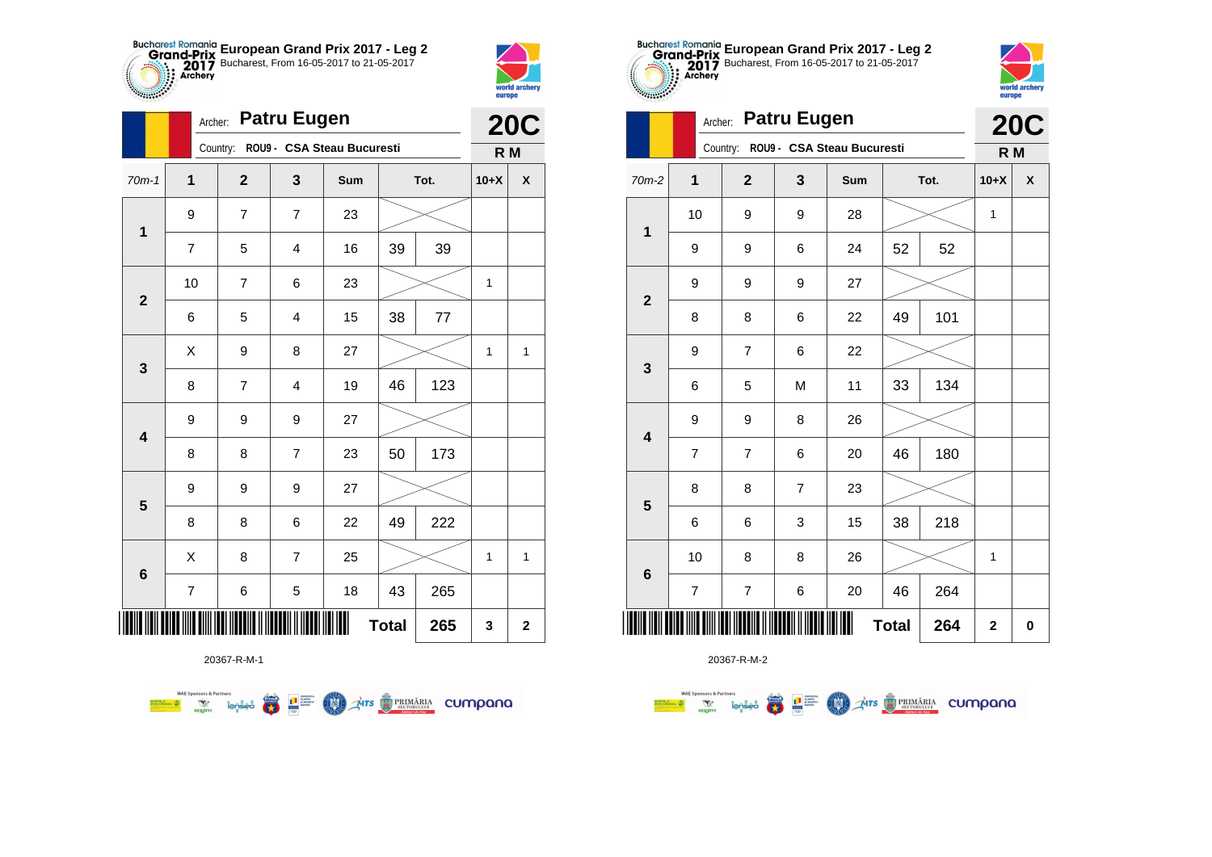## European Grand Prix 2017 - Leg 2

Bucharest, From 16-05-2017 to 21-05-2017

Archer: **Patru Eugen** — **20C**

Country: ROU9 - CSA Steau Bucuresti — **R M**

| 70m-1 | 1 | 2 | 3 | Sum | Tot. | | 10+X | X |
|---|---|---|---|---|---|---|---|---|
| 1 | 9 | 7 | 7 | 23 | | | | |
| | 7 | 5 | 4 | 16 | 39 | 39 | | |
| 2 | 10 | 7 | 6 | 23 | | | 1 | |
| | 6 | 5 | 4 | 15 | 38 | 77 | | |
| 3 | X | 9 | 8 | 27 | | | 1 | 1 |
| | 8 | 7 | 4 | 19 | 46 | 123 | | |
| 4 | 9 | 9 | 9 | 27 | | | | |
| | 8 | 8 | 7 | 23 | 50 | 173 | | |
| 5 | 9 | 9 | 9 | 27 | | | | |
| | 8 | 8 | 6 | 22 | 49 | 222 | | |
| 6 | X | 8 | 7 | 25 | | | 1 | 1 |
| | 7 | 6 | 5 | 18 | 43 | 265 | | |
| | | | | | Total | 265 | 3 | 2 |

20367-R-M-1

## European Grand Prix 2017 - Leg 2

Bucharest, From 16-05-2017 to 21-05-2017

Archer: **Patru Eugen** — **20C**

Country: ROU9 - CSA Steau Bucuresti — **R M**

| 70m-2 | 1 | 2 | 3 | Sum | Tot. | | 10+X | X |
|---|---|---|---|---|---|---|---|---|
| 1 | 10 | 9 | 9 | 28 | | | 1 | |
| | 9 | 9 | 6 | 24 | 52 | 52 | | |
| 2 | 9 | 9 | 9 | 27 | | | | |
| | 8 | 8 | 6 | 22 | 49 | 101 | | |
| 3 | 9 | 7 | 6 | 22 | | | | |
| | 6 | 5 | M | 11 | 33 | 134 | | |
| 4 | 9 | 9 | 8 | 26 | | | | |
| | 7 | 7 | 6 | 20 | 46 | 180 | | |
| 5 | 8 | 8 | 7 | 23 | | | | |
| | 6 | 6 | 3 | 15 | 38 | 218 | | |
| 6 | 10 | 8 | 8 | 26 | | | 1 | |
| | 7 | 7 | 6 | 20 | 46 | 264 | | |
| | | | | | Total | 264 | 2 | 0 |

20367-R-M-2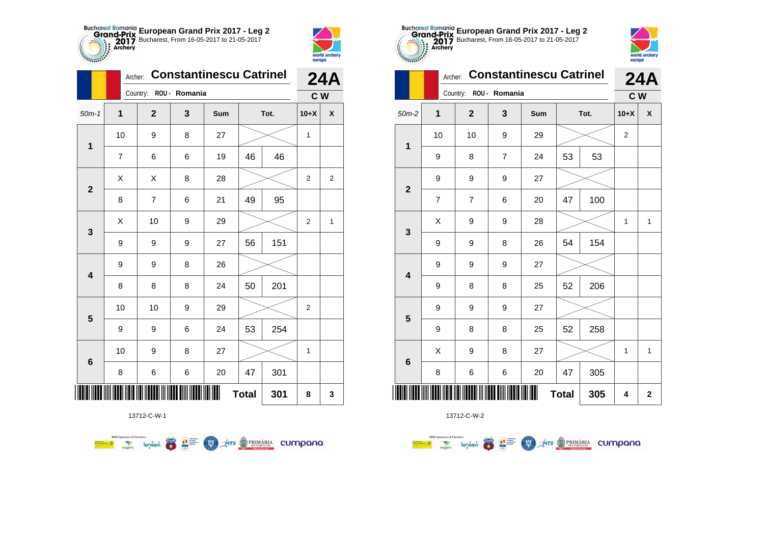**European Grand Prix 2017 - Leg 2**
Bucharest, From 16-05-2017 to 21-05-2017

Archer: **Constantinescu Catrinel**
Country: ROU - Romania

**24A**
**C W**

| 50m-1 | 1 | 2 | 3 | Sum | Tot. | | 10+X | X |
|---|---|---|---|---|---|---|---|---|
| 1 | 10 | 9 | 8 | 27 | | | 1 | |
| | 7 | 6 | 6 | 19 | 46 | 46 | | |
| 2 | X | X | 8 | 28 | | | 2 | 2 |
| | 8 | 7 | 6 | 21 | 49 | 95 | | |
| 3 | X | 10 | 9 | 29 | | | 2 | 1 |
| | 9 | 9 | 9 | 27 | 56 | 151 | | |
| 4 | 9 | 9 | 8 | 26 | | | | |
| | 8 | 8 | 8 | 24 | 50 | 201 | | |
| 5 | 10 | 10 | 9 | 29 | | | 2 | |
| | 9 | 9 | 6 | 24 | 53 | 254 | | |
| 6 | 10 | 9 | 8 | 27 | | | 1 | |
| | 8 | 6 | 6 | 20 | 47 | 301 | | |
| | | | | | **Total** | **301** | **8** | **3** |

13712-C-W-1

**European Grand Prix 2017 - Leg 2**
Bucharest, From 16-05-2017 to 21-05-2017

Archer: **Constantinescu Catrinel**
Country: ROU - Romania

**24A**
**C W**

| 50m-2 | 1 | 2 | 3 | Sum | Tot. | | 10+X | X |
|---|---|---|---|---|---|---|---|---|
| 1 | 10 | 10 | 9 | 29 | | | 2 | |
| | 9 | 8 | 7 | 24 | 53 | 53 | | |
| 2 | 9 | 9 | 9 | 27 | | | | |
| | 7 | 7 | 6 | 20 | 47 | 100 | | |
| 3 | X | 9 | 9 | 28 | | | 1 | 1 |
| | 9 | 9 | 8 | 26 | 54 | 154 | | |
| 4 | 9 | 9 | 9 | 27 | | | | |
| | 9 | 8 | 8 | 25 | 52 | 206 | | |
| 5 | 9 | 9 | 9 | 27 | | | | |
| | 9 | 8 | 8 | 25 | 52 | 258 | | |
| 6 | X | 9 | 8 | 27 | | | 1 | 1 |
| | 8 | 6 | 6 | 20 | 47 | 305 | | |
| | | | | | **Total** | **305** | **4** | **2** |

13712-C-W-2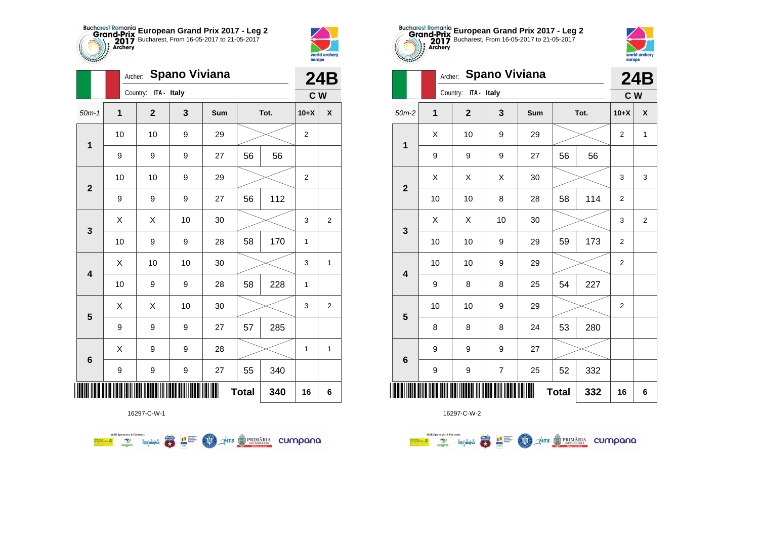**European Grand Prix 2017 - Leg 2**
Bucharest, From 16-05-2017 to 21-05-2017

Archer: **Spano Viviana** — **24B**
Country: ITA - Italy — **C W**

| 50m-1 | 1 | 2 | 3 | Sum | Tot. | | 10+X | X |
|---|---|---|---|---|---|---|---|---|
| 1 | 10 | 10 | 9 | 29 | | | 2 | |
| | 9 | 9 | 9 | 27 | 56 | 56 | | |
| 2 | 10 | 10 | 9 | 29 | | | 2 | |
| | 9 | 9 | 9 | 27 | 56 | 112 | | |
| 3 | X | X | 10 | 30 | | | 3 | 2 |
| | 10 | 9 | 9 | 28 | 58 | 170 | 1 | |
| 4 | X | 10 | 10 | 30 | | | 3 | 1 |
| | 10 | 9 | 9 | 28 | 58 | 228 | 1 | |
| 5 | X | X | 10 | 30 | | | 3 | 2 |
| | 9 | 9 | 9 | 27 | 57 | 285 | | |
| 6 | X | 9 | 9 | 28 | | | 1 | 1 |
| | 9 | 9 | 9 | 27 | 55 | 340 | | |
| | | | | | Total | 340 | 16 | 6 |

16297-C-W-1

**European Grand Prix 2017 - Leg 2**
Bucharest, From 16-05-2017 to 21-05-2017

Archer: **Spano Viviana** — **24B**
Country: ITA - Italy — **C W**

| 50m-2 | 1 | 2 | 3 | Sum | Tot. | | 10+X | X |
|---|---|---|---|---|---|---|---|---|
| 1 | X | 10 | 9 | 29 | | | 2 | 1 |
| | 9 | 9 | 9 | 27 | 56 | 56 | | |
| 2 | X | X | X | 30 | | | 3 | 3 |
| | 10 | 10 | 8 | 28 | 58 | 114 | 2 | |
| 3 | X | X | 10 | 30 | | | 3 | 2 |
| | 10 | 10 | 9 | 29 | 59 | 173 | 2 | |
| 4 | 10 | 10 | 9 | 29 | | | 2 | |
| | 9 | 8 | 8 | 25 | 54 | 227 | | |
| 5 | 10 | 10 | 9 | 29 | | | 2 | |
| | 8 | 8 | 8 | 24 | 53 | 280 | | |
| 6 | 9 | 9 | 9 | 27 | | | | |
| | 9 | 9 | 7 | 25 | 52 | 332 | | |
| | | | | | Total | 332 | 16 | 6 |

16297-C-W-2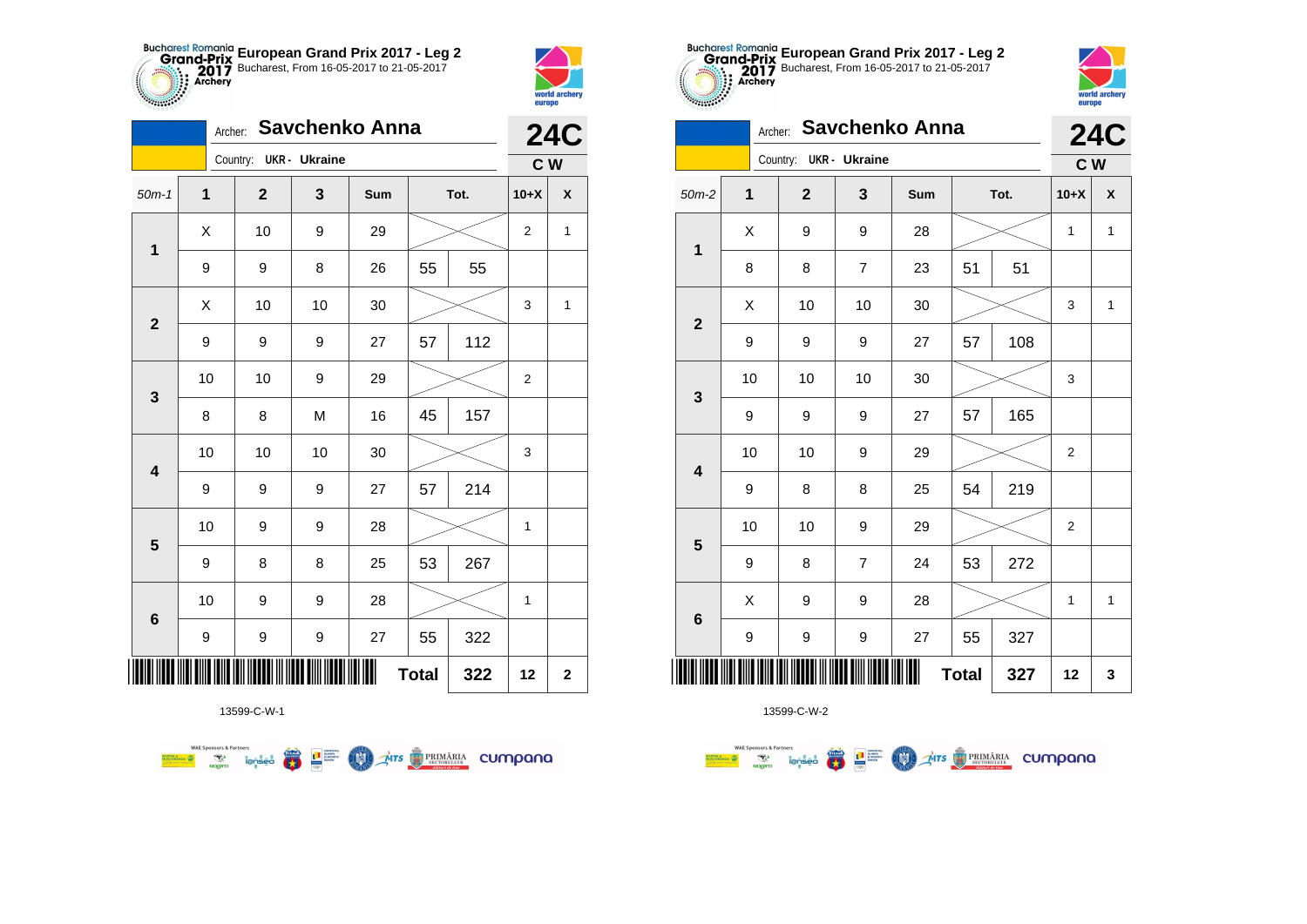**European Grand Prix 2017 - Leg 2**
Bucharest, From 16-05-2017 to 21-05-2017

Archer: **Savchenko Anna**
Country: UKR - Ukraine

**24C**
**C W**

| 50m-1 | 1 | 2 | 3 | Sum | Tot. | | 10+X | X |
|---|---|---|---|---|---|---|---|---|
| 1 | X | 10 | 9 | 29 | | | 2 | 1 |
| | 9 | 9 | 8 | 26 | 55 | 55 | | |
| 2 | X | 10 | 10 | 30 | | | 3 | 1 |
| | 9 | 9 | 9 | 27 | 57 | 112 | | |
| 3 | 10 | 10 | 9 | 29 | | | 2 | |
| | 8 | 8 | M | 16 | 45 | 157 | | |
| 4 | 10 | 10 | 10 | 30 | | | 3 | |
| | 9 | 9 | 9 | 27 | 57 | 214 | | |
| 5 | 10 | 9 | 9 | 28 | | | 1 | |
| | 9 | 8 | 8 | 25 | 53 | 267 | | |
| 6 | 10 | 9 | 9 | 28 | | | 1 | |
| | 9 | 9 | 9 | 27 | 55 | 322 | | |
| | | | | | Total | 322 | 12 | 2 |

13599-C-W-1

**European Grand Prix 2017 - Leg 2**
Bucharest, From 16-05-2017 to 21-05-2017

Archer: **Savchenko Anna**
Country: UKR - Ukraine

**24C**
**C W**

| 50m-2 | 1 | 2 | 3 | Sum | Tot. | | 10+X | X |
|---|---|---|---|---|---|---|---|---|
| 1 | X | 9 | 9 | 28 | | | 1 | 1 |
| | 8 | 8 | 7 | 23 | 51 | 51 | | |
| 2 | X | 10 | 10 | 30 | | | 3 | 1 |
| | 9 | 9 | 9 | 27 | 57 | 108 | | |
| 3 | 10 | 10 | 10 | 30 | | | 3 | |
| | 9 | 9 | 9 | 27 | 57 | 165 | | |
| 4 | 10 | 10 | 9 | 29 | | | 2 | |
| | 9 | 8 | 8 | 25 | 54 | 219 | | |
| 5 | 10 | 10 | 9 | 29 | | | 2 | |
| | 9 | 8 | 7 | 24 | 53 | 272 | | |
| 6 | X | 9 | 9 | 28 | | | 1 | 1 |
| | 9 | 9 | 9 | 27 | 55 | 327 | | |
| | | | | | Total | 327 | 12 | 3 |

13599-C-W-2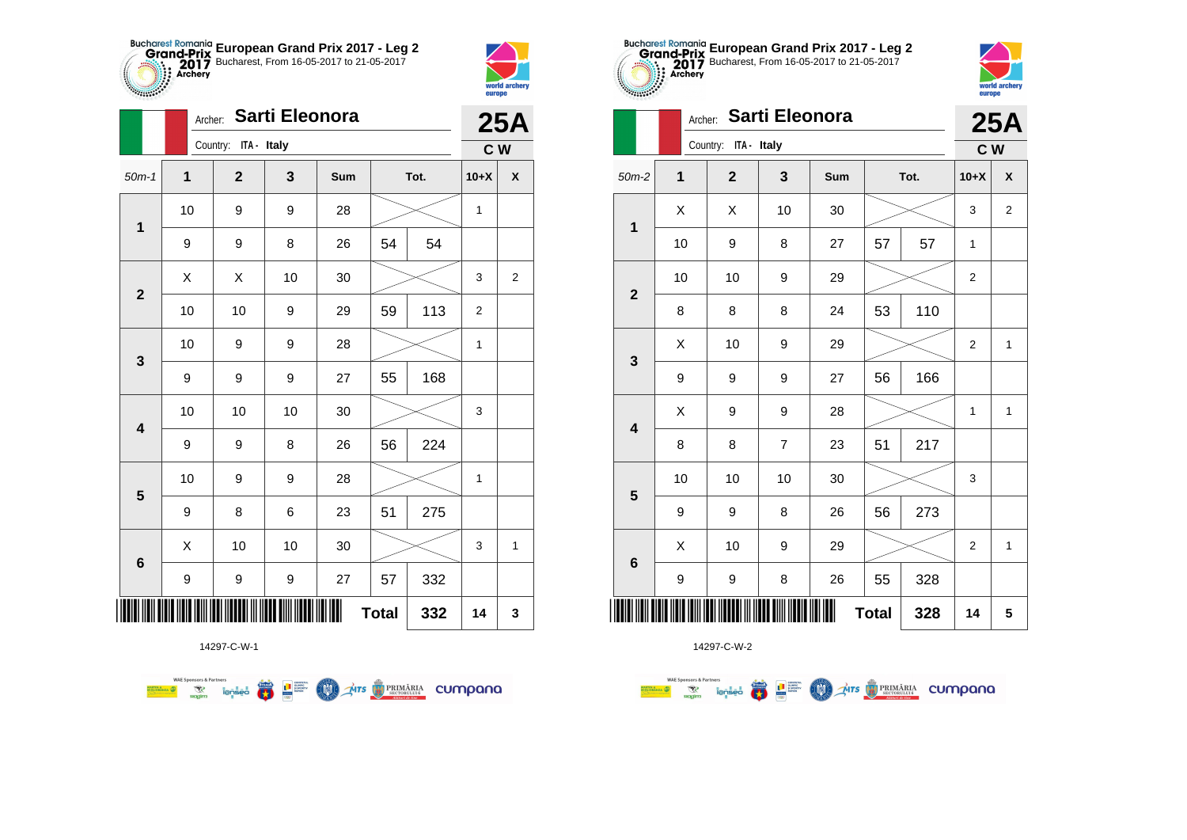# European Grand Prix 2017 - Leg 2

Bucharest, From 16-05-2017 to 21-05-2017

Archer: **Sarti Eleonora**

Country: ITA - Italy

**25A** C W

| 50m-1 | 1 | 2 | 3 | Sum | Tot. | | 10+X | X |
|---|---|---|---|---|---|---|---|---|
| 1 | 10 | 9 | 9 | 28 | | | 1 | |
| | 9 | 9 | 8 | 26 | 54 | 54 | | |
| 2 | X | X | 10 | 30 | | | 3 | 2 |
| | 10 | 10 | 9 | 29 | 59 | 113 | 2 | |
| 3 | 10 | 9 | 9 | 28 | | | 1 | |
| | 9 | 9 | 9 | 27 | 55 | 168 | | |
| 4 | 10 | 10 | 10 | 30 | | | 3 | |
| | 9 | 9 | 8 | 26 | 56 | 224 | | |
| 5 | 10 | 9 | 9 | 28 | | | 1 | |
| | 9 | 8 | 6 | 23 | 51 | 275 | | |
| 6 | X | 10 | 10 | 30 | | | 3 | 1 |
| | 9 | 9 | 9 | 27 | 57 | 332 | | |
| | | | | Total | | 332 | 14 | 3 |

14297-C-W-1

# European Grand Prix 2017 - Leg 2

Bucharest, From 16-05-2017 to 21-05-2017

Archer: **Sarti Eleonora**

Country: ITA - Italy

**25A** C W

| 50m-2 | 1 | 2 | 3 | Sum | Tot. | | 10+X | X |
|---|---|---|---|---|---|---|---|---|
| 1 | X | X | 10 | 30 | | | 3 | 2 |
| | 10 | 9 | 8 | 27 | 57 | 57 | 1 | |
| 2 | 10 | 10 | 9 | 29 | | | 2 | |
| | 8 | 8 | 8 | 24 | 53 | 110 | | |
| 3 | X | 10 | 9 | 29 | | | 2 | 1 |
| | 9 | 9 | 9 | 27 | 56 | 166 | | |
| 4 | X | 9 | 9 | 28 | | | 1 | 1 |
| | 8 | 8 | 7 | 23 | 51 | 217 | | |
| 5 | 10 | 10 | 10 | 30 | | | 3 | |
| | 9 | 9 | 8 | 26 | 56 | 273 | | |
| 6 | X | 10 | 9 | 29 | | | 2 | 1 |
| | 9 | 9 | 8 | 26 | 55 | 328 | | |
| | | | | Total | | 328 | 14 | 5 |

14297-C-W-2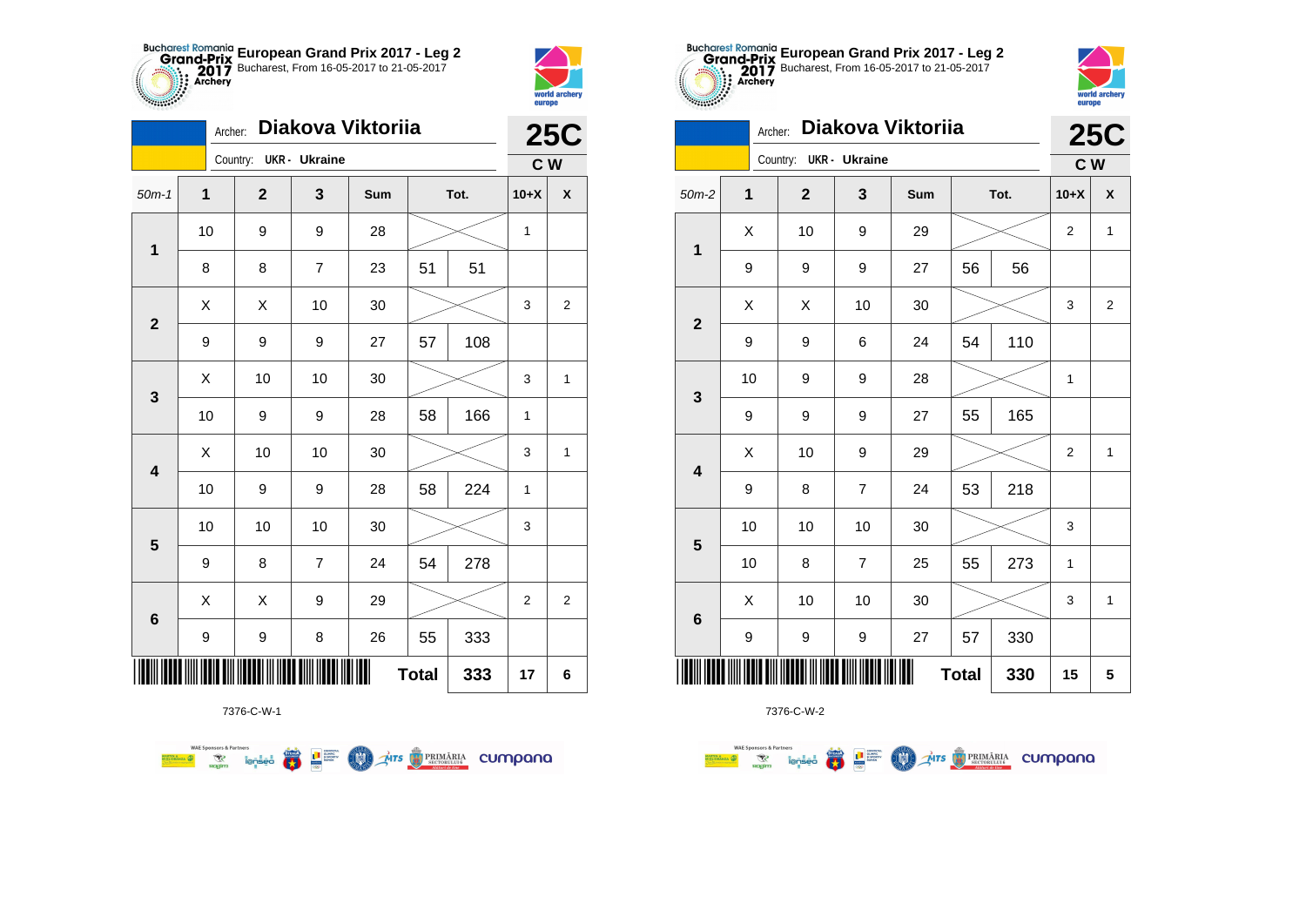## European Grand Prix 2017 - Leg 2

Bucharest, From 16-05-2017 to 21-05-2017

Archer: **Diakova Viktoriia**

Country: UKR - Ukraine

**25C** C W

| 50m-1 | 1 | 2 | 3 | Sum | Tot. | | 10+X | X |
|---|---|---|---|---|---|---|---|---|
| 1 | 10 | 9 | 9 | 28 | | | 1 | |
| | 8 | 8 | 7 | 23 | 51 | 51 | | |
| 2 | X | X | 10 | 30 | | | 3 | 2 |
| | 9 | 9 | 9 | 27 | 57 | 108 | | |
| 3 | X | 10 | 10 | 30 | | | 3 | 1 |
| | 10 | 9 | 9 | 28 | 58 | 166 | 1 | |
| 4 | X | 10 | 10 | 30 | | | 3 | 1 |
| | 10 | 9 | 9 | 28 | 58 | 224 | 1 | |
| 5 | 10 | 10 | 10 | 30 | | | 3 | |
| | 9 | 8 | 7 | 24 | 54 | 278 | | |
| 6 | X | X | 9 | 29 | | | 2 | 2 |
| | 9 | 9 | 8 | 26 | 55 | 333 | | |
| | | | | | Total | 333 | 17 | 6 |

7376-C-W-1

## European Grand Prix 2017 - Leg 2

Bucharest, From 16-05-2017 to 21-05-2017

Archer: **Diakova Viktoriia**

Country: UKR - Ukraine

**25C** C W

| 50m-2 | 1 | 2 | 3 | Sum | Tot. | | 10+X | X |
|---|---|---|---|---|---|---|---|---|
| 1 | X | 10 | 9 | 29 | | | 2 | 1 |
| | 9 | 9 | 9 | 27 | 56 | 56 | | |
| 2 | X | X | 10 | 30 | | | 3 | 2 |
| | 9 | 9 | 6 | 24 | 54 | 110 | | |
| 3 | 10 | 9 | 9 | 28 | | | 1 | |
| | 9 | 9 | 9 | 27 | 55 | 165 | | |
| 4 | X | 10 | 9 | 29 | | | 2 | 1 |
| | 9 | 8 | 7 | 24 | 53 | 218 | | |
| 5 | 10 | 10 | 10 | 30 | | | 3 | |
| | 10 | 8 | 7 | 25 | 55 | 273 | 1 | |
| 6 | X | 10 | 10 | 30 | | | 3 | 1 |
| | 9 | 9 | 9 | 27 | 57 | 330 | | |
| | | | | | Total | 330 | 15 | 5 |

7376-C-W-2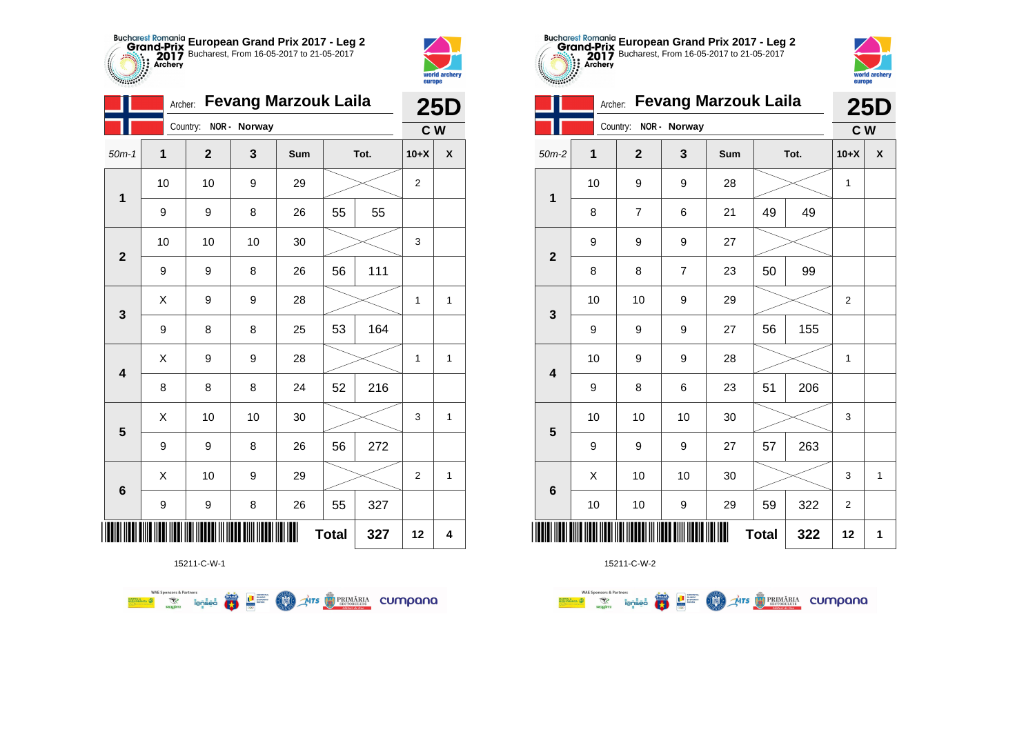# European Grand Prix 2017 - Leg 2

Bucharest, From 16-05-2017 to 21-05-2017

Archer: **Fevang Marzouk Laila**
Country: NOR - Norway

**25D** — C W

| 50m-1 | 1 | 2 | 3 | Sum | Tot. | | 10+X | X |
|---|---|---|---|---|---|---|---|---|
| 1 | 10 | 10 | 9 | 29 | | | 2 | |
| | 9 | 9 | 8 | 26 | 55 | 55 | | |
| 2 | 10 | 10 | 10 | 30 | | | 3 | |
| | 9 | 9 | 8 | 26 | 56 | 111 | | |
| 3 | X | 9 | 9 | 28 | | | 1 | 1 |
| | 9 | 8 | 8 | 25 | 53 | 164 | | |
| 4 | X | 9 | 9 | 28 | | | 1 | 1 |
| | 8 | 8 | 8 | 24 | 52 | 216 | | |
| 5 | X | 10 | 10 | 30 | | | 3 | 1 |
| | 9 | 9 | 8 | 26 | 56 | 272 | | |
| 6 | X | 10 | 9 | 29 | | | 2 | 1 |
| | 9 | 9 | 8 | 26 | 55 | 327 | | |
| | | | | | **Total** | **327** | **12** | **4** |

15211-C-W-1

# European Grand Prix 2017 - Leg 2

Bucharest, From 16-05-2017 to 21-05-2017

Archer: **Fevang Marzouk Laila**
Country: NOR - Norway

**25D** — C W

| 50m-2 | 1 | 2 | 3 | Sum | Tot. | | 10+X | X |
|---|---|---|---|---|---|---|---|---|
| 1 | 10 | 9 | 9 | 28 | | | 1 | |
| | 8 | 7 | 6 | 21 | 49 | 49 | | |
| 2 | 9 | 9 | 9 | 27 | | | | |
| | 8 | 8 | 7 | 23 | 50 | 99 | | |
| 3 | 10 | 10 | 9 | 29 | | | 2 | |
| | 9 | 9 | 9 | 27 | 56 | 155 | | |
| 4 | 10 | 9 | 9 | 28 | | | 1 | |
| | 9 | 8 | 6 | 23 | 51 | 206 | | |
| 5 | 10 | 10 | 10 | 30 | | | 3 | |
| | 9 | 9 | 9 | 27 | 57 | 263 | | |
| 6 | X | 10 | 10 | 30 | | | 3 | 1 |
| | 10 | 10 | 9 | 29 | 59 | 322 | 2 | |
| | | | | | **Total** | **322** | **12** | **1** |

15211-C-W-2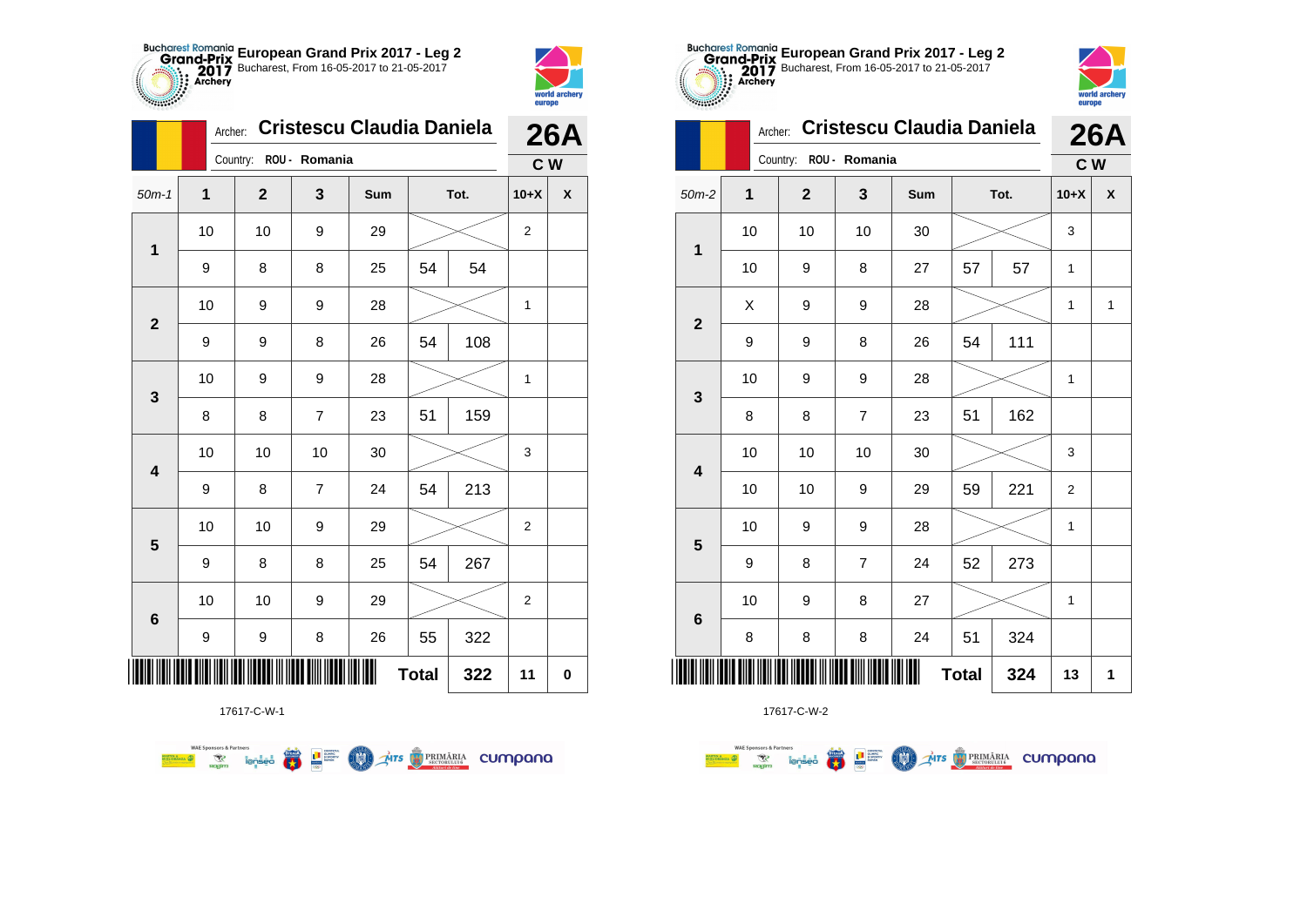## European Grand Prix 2017 - Leg 2

Bucharest, From 16-05-2017 to 21-05-2017

Archer: **Cristescu Claudia Daniela**

Country: ROU - Romania

**26A** C W

| 50m-1 | 1 | 2 | 3 | Sum | Tot. | | 10+X | X |
|---|---|---|---|---|---|---|---|---|
| 1 | 10 | 10 | 9 | 29 | | | 2 | |
| | 9 | 8 | 8 | 25 | 54 | 54 | | |
| 2 | 10 | 9 | 9 | 28 | | | 1 | |
| | 9 | 9 | 8 | 26 | 54 | 108 | | |
| 3 | 10 | 9 | 9 | 28 | | | 1 | |
| | 8 | 8 | 7 | 23 | 51 | 159 | | |
| 4 | 10 | 10 | 10 | 30 | | | 3 | |
| | 9 | 8 | 7 | 24 | 54 | 213 | | |
| 5 | 10 | 10 | 9 | 29 | | | 2 | |
| | 9 | 8 | 8 | 25 | 54 | 267 | | |
| 6 | 10 | 10 | 9 | 29 | | | 2 | |
| | 9 | 9 | 8 | 26 | 55 | 322 | | |
| | | | | | **Total** | **322** | **11** | **0** |

17617-C-W-1

## European Grand Prix 2017 - Leg 2

Bucharest, From 16-05-2017 to 21-05-2017

Archer: **Cristescu Claudia Daniela**

Country: ROU - Romania

**26A** C W

| 50m-2 | 1 | 2 | 3 | Sum | Tot. | | 10+X | X |
|---|---|---|---|---|---|---|---|---|
| 1 | 10 | 10 | 10 | 30 | | | 3 | |
| | 10 | 9 | 8 | 27 | 57 | 57 | 1 | |
| 2 | X | 9 | 9 | 28 | | | 1 | 1 |
| | 9 | 9 | 8 | 26 | 54 | 111 | | |
| 3 | 10 | 9 | 9 | 28 | | | 1 | |
| | 8 | 8 | 7 | 23 | 51 | 162 | | |
| 4 | 10 | 10 | 10 | 30 | | | 3 | |
| | 10 | 10 | 9 | 29 | 59 | 221 | 2 | |
| 5 | 10 | 9 | 9 | 28 | | | 1 | |
| | 9 | 8 | 7 | 24 | 52 | 273 | | |
| 6 | 10 | 9 | 8 | 27 | | | 1 | |
| | 8 | 8 | 8 | 24 | 51 | 324 | | |
| | | | | | **Total** | **324** | **13** | **1** |

17617-C-W-2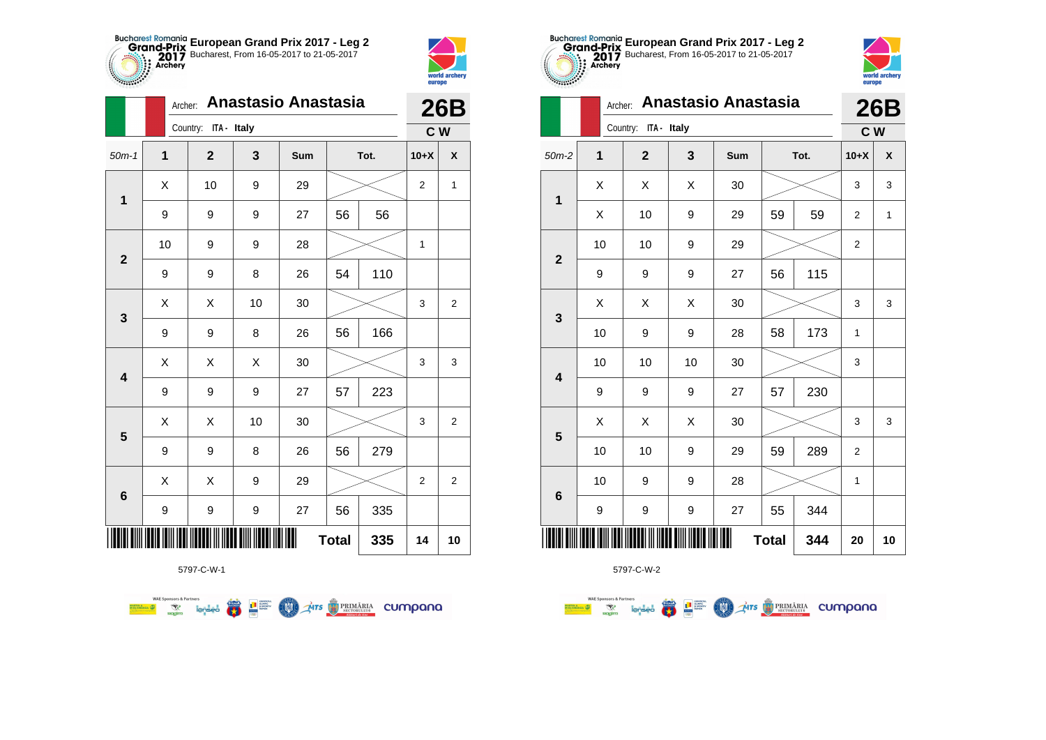## European Grand Prix 2017 - Leg 2

Bucharest, From 16-05-2017 to 21-05-2017

Archer: **Anastasio Anastasia**

Country: ITA - Italy

**26B** C W

| 50m-1 | 1 | 2 | 3 | Sum | Tot. | | 10+X | X |
|---|---|---|---|---|---|---|---|---|
| 1 | X | 10 | 9 | 29 | | | 2 | 1 |
| | 9 | 9 | 9 | 27 | 56 | 56 | | |
| 2 | 10 | 9 | 9 | 28 | | | 1 | |
| | 9 | 9 | 8 | 26 | 54 | 110 | | |
| 3 | X | X | 10 | 30 | | | 3 | 2 |
| | 9 | 9 | 8 | 26 | 56 | 166 | | |
| 4 | X | X | X | 30 | | | 3 | 3 |
| | 9 | 9 | 9 | 27 | 57 | 223 | | |
| 5 | X | X | 10 | 30 | | | 3 | 2 |
| | 9 | 9 | 8 | 26 | 56 | 279 | | |
| 6 | X | X | 9 | 29 | | | 2 | 2 |
| | 9 | 9 | 9 | 27 | 56 | 335 | | |
| | | | | | Total | 335 | 14 | 10 |

5797-C-W-1

## European Grand Prix 2017 - Leg 2

Bucharest, From 16-05-2017 to 21-05-2017

Archer: **Anastasio Anastasia**

Country: ITA - Italy

**26B** C W

| 50m-2 | 1 | 2 | 3 | Sum | Tot. | | 10+X | X |
|---|---|---|---|---|---|---|---|---|
| 1 | X | X | X | 30 | | | 3 | 3 |
| | X | 10 | 9 | 29 | 59 | 59 | 2 | 1 |
| 2 | 10 | 10 | 9 | 29 | | | 2 | |
| | 9 | 9 | 9 | 27 | 56 | 115 | | |
| 3 | X | X | X | 30 | | | 3 | 3 |
| | 10 | 9 | 9 | 28 | 58 | 173 | 1 | |
| 4 | 10 | 10 | 10 | 30 | | | 3 | |
| | 9 | 9 | 9 | 27 | 57 | 230 | | |
| 5 | X | X | X | 30 | | | 3 | 3 |
| | 10 | 10 | 9 | 29 | 59 | 289 | 2 | |
| 6 | 10 | 9 | 9 | 28 | | | 1 | |
| | 9 | 9 | 9 | 27 | 55 | 344 | | |
| | | | | | Total | 344 | 20 | 10 |

5797-C-W-2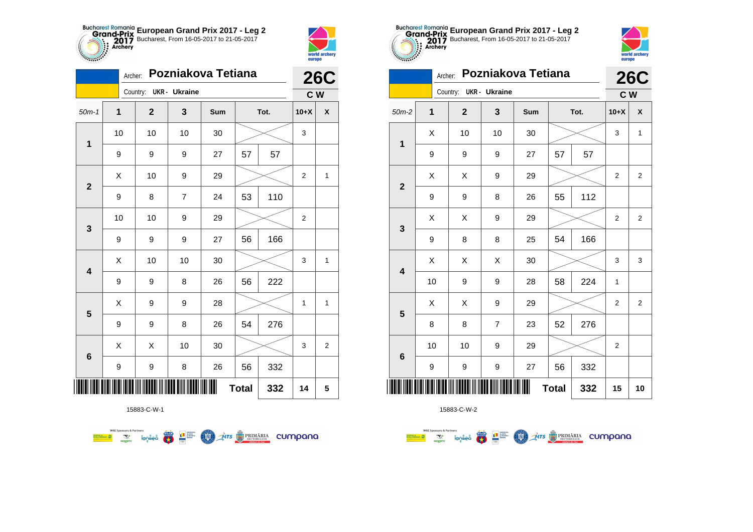# European Grand Prix 2017 - Leg 2

Bucharest, From 16-05-2017 to 21-05-2017

Archer: **Pozniakova Tetiana**

Country: UKR - Ukraine

**26C**

**C W**

| 50m-1 | 1 | 2 | 3 | Sum | Tot. | | 10+X | X |
|---|---|---|---|---|---|---|---|---|
| 1 | 10 | 10 | 10 | 30 | | | 3 | |
| | 9 | 9 | 9 | 27 | 57 | 57 | | |
| 2 | X | 10 | 9 | 29 | | | 2 | 1 |
| | 9 | 8 | 7 | 24 | 53 | 110 | | |
| 3 | 10 | 10 | 9 | 29 | | | 2 | |
| | 9 | 9 | 9 | 27 | 56 | 166 | | |
| 4 | X | 10 | 10 | 30 | | | 3 | 1 |
| | 9 | 9 | 8 | 26 | 56 | 222 | | |
| 5 | X | 9 | 9 | 28 | | | 1 | 1 |
| | 9 | 9 | 8 | 26 | 54 | 276 | | |
| 6 | X | X | 10 | 30 | | | 3 | 2 |
| | 9 | 9 | 8 | 26 | 56 | 332 | | |
| | | | | | Total | 332 | 14 | 5 |

15883-C-W-1

# European Grand Prix 2017 - Leg 2

Bucharest, From 16-05-2017 to 21-05-2017

Archer: **Pozniakova Tetiana**

Country: UKR - Ukraine

**26C**

**C W**

| 50m-2 | 1 | 2 | 3 | Sum | Tot. | | 10+X | X |
|---|---|---|---|---|---|---|---|---|
| 1 | X | 10 | 10 | 30 | | | 3 | 1 |
| | 9 | 9 | 9 | 27 | 57 | 57 | | |
| 2 | X | X | 9 | 29 | | | 2 | 2 |
| | 9 | 9 | 8 | 26 | 55 | 112 | | |
| 3 | X | X | 9 | 29 | | | 2 | 2 |
| | 9 | 8 | 8 | 25 | 54 | 166 | | |
| 4 | X | X | X | 30 | | | 3 | 3 |
| | 10 | 9 | 9 | 28 | 58 | 224 | 1 | |
| 5 | X | X | 9 | 29 | | | 2 | 2 |
| | 8 | 8 | 7 | 23 | 52 | 276 | | |
| 6 | 10 | 10 | 9 | 29 | | | 2 | |
| | 9 | 9 | 9 | 27 | 56 | 332 | | |
| | | | | | Total | 332 | 15 | 10 |

15883-C-W-2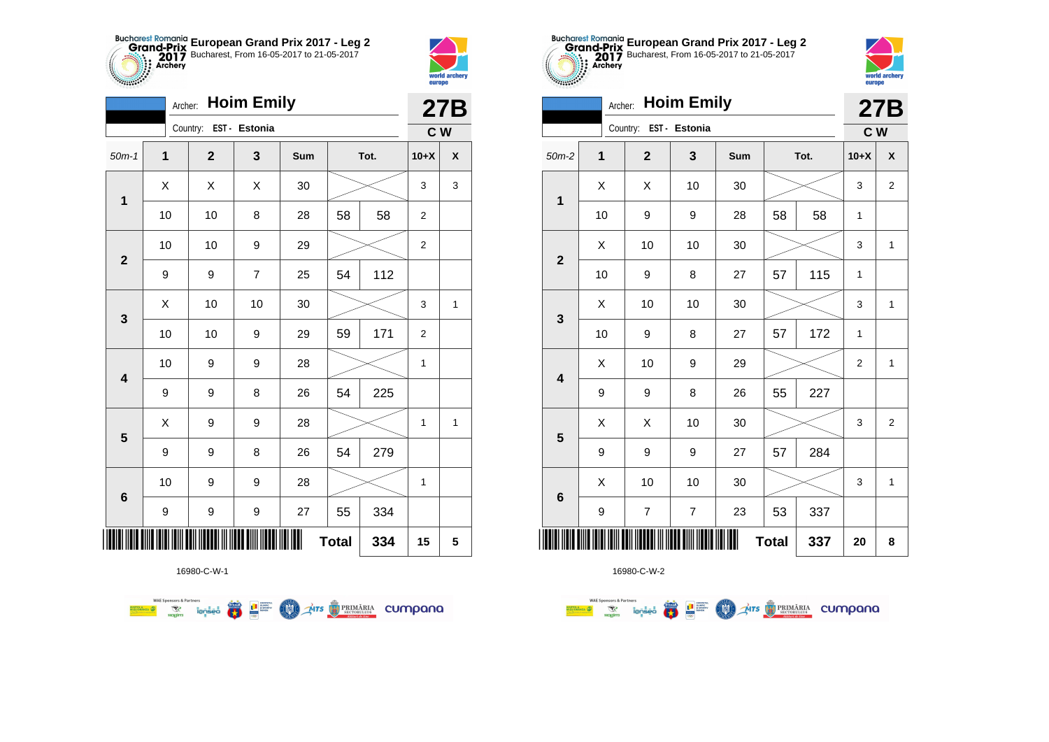**European Grand Prix 2017 - Leg 2**
Bucharest, From 16-05-2017 to 21-05-2017

Archer: **Hoim Emily**
Country: EST - Estonia

**27B**
**C W**

| 50m-1 | 1 | 2 | 3 | Sum | Tot. | | 10+X | X |
|---|---|---|---|---|---|---|---|---|
| 1 | X | X | X | 30 | | | 3 | 3 |
| | 10 | 10 | 8 | 28 | 58 | 58 | 2 | |
| 2 | 10 | 10 | 9 | 29 | | | 2 | |
| | 9 | 9 | 7 | 25 | 54 | 112 | | |
| 3 | X | 10 | 10 | 30 | | | 3 | 1 |
| | 10 | 10 | 9 | 29 | 59 | 171 | 2 | |
| 4 | 10 | 9 | 9 | 28 | | | 1 | |
| | 9 | 9 | 8 | 26 | 54 | 225 | | |
| 5 | X | 9 | 9 | 28 | | | 1 | 1 |
| | 9 | 9 | 8 | 26 | 54 | 279 | | |
| 6 | 10 | 9 | 9 | 28 | | | 1 | |
| | 9 | 9 | 9 | 27 | 55 | 334 | | |
| | | | | | **Total** | **334** | **15** | **5** |

16980-C-W-1

**European Grand Prix 2017 - Leg 2**
Bucharest, From 16-05-2017 to 21-05-2017

Archer: **Hoim Emily**
Country: EST - Estonia

**27B**
**C W**

| 50m-2 | 1 | 2 | 3 | Sum | Tot. | | 10+X | X |
|---|---|---|---|---|---|---|---|---|
| 1 | X | X | 10 | 30 | | | 3 | 2 |
| | 10 | 9 | 9 | 28 | 58 | 58 | 1 | |
| 2 | X | 10 | 10 | 30 | | | 3 | 1 |
| | 10 | 9 | 8 | 27 | 57 | 115 | 1 | |
| 3 | X | 10 | 10 | 30 | | | 3 | 1 |
| | 10 | 9 | 8 | 27 | 57 | 172 | 1 | |
| 4 | X | 10 | 9 | 29 | | | 2 | 1 |
| | 9 | 9 | 8 | 26 | 55 | 227 | | |
| 5 | X | X | 10 | 30 | | | 3 | 2 |
| | 9 | 9 | 9 | 27 | 57 | 284 | | |
| 6 | X | 10 | 10 | 30 | | | 3 | 1 |
| | 9 | 7 | 7 | 23 | 53 | 337 | | |
| | | | | | **Total** | **337** | **20** | **8** |

16980-C-W-2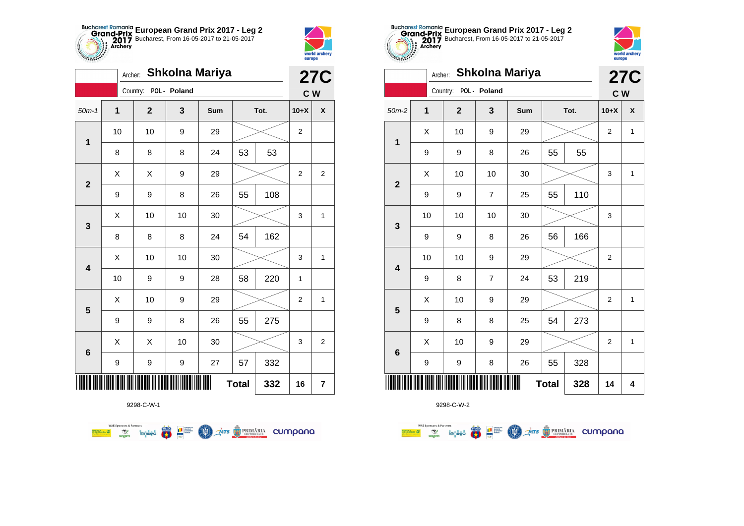# European Grand Prix 2017 - Leg 2

Bucharest, From 16-05-2017 to 21-05-2017

Archer: **Shkolna Mariya**

Country: POL - Poland

**27C**

**C W**

| 50m-1 | 1 | 2 | 3 | Sum | | Tot. | 10+X | X |
|---|---|---|---|---|---|---|---|---|
| 1 | 10 | 10 | 9 | 29 | | | 2 | |
| | 8 | 8 | 8 | 24 | 53 | 53 | | |
| 2 | X | X | 9 | 29 | | | 2 | 2 |
| | 9 | 9 | 8 | 26 | 55 | 108 | | |
| 3 | X | 10 | 10 | 30 | | | 3 | 1 |
| | 8 | 8 | 8 | 24 | 54 | 162 | | |
| 4 | X | 10 | 10 | 30 | | | 3 | 1 |
| | 10 | 9 | 9 | 28 | 58 | 220 | 1 | |
| 5 | X | 10 | 9 | 29 | | | 2 | 1 |
| | 9 | 9 | 8 | 26 | 55 | 275 | | |
| 6 | X | X | 10 | 30 | | | 3 | 2 |
| | 9 | 9 | 9 | 27 | 57 | 332 | | |
| | | | | | **Total** | **332** | **16** | **7** |

9298-C-W-1

# European Grand Prix 2017 - Leg 2

Bucharest, From 16-05-2017 to 21-05-2017

Archer: **Shkolna Mariya**

Country: POL - Poland

**27C**

**C W**

| 50m-2 | 1 | 2 | 3 | Sum | | Tot. | 10+X | X |
|---|---|---|---|---|---|---|---|---|
| 1 | X | 10 | 9 | 29 | | | 2 | 1 |
| | 9 | 9 | 8 | 26 | 55 | 55 | | |
| 2 | X | 10 | 10 | 30 | | | 3 | 1 |
| | 9 | 9 | 7 | 25 | 55 | 110 | | |
| 3 | 10 | 10 | 10 | 30 | | | 3 | |
| | 9 | 9 | 8 | 26 | 56 | 166 | | |
| 4 | 10 | 10 | 9 | 29 | | | 2 | |
| | 9 | 8 | 7 | 24 | 53 | 219 | | |
| 5 | X | 10 | 9 | 29 | | | 2 | 1 |
| | 9 | 8 | 8 | 25 | 54 | 273 | | |
| 6 | X | 10 | 9 | 29 | | | 2 | 1 |
| | 9 | 9 | 8 | 26 | 55 | 328 | | |
| | | | | | **Total** | **328** | **14** | **4** |

9298-C-W-2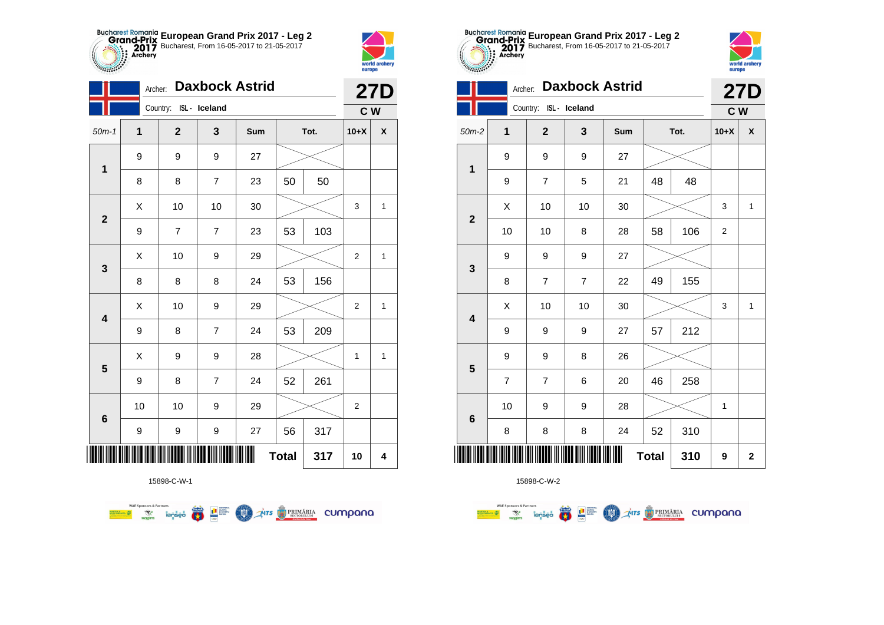**European Grand Prix 2017 - Leg 2**
Bucharest, From 16-05-2017 to 21-05-2017

Archer: **Daxbock Astrid**
Country: ISL - Iceland

**27D**
**C W**

| 50m-1 | 1 | 2 | 3 | Sum | Tot. | | 10+X | X |
|---|---|---|---|---|---|---|---|---|
| 1 | 9 | 9 | 9 | 27 | | | | |
| | 8 | 8 | 7 | 23 | 50 | 50 | | |
| 2 | X | 10 | 10 | 30 | | | 3 | 1 |
| | 9 | 7 | 7 | 23 | 53 | 103 | | |
| 3 | X | 10 | 9 | 29 | | | 2 | 1 |
| | 8 | 8 | 8 | 24 | 53 | 156 | | |
| 4 | X | 10 | 9 | 29 | | | 2 | 1 |
| | 9 | 8 | 7 | 24 | 53 | 209 | | |
| 5 | X | 9 | 9 | 28 | | | 1 | 1 |
| | 9 | 8 | 7 | 24 | 52 | 261 | | |
| 6 | 10 | 10 | 9 | 29 | | | 2 | |
| | 9 | 9 | 9 | 27 | 56 | 317 | | |
| | | | | | **Total** | **317** | **10** | **4** |

15898-C-W-1

**European Grand Prix 2017 - Leg 2**
Bucharest, From 16-05-2017 to 21-05-2017

Archer: **Daxbock Astrid**
Country: ISL - Iceland

**27D**
**C W**

| 50m-2 | 1 | 2 | 3 | Sum | Tot. | | 10+X | X |
|---|---|---|---|---|---|---|---|---|
| 1 | 9 | 9 | 9 | 27 | | | | |
| | 9 | 7 | 5 | 21 | 48 | 48 | | |
| 2 | X | 10 | 10 | 30 | | | 3 | 1 |
| | 10 | 10 | 8 | 28 | 58 | 106 | 2 | |
| 3 | 9 | 9 | 9 | 27 | | | | |
| | 8 | 7 | 7 | 22 | 49 | 155 | | |
| 4 | X | 10 | 10 | 30 | | | 3 | 1 |
| | 9 | 9 | 9 | 27 | 57 | 212 | | |
| 5 | 9 | 9 | 8 | 26 | | | | |
| | 7 | 7 | 6 | 20 | 46 | 258 | | |
| 6 | 10 | 9 | 9 | 28 | | | 1 | |
| | 8 | 8 | 8 | 24 | 52 | 310 | | |
| | | | | | **Total** | **310** | **9** | **2** |

15898-C-W-2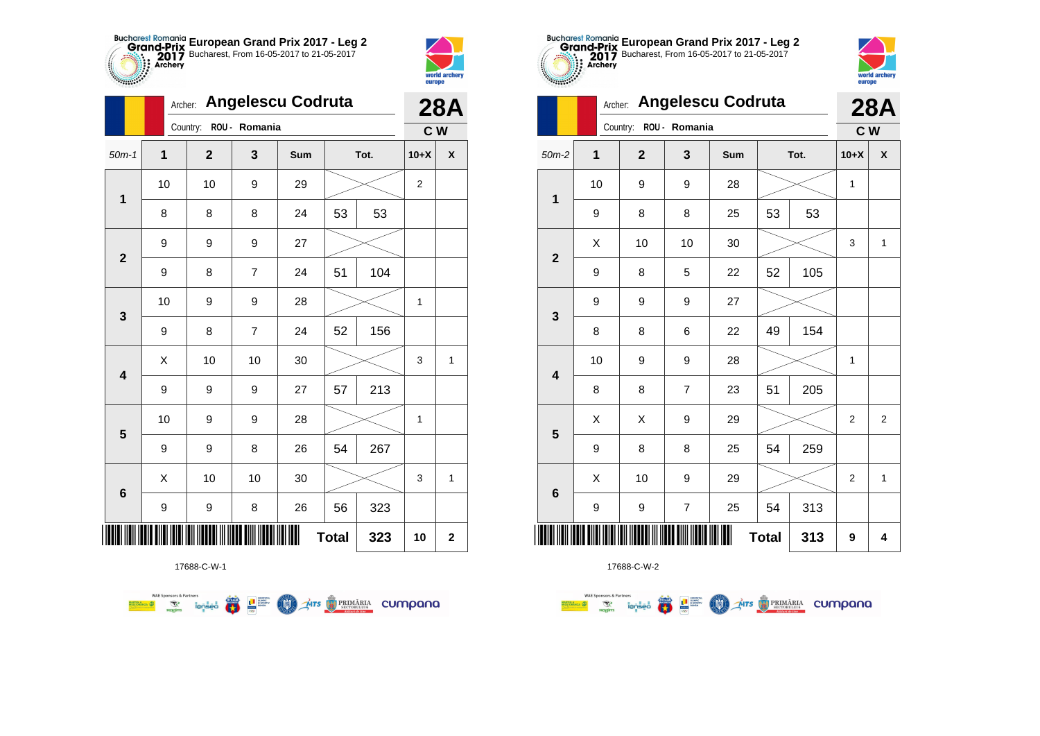European Grand Prix 2017 - Leg 2
Bucharest, From 16-05-2017 to 21-05-2017

Archer: **Angelescu Codruta**
Country: ROU - Romania

**28A**
**C W**

| 50m-1 | 1 | 2 | 3 | Sum | Tot. | | 10+X | X |
|---|---|---|---|---|---|---|---|---|
| 1 | 10 | 10 | 9 | 29 | | | 2 | |
| | 8 | 8 | 8 | 24 | 53 | 53 | | |
| 2 | 9 | 9 | 9 | 27 | | | | |
| | 9 | 8 | 7 | 24 | 51 | 104 | | |
| 3 | 10 | 9 | 9 | 28 | | | 1 | |
| | 9 | 8 | 7 | 24 | 52 | 156 | | |
| 4 | X | 10 | 10 | 30 | | | 3 | 1 |
| | 9 | 9 | 9 | 27 | 57 | 213 | | |
| 5 | 10 | 9 | 9 | 28 | | | 1 | |
| | 9 | 9 | 8 | 26 | 54 | 267 | | |
| 6 | X | 10 | 10 | 30 | | | 3 | 1 |
| | 9 | 9 | 8 | 26 | 56 | 323 | | |
| | | | | | Total | 323 | 10 | 2 |

17688-C-W-1

European Grand Prix 2017 - Leg 2
Bucharest, From 16-05-2017 to 21-05-2017

Archer: **Angelescu Codruta**
Country: ROU - Romania

**28A**
**C W**

| 50m-2 | 1 | 2 | 3 | Sum | Tot. | | 10+X | X |
|---|---|---|---|---|---|---|---|---|
| 1 | 10 | 9 | 9 | 28 | | | 1 | |
| | 9 | 8 | 8 | 25 | 53 | 53 | | |
| 2 | X | 10 | 10 | 30 | | | 3 | 1 |
| | 9 | 8 | 5 | 22 | 52 | 105 | | |
| 3 | 9 | 9 | 9 | 27 | | | | |
| | 8 | 8 | 6 | 22 | 49 | 154 | | |
| 4 | 10 | 9 | 9 | 28 | | | 1 | |
| | 8 | 8 | 7 | 23 | 51 | 205 | | |
| 5 | X | X | 9 | 29 | | | 2 | 2 |
| | 9 | 8 | 8 | 25 | 54 | 259 | | |
| 6 | X | 10 | 9 | 29 | | | 2 | 1 |
| | 9 | 9 | 7 | 25 | 54 | 313 | | |
| | | | | | Total | 313 | 9 | 4 |

17688-C-W-2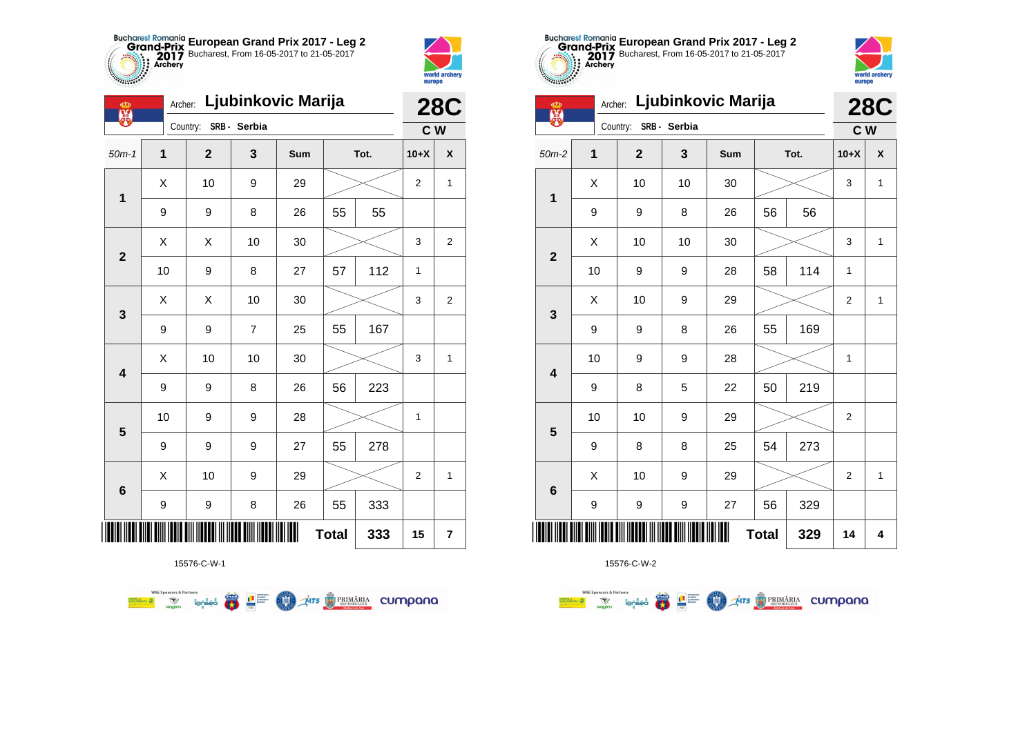# European Grand Prix 2017 - Leg 2

Bucharest, From 16-05-2017 to 21-05-2017

Archer: **Ljubinkovic Marija**

Country: SRB - Serbia

**28C** C W

| 50m-1 | 1 | 2 | 3 | Sum | Tot. | | 10+X | X |
|---|---|---|---|---|---|---|---|---|
| 1 | X | 10 | 9 | 29 | | | 2 | 1 |
| | 9 | 9 | 8 | 26 | 55 | 55 | | |
| 2 | X | X | 10 | 30 | | | 3 | 2 |
| | 10 | 9 | 8 | 27 | 57 | 112 | 1 | |
| 3 | X | X | 10 | 30 | | | 3 | 2 |
| | 9 | 9 | 7 | 25 | 55 | 167 | | |
| 4 | X | 10 | 10 | 30 | | | 3 | 1 |
| | 9 | 9 | 8 | 26 | 56 | 223 | | |
| 5 | 10 | 9 | 9 | 28 | | | 1 | |
| | 9 | 9 | 9 | 27 | 55 | 278 | | |
| 6 | X | 10 | 9 | 29 | | | 2 | 1 |
| | 9 | 9 | 8 | 26 | 55 | 333 | | |
| | | | | | Total | 333 | 15 | 7 |

15576-C-W-1

# European Grand Prix 2017 - Leg 2

Bucharest, From 16-05-2017 to 21-05-2017

Archer: **Ljubinkovic Marija**

Country: SRB - Serbia

**28C** C W

| 50m-2 | 1 | 2 | 3 | Sum | Tot. | | 10+X | X |
|---|---|---|---|---|---|---|---|---|
| 1 | X | 10 | 10 | 30 | | | 3 | 1 |
| | 9 | 9 | 8 | 26 | 56 | 56 | | |
| 2 | X | 10 | 10 | 30 | | | 3 | 1 |
| | 10 | 9 | 9 | 28 | 58 | 114 | 1 | |
| 3 | X | 10 | 9 | 29 | | | 2 | 1 |
| | 9 | 9 | 8 | 26 | 55 | 169 | | |
| 4 | 10 | 9 | 9 | 28 | | | 1 | |
| | 9 | 8 | 5 | 22 | 50 | 219 | | |
| 5 | 10 | 10 | 9 | 29 | | | 2 | |
| | 9 | 8 | 8 | 25 | 54 | 273 | | |
| 6 | X | 10 | 9 | 29 | | | 2 | 1 |
| | 9 | 9 | 9 | 27 | 56 | 329 | | |
| | | | | | Total | 329 | 14 | 4 |

15576-C-W-2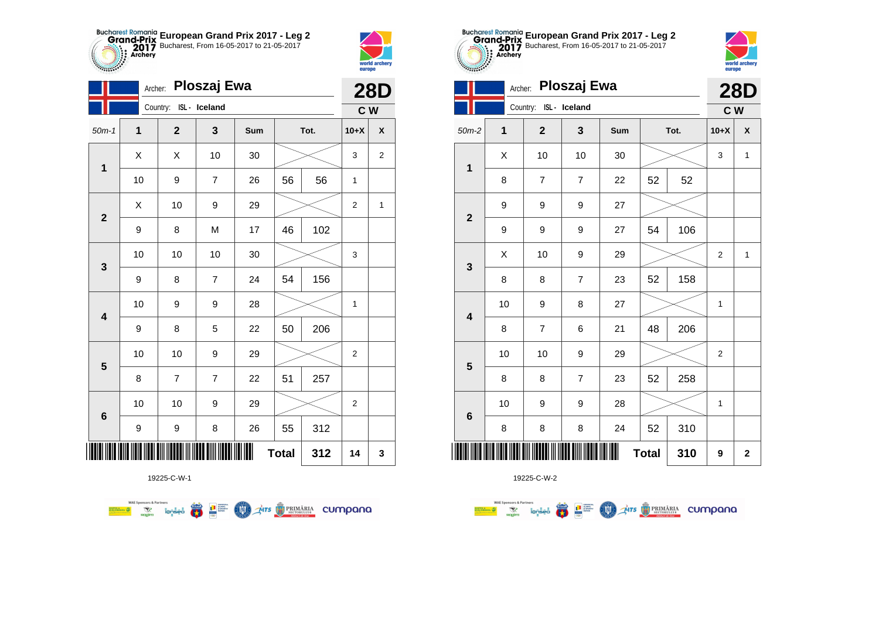## European Grand Prix 2017 - Leg 2

Bucharest, From 16-05-2017 to 21-05-2017

Archer: **Ploszaj Ewa**

Country: ISL - Iceland

**28D**

**C W**

| 50m-1 | 1 | 2 | 3 | Sum | Tot. | | 10+X | X |
|---|---|---|---|---|---|---|---|---|
| 1 | X | X | 10 | 30 | | | 3 | 2 |
| | 10 | 9 | 7 | 26 | 56 | 56 | 1 | |
| 2 | X | 10 | 9 | 29 | | | 2 | 1 |
| | 9 | 8 | M | 17 | 46 | 102 | | |
| 3 | 10 | 10 | 10 | 30 | | | 3 | |
| | 9 | 8 | 7 | 24 | 54 | 156 | | |
| 4 | 10 | 9 | 9 | 28 | | | 1 | |
| | 9 | 8 | 5 | 22 | 50 | 206 | | |
| 5 | 10 | 10 | 9 | 29 | | | 2 | |
| | 8 | 7 | 7 | 22 | 51 | 257 | | |
| 6 | 10 | 10 | 9 | 29 | | | 2 | |
| | 9 | 9 | 8 | 26 | 55 | 312 | | |
| | | | | | **Total** | **312** | **14** | **3** |

19225-C-W-1

## European Grand Prix 2017 - Leg 2

Bucharest, From 16-05-2017 to 21-05-2017

Archer: **Ploszaj Ewa**

Country: ISL - Iceland

**28D**

**C W**

| 50m-2 | 1 | 2 | 3 | Sum | Tot. | | 10+X | X |
|---|---|---|---|---|---|---|---|---|
| 1 | X | 10 | 10 | 30 | | | 3 | 1 |
| | 8 | 7 | 7 | 22 | 52 | 52 | | |
| 2 | 9 | 9 | 9 | 27 | | | | |
| | 9 | 9 | 9 | 27 | 54 | 106 | | |
| 3 | X | 10 | 9 | 29 | | | 2 | 1 |
| | 8 | 8 | 7 | 23 | 52 | 158 | | |
| 4 | 10 | 9 | 8 | 27 | | | 1 | |
| | 8 | 7 | 6 | 21 | 48 | 206 | | |
| 5 | 10 | 10 | 9 | 29 | | | 2 | |
| | 8 | 8 | 7 | 23 | 52 | 258 | | |
| 6 | 10 | 9 | 9 | 28 | | | 1 | |
| | 8 | 8 | 8 | 24 | 52 | 310 | | |
| | | | | | **Total** | **310** | **9** | **2** |

19225-C-W-2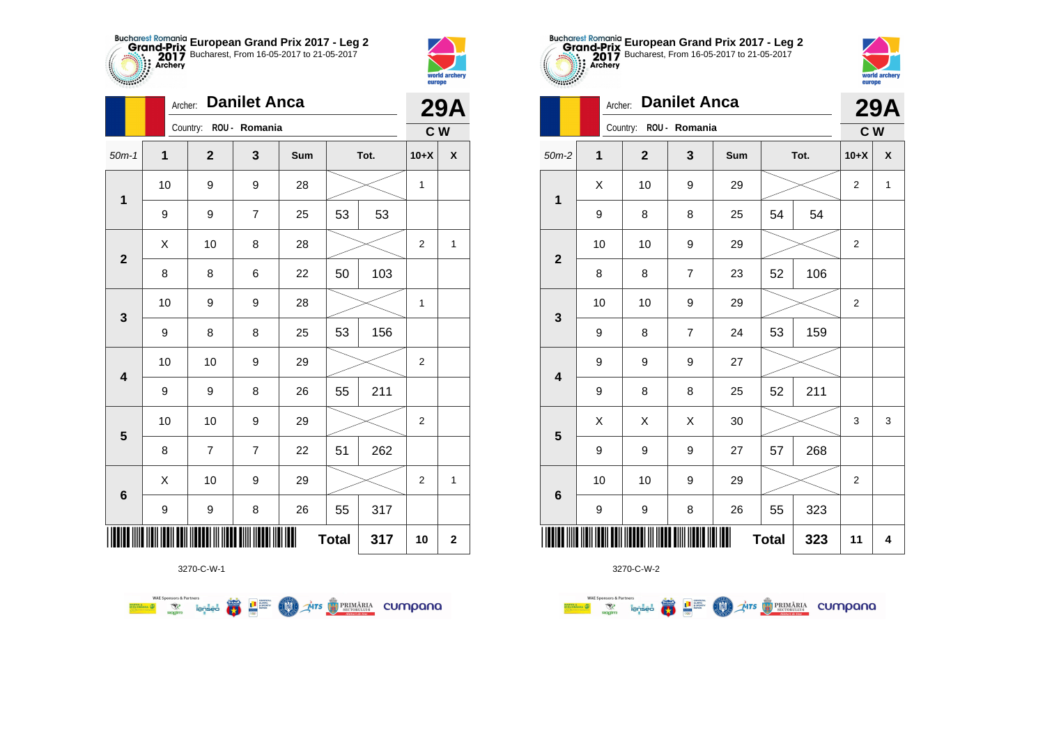**European Grand Prix 2017 - Leg 2**
Bucharest, From 16-05-2017 to 21-05-2017

Archer: **Danilet Anca**
Country: ROU - Romania

**29A**
**C W**

| 50m-1 | 1 | 2 | 3 | Sum | Tot. | | 10+X | X |
|---|---|---|---|---|---|---|---|---|
| 1 | 10 | 9 | 9 | 28 | | | 1 | |
| | 9 | 9 | 7 | 25 | 53 | 53 | | |
| 2 | X | 10 | 8 | 28 | | | 2 | 1 |
| | 8 | 8 | 6 | 22 | 50 | 103 | | |
| 3 | 10 | 9 | 9 | 28 | | | 1 | |
| | 9 | 8 | 8 | 25 | 53 | 156 | | |
| 4 | 10 | 10 | 9 | 29 | | | 2 | |
| | 9 | 9 | 8 | 26 | 55 | 211 | | |
| 5 | 10 | 10 | 9 | 29 | | | 2 | |
| | 8 | 7 | 7 | 22 | 51 | 262 | | |
| 6 | X | 10 | 9 | 29 | | | 2 | 1 |
| | 9 | 9 | 8 | 26 | 55 | 317 | | |
| | | | | Total | | 317 | 10 | 2 |

3270-C-W-1

**European Grand Prix 2017 - Leg 2**
Bucharest, From 16-05-2017 to 21-05-2017

Archer: **Danilet Anca**
Country: ROU - Romania

**29A**
**C W**

| 50m-2 | 1 | 2 | 3 | Sum | Tot. | | 10+X | X |
|---|---|---|---|---|---|---|---|---|
| 1 | X | 10 | 9 | 29 | | | 2 | 1 |
| | 9 | 8 | 8 | 25 | 54 | 54 | | |
| 2 | 10 | 10 | 9 | 29 | | | 2 | |
| | 8 | 8 | 7 | 23 | 52 | 106 | | |
| 3 | 10 | 10 | 9 | 29 | | | 2 | |
| | 9 | 8 | 7 | 24 | 53 | 159 | | |
| 4 | 9 | 9 | 9 | 27 | | | | |
| | 9 | 8 | 8 | 25 | 52 | 211 | | |
| 5 | X | X | X | 30 | | | 3 | 3 |
| | 9 | 9 | 9 | 27 | 57 | 268 | | |
| 6 | 10 | 10 | 9 | 29 | | | 2 | |
| | 9 | 9 | 8 | 26 | 55 | 323 | | |
| | | | | Total | | 323 | 11 | 4 |

3270-C-W-2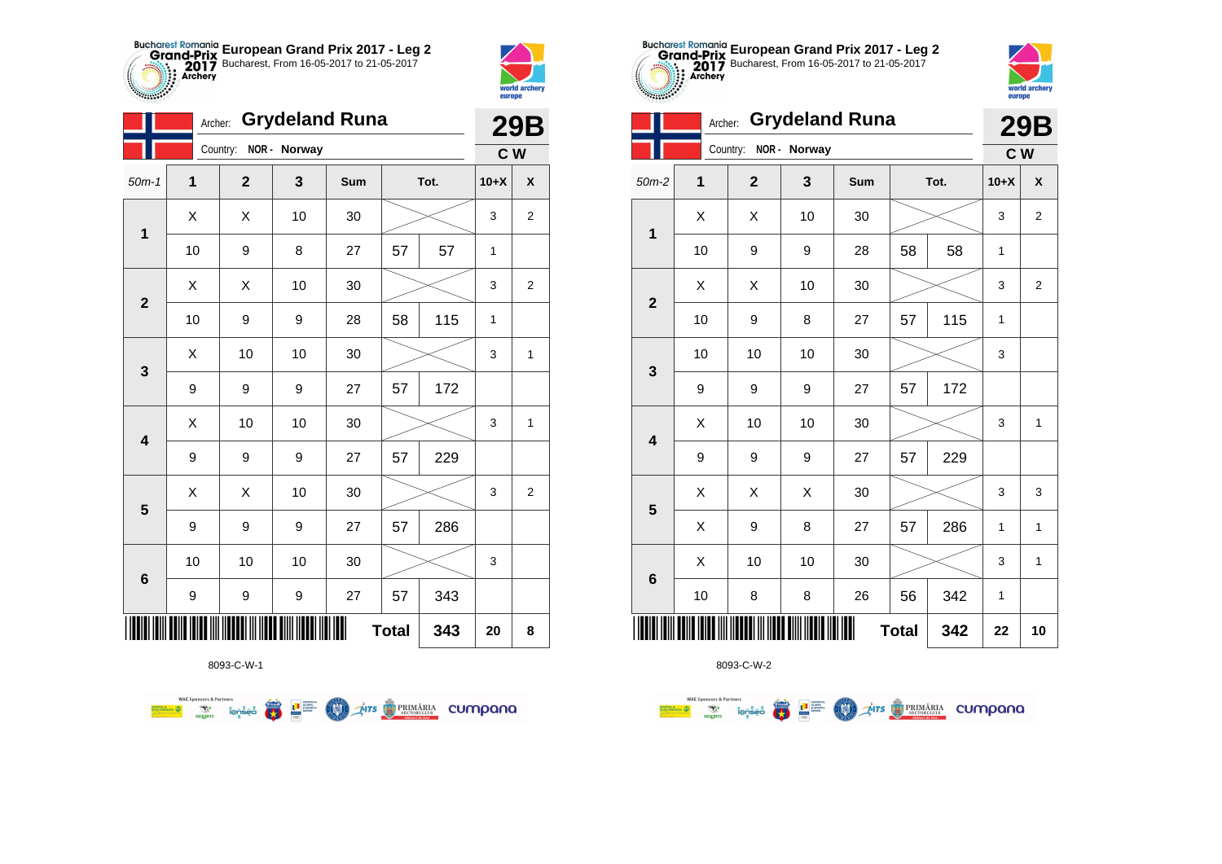## European Grand Prix 2017 - Leg 2

Bucharest, From 16-05-2017 to 21-05-2017

**Archer:** Grydeland Runa
**Country:** NOR - Norway

**29B**
**C W**

| 50m-1 | 1 | 2 | 3 | Sum | Tot. | | 10+X | X |
|---|---|---|---|---|---|---|---|---|
| 1 | X | X | 10 | 30 | | | 3 | 2 |
| | 10 | 9 | 8 | 27 | 57 | 57 | 1 | |
| 2 | X | X | 10 | 30 | | | 3 | 2 |
| | 10 | 9 | 9 | 28 | 58 | 115 | 1 | |
| 3 | X | 10 | 10 | 30 | | | 3 | 1 |
| | 9 | 9 | 9 | 27 | 57 | 172 | | |
| 4 | X | 10 | 10 | 30 | | | 3 | 1 |
| | 9 | 9 | 9 | 27 | 57 | 229 | | |
| 5 | X | X | 10 | 30 | | | 3 | 2 |
| | 9 | 9 | 9 | 27 | 57 | 286 | | |
| 6 | 10 | 10 | 10 | 30 | | | 3 | |
| | 9 | 9 | 9 | 27 | 57 | 343 | | |
| | | | | | Total | 343 | 20 | 8 |

8093-C-W-1

## European Grand Prix 2017 - Leg 2

Bucharest, From 16-05-2017 to 21-05-2017

**Archer:** Grydeland Runa
**Country:** NOR - Norway

**29B**
**C W**

| 50m-2 | 1 | 2 | 3 | Sum | Tot. | | 10+X | X |
|---|---|---|---|---|---|---|---|---|
| 1 | X | X | 10 | 30 | | | 3 | 2 |
| | 10 | 9 | 9 | 28 | 58 | 58 | 1 | |
| 2 | X | X | 10 | 30 | | | 3 | 2 |
| | 10 | 9 | 8 | 27 | 57 | 115 | 1 | |
| 3 | 10 | 10 | 10 | 30 | | | 3 | |
| | 9 | 9 | 9 | 27 | 57 | 172 | | |
| 4 | X | 10 | 10 | 30 | | | 3 | 1 |
| | 9 | 9 | 9 | 27 | 57 | 229 | | |
| 5 | X | X | X | 30 | | | 3 | 3 |
| | X | 9 | 8 | 27 | 57 | 286 | 1 | 1 |
| 6 | X | 10 | 10 | 30 | | | 3 | 1 |
| | 10 | 8 | 8 | 26 | 56 | 342 | 1 | |
| | | | | | Total | 342 | 22 | 10 |

8093-C-W-2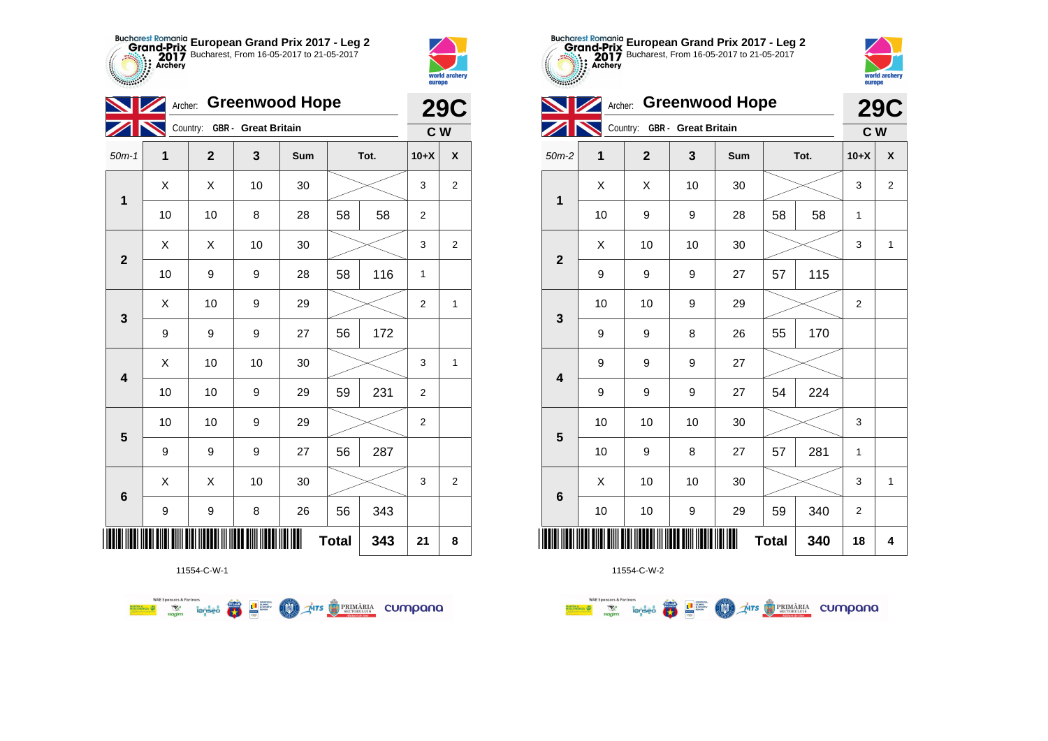**European Grand Prix 2017 - Leg 2**
Bucharest, From 16-05-2017 to 21-05-2017

Archer: **Greenwood Hope**
Country: **GBR - Great Britain**

**29C**
**C W**

| 50m-1 | 1 | 2 | 3 | Sum | Tot. | | 10+X | X |
|---|---|---|---|---|---|---|---|---|
| 1 | X | X | 10 | 30 | | | 3 | 2 |
| | 10 | 10 | 8 | 28 | 58 | 58 | 2 | |
| 2 | X | X | 10 | 30 | | | 3 | 2 |
| | 10 | 9 | 9 | 28 | 58 | 116 | 1 | |
| 3 | X | 10 | 9 | 29 | | | 2 | 1 |
| | 9 | 9 | 9 | 27 | 56 | 172 | | |
| 4 | X | 10 | 10 | 30 | | | 3 | 1 |
| | 10 | 10 | 9 | 29 | 59 | 231 | 2 | |
| 5 | 10 | 10 | 9 | 29 | | | 2 | |
| | 9 | 9 | 9 | 27 | 56 | 287 | | |
| 6 | X | X | 10 | 30 | | | 3 | 2 |
| | 9 | 9 | 8 | 26 | 56 | 343 | | |
| | | | | | **Total** | **343** | **21** | **8** |

11554-C-W-1

**European Grand Prix 2017 - Leg 2**
Bucharest, From 16-05-2017 to 21-05-2017

Archer: **Greenwood Hope**
Country: **GBR - Great Britain**

**29C**
**C W**

| 50m-2 | 1 | 2 | 3 | Sum | Tot. | | 10+X | X |
|---|---|---|---|---|---|---|---|---|
| 1 | X | X | 10 | 30 | | | 3 | 2 |
| | 10 | 9 | 9 | 28 | 58 | 58 | 1 | |
| 2 | X | 10 | 10 | 30 | | | 3 | 1 |
| | 9 | 9 | 9 | 27 | 57 | 115 | | |
| 3 | 10 | 10 | 9 | 29 | | | 2 | |
| | 9 | 9 | 8 | 26 | 55 | 170 | | |
| 4 | 9 | 9 | 9 | 27 | | | | |
| | 9 | 9 | 9 | 27 | 54 | 224 | | |
| 5 | 10 | 10 | 10 | 30 | | | 3 | |
| | 10 | 9 | 8 | 27 | 57 | 281 | 1 | |
| 6 | X | 10 | 10 | 30 | | | 3 | 1 |
| | 10 | 10 | 9 | 29 | 59 | 340 | 2 | |
| | | | | | **Total** | **340** | **18** | **4** |

11554-C-W-2